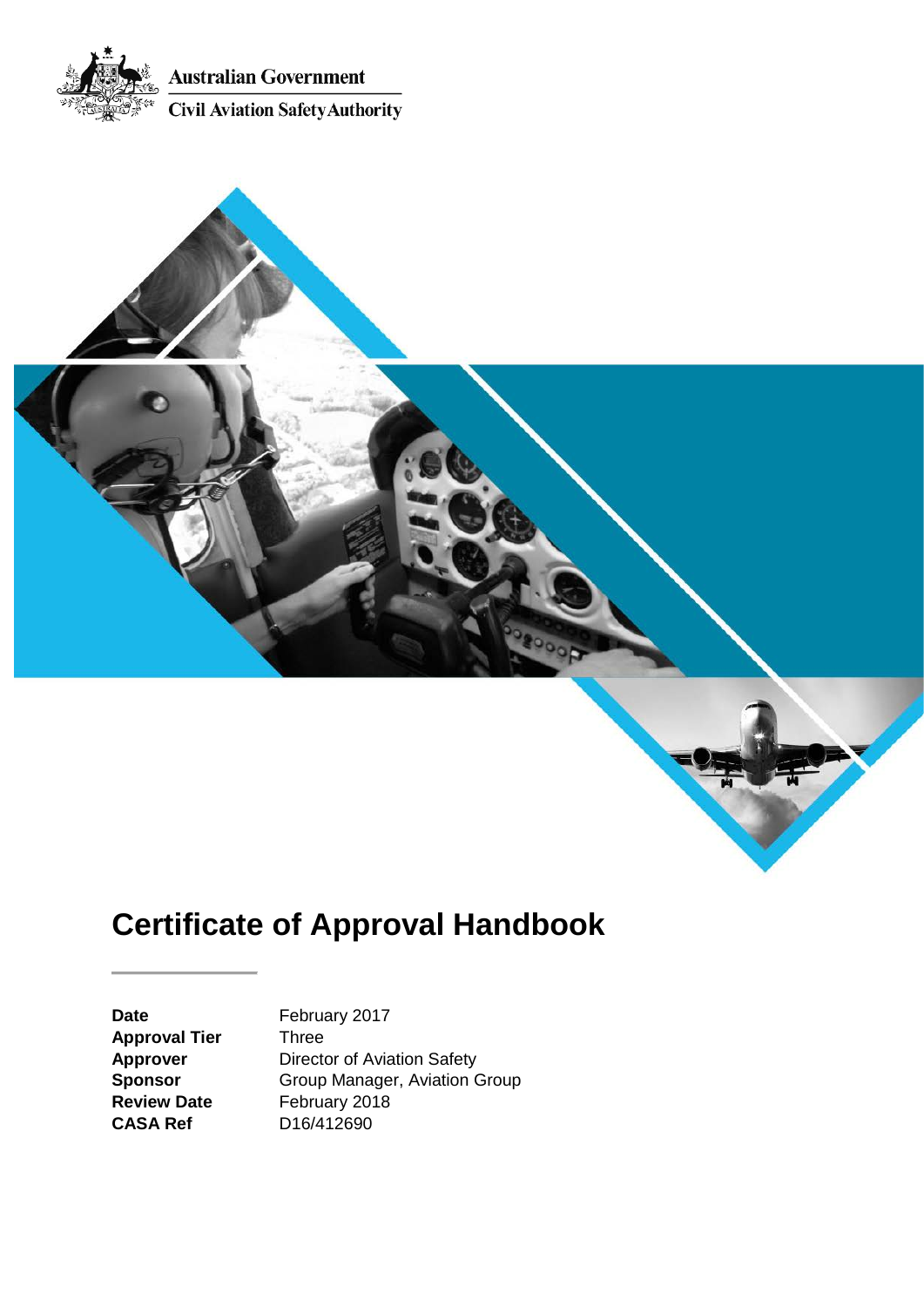Australian Government

Civil Aviation Safety Authority

# Certificate of Approval Handbook

| | |
|---|---|
| **Date** | February 2017 |
| **Approval Tier** | Three |
| **Approver** | Director of Aviation Safety |
| **Sponsor** | Group Manager, Aviation Group |
| **Review Date** | February 2018 |
| **CASA Ref** | D16/412690 |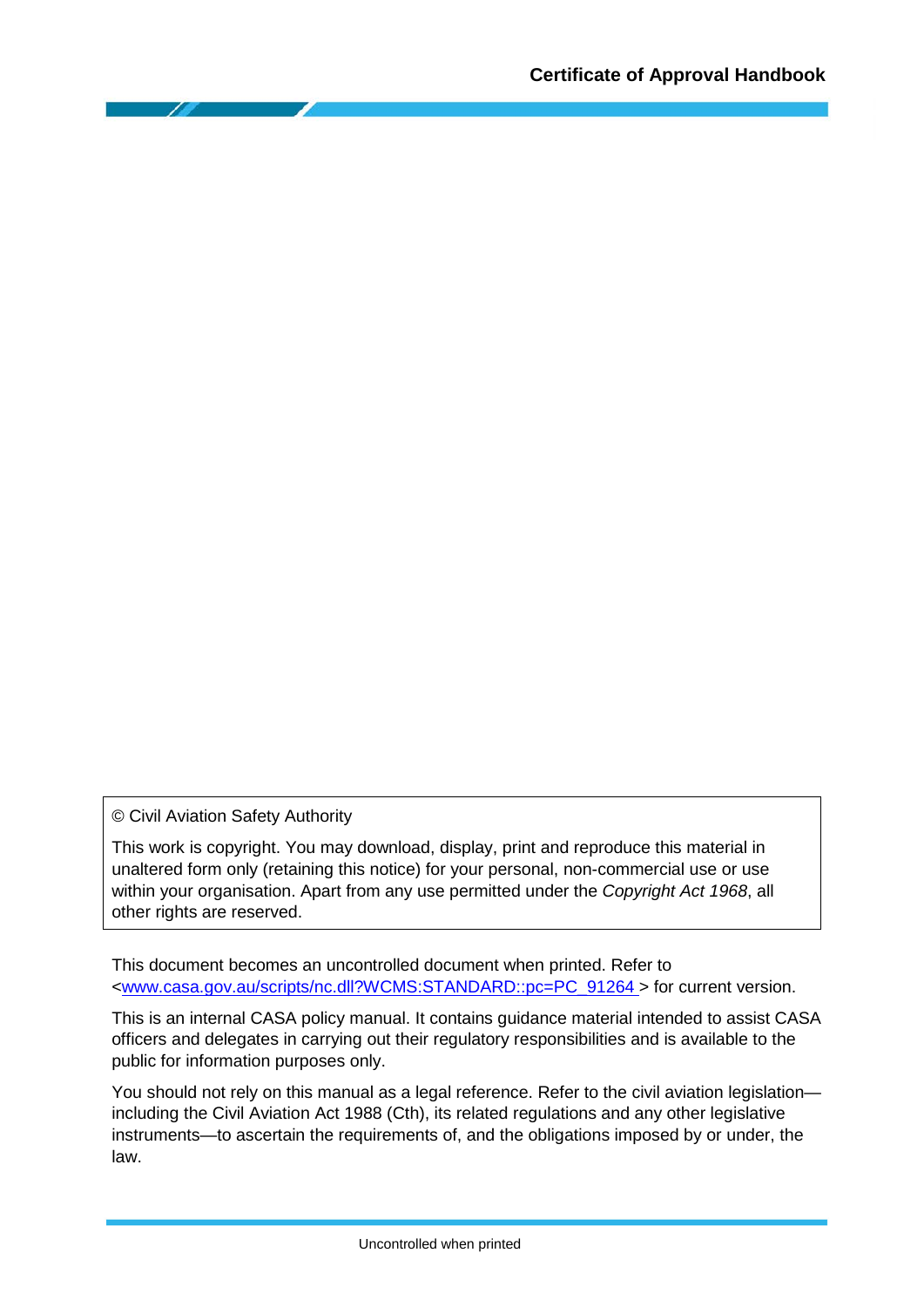© Civil Aviation Safety Authority

This work is copyright. You may download, display, print and reproduce this material in unaltered form only (retaining this notice) for your personal, non-commercial use or use within your organisation. Apart from any use permitted under the *Copyright Act 1968*, all other rights are reserved.

This document becomes an uncontrolled document when printed. Refer to <www.casa.gov.au/scripts/nc.dll?WCMS:STANDARD::pc=PC_91264 > for current version.

This is an internal CASA policy manual. It contains guidance material intended to assist CASA officers and delegates in carrying out their regulatory responsibilities and is available to the public for information purposes only.

You should not rely on this manual as a legal reference. Refer to the civil aviation legislation—including the Civil Aviation Act 1988 (Cth), its related regulations and any other legislative instruments—to ascertain the requirements of, and the obligations imposed by or under, the law.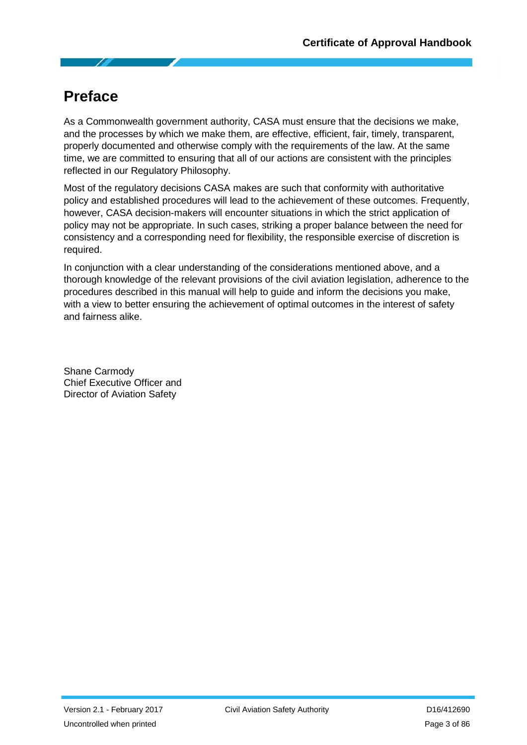# Preface

As a Commonwealth government authority, CASA must ensure that the decisions we make, and the processes by which we make them, are effective, efficient, fair, timely, transparent, properly documented and otherwise comply with the requirements of the law. At the same time, we are committed to ensuring that all of our actions are consistent with the principles reflected in our Regulatory Philosophy.

Most of the regulatory decisions CASA makes are such that conformity with authoritative policy and established procedures will lead to the achievement of these outcomes. Frequently, however, CASA decision-makers will encounter situations in which the strict application of policy may not be appropriate. In such cases, striking a proper balance between the need for consistency and a corresponding need for flexibility, the responsible exercise of discretion is required.

In conjunction with a clear understanding of the considerations mentioned above, and a thorough knowledge of the relevant provisions of the civil aviation legislation, adherence to the procedures described in this manual will help to guide and inform the decisions you make, with a view to better ensuring the achievement of optimal outcomes in the interest of safety and fairness alike.

Shane Carmody
Chief Executive Officer and
Director of Aviation Safety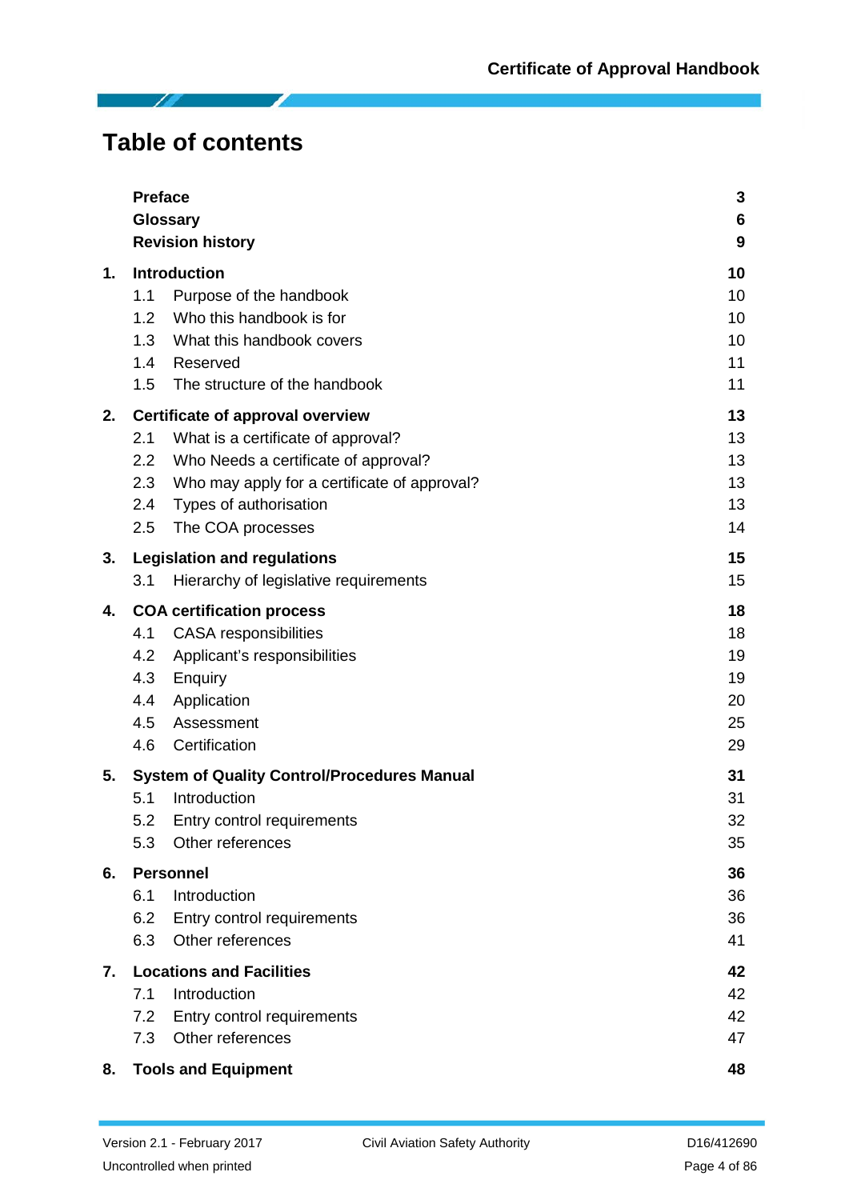# Table of contents

| | | |
|---|---|---|
| **Preface** | | **3** |
| **Glossary** | | **6** |
| **Revision history** | | **9** |
| **1.** | **Introduction** | **10** |
| 1.1 | Purpose of the handbook | 10 |
| 1.2 | Who this handbook is for | 10 |
| 1.3 | What this handbook covers | 10 |
| 1.4 | Reserved | 11 |
| 1.5 | The structure of the handbook | 11 |
| **2.** | **Certificate of approval overview** | **13** |
| 2.1 | What is a certificate of approval? | 13 |
| 2.2 | Who Needs a certificate of approval? | 13 |
| 2.3 | Who may apply for a certificate of approval? | 13 |
| 2.4 | Types of authorisation | 13 |
| 2.5 | The COA processes | 14 |
| **3.** | **Legislation and regulations** | **15** |
| 3.1 | Hierarchy of legislative requirements | 15 |
| **4.** | **COA certification process** | **18** |
| 4.1 | CASA responsibilities | 18 |
| 4.2 | Applicant's responsibilities | 19 |
| 4.3 | Enquiry | 19 |
| 4.4 | Application | 20 |
| 4.5 | Assessment | 25 |
| 4.6 | Certification | 29 |
| **5.** | **System of Quality Control/Procedures Manual** | **31** |
| 5.1 | Introduction | 31 |
| 5.2 | Entry control requirements | 32 |
| 5.3 | Other references | 35 |
| **6.** | **Personnel** | **36** |
| 6.1 | Introduction | 36 |
| 6.2 | Entry control requirements | 36 |
| 6.3 | Other references | 41 |
| **7.** | **Locations and Facilities** | **42** |
| 7.1 | Introduction | 42 |
| 7.2 | Entry control requirements | 42 |
| 7.3 | Other references | 47 |
| **8.** | **Tools and Equipment** | **48** |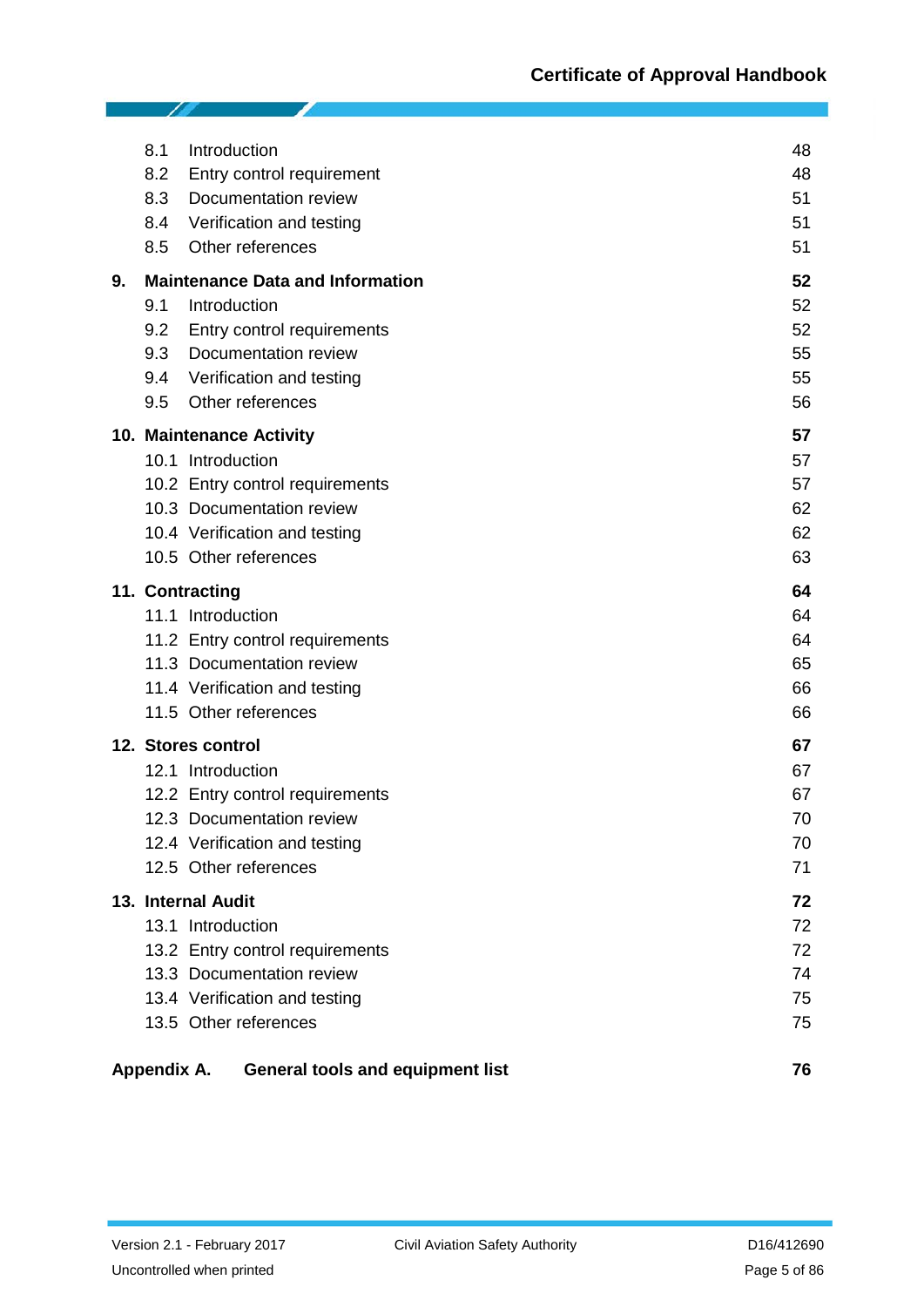| | | |
|---|---|---|
| 8.1 | Introduction | 48 |
| 8.2 | Entry control requirement | 48 |
| 8.3 | Documentation review | 51 |
| 8.4 | Verification and testing | 51 |
| 8.5 | Other references | 51 |
| **9.** | **Maintenance Data and Information** | **52** |
| 9.1 | Introduction | 52 |
| 9.2 | Entry control requirements | 52 |
| 9.3 | Documentation review | 55 |
| 9.4 | Verification and testing | 55 |
| 9.5 | Other references | 56 |
| **10.** | **Maintenance Activity** | **57** |
| 10.1 | Introduction | 57 |
| 10.2 | Entry control requirements | 57 |
| 10.3 | Documentation review | 62 |
| 10.4 | Verification and testing | 62 |
| 10.5 | Other references | 63 |
| **11.** | **Contracting** | **64** |
| 11.1 | Introduction | 64 |
| 11.2 | Entry control requirements | 64 |
| 11.3 | Documentation review | 65 |
| 11.4 | Verification and testing | 66 |
| 11.5 | Other references | 66 |
| **12.** | **Stores control** | **67** |
| 12.1 | Introduction | 67 |
| 12.2 | Entry control requirements | 67 |
| 12.3 | Documentation review | 70 |
| 12.4 | Verification and testing | 70 |
| 12.5 | Other references | 71 |
| **13.** | **Internal Audit** | **72** |
| 13.1 | Introduction | 72 |
| 13.2 | Entry control requirements | 72 |
| 13.3 | Documentation review | 74 |
| 13.4 | Verification and testing | 75 |
| 13.5 | Other references | 75 |
| **Appendix A.** | **General tools and equipment list** | **76** |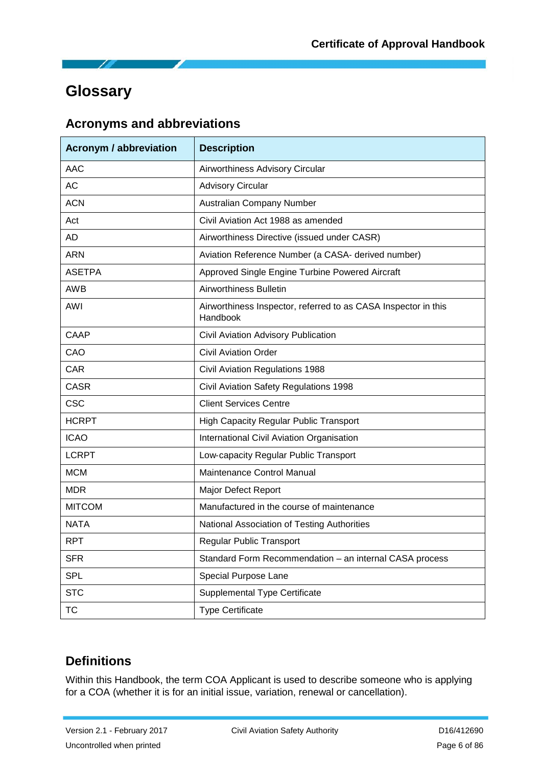# Glossary

## Acronyms and abbreviations

| Acronym / abbreviation | Description |
|---|---|
| AAC | Airworthiness Advisory Circular |
| AC | Advisory Circular |
| ACN | Australian Company Number |
| Act | Civil Aviation Act 1988 as amended |
| AD | Airworthiness Directive (issued under CASR) |
| ARN | Aviation Reference Number (a CASA- derived number) |
| ASETPA | Approved Single Engine Turbine Powered Aircraft |
| AWB | Airworthiness Bulletin |
| AWI | Airworthiness Inspector, referred to as CASA Inspector in this Handbook |
| CAAP | Civil Aviation Advisory Publication |
| CAO | Civil Aviation Order |
| CAR | Civil Aviation Regulations 1988 |
| CASR | Civil Aviation Safety Regulations 1998 |
| CSC | Client Services Centre |
| HCRPT | High Capacity Regular Public Transport |
| ICAO | International Civil Aviation Organisation |
| LCRPT | Low-capacity Regular Public Transport |
| MCM | Maintenance Control Manual |
| MDR | Major Defect Report |
| MITCOM | Manufactured in the course of maintenance |
| NATA | National Association of Testing Authorities |
| RPT | Regular Public Transport |
| SFR | Standard Form Recommendation – an internal CASA process |
| SPL | Special Purpose Lane |
| STC | Supplemental Type Certificate |
| TC | Type Certificate |

## Definitions

Within this Handbook, the term COA Applicant is used to describe someone who is applying for a COA (whether it is for an initial issue, variation, renewal or cancellation).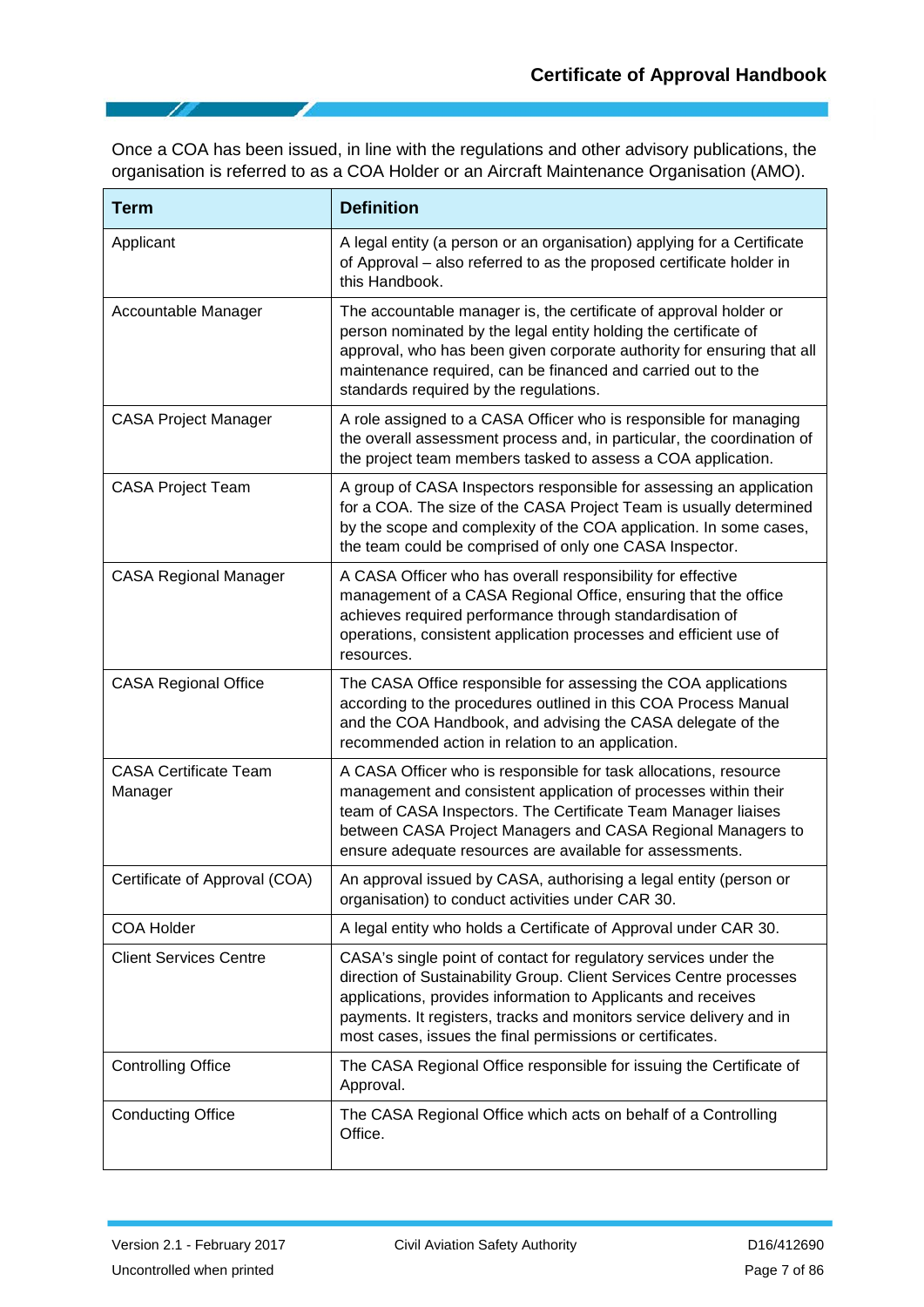Once a COA has been issued, in line with the regulations and other advisory publications, the organisation is referred to as a COA Holder or an Aircraft Maintenance Organisation (AMO).

| Term | Definition |
|---|---|
| Applicant | A legal entity (a person or an organisation) applying for a Certificate of Approval – also referred to as the proposed certificate holder in this Handbook. |
| Accountable Manager | The accountable manager is, the certificate of approval holder or person nominated by the legal entity holding the certificate of approval, who has been given corporate authority for ensuring that all maintenance required, can be financed and carried out to the standards required by the regulations. |
| CASA Project Manager | A role assigned to a CASA Officer who is responsible for managing the overall assessment process and, in particular, the coordination of the project team members tasked to assess a COA application. |
| CASA Project Team | A group of CASA Inspectors responsible for assessing an application for a COA. The size of the CASA Project Team is usually determined by the scope and complexity of the COA application. In some cases, the team could be comprised of only one CASA Inspector. |
| CASA Regional Manager | A CASA Officer who has overall responsibility for effective management of a CASA Regional Office, ensuring that the office achieves required performance through standardisation of operations, consistent application processes and efficient use of resources. |
| CASA Regional Office | The CASA Office responsible for assessing the COA applications according to the procedures outlined in this COA Process Manual and the COA Handbook, and advising the CASA delegate of the recommended action in relation to an application. |
| CASA Certificate Team Manager | A CASA Officer who is responsible for task allocations, resource management and consistent application of processes within their team of CASA Inspectors. The Certificate Team Manager liaises between CASA Project Managers and CASA Regional Managers to ensure adequate resources are available for assessments. |
| Certificate of Approval (COA) | An approval issued by CASA, authorising a legal entity (person or organisation) to conduct activities under CAR 30. |
| COA Holder | A legal entity who holds a Certificate of Approval under CAR 30. |
| Client Services Centre | CASA's single point of contact for regulatory services under the direction of Sustainability Group. Client Services Centre processes applications, provides information to Applicants and receives payments. It registers, tracks and monitors service delivery and in most cases, issues the final permissions or certificates. |
| Controlling Office | The CASA Regional Office responsible for issuing the Certificate of Approval. |
| Conducting Office | The CASA Regional Office which acts on behalf of a Controlling Office. |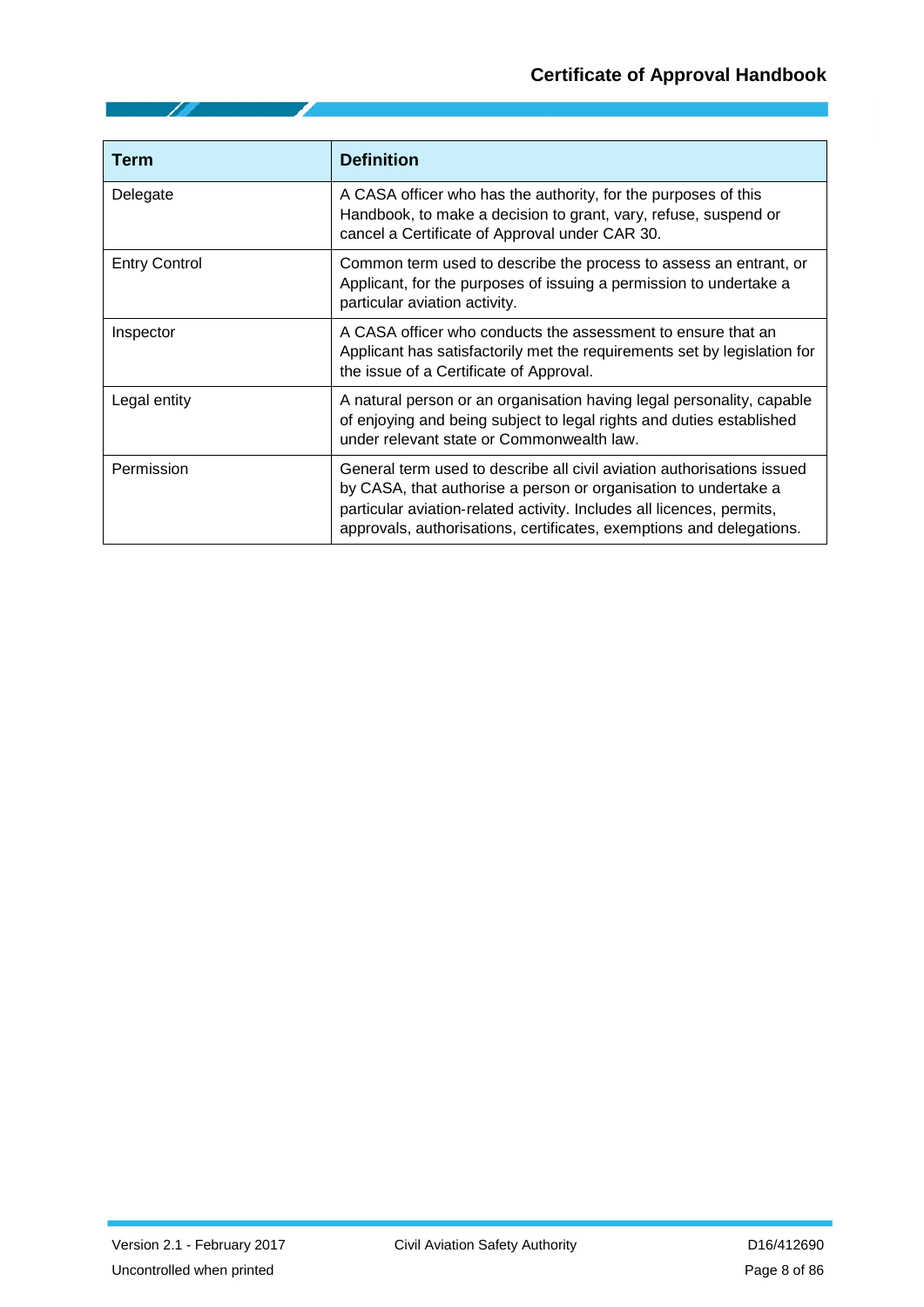| Term | Definition |
|---|---|
| Delegate | A CASA officer who has the authority, for the purposes of this Handbook, to make a decision to grant, vary, refuse, suspend or cancel a Certificate of Approval under CAR 30. |
| Entry Control | Common term used to describe the process to assess an entrant, or Applicant, for the purposes of issuing a permission to undertake a particular aviation activity. |
| Inspector | A CASA officer who conducts the assessment to ensure that an Applicant has satisfactorily met the requirements set by legislation for the issue of a Certificate of Approval. |
| Legal entity | A natural person or an organisation having legal personality, capable of enjoying and being subject to legal rights and duties established under relevant state or Commonwealth law. |
| Permission | General term used to describe all civil aviation authorisations issued by CASA, that authorise a person or organisation to undertake a particular aviation-related activity. Includes all licences, permits, approvals, authorisations, certificates, exemptions and delegations. |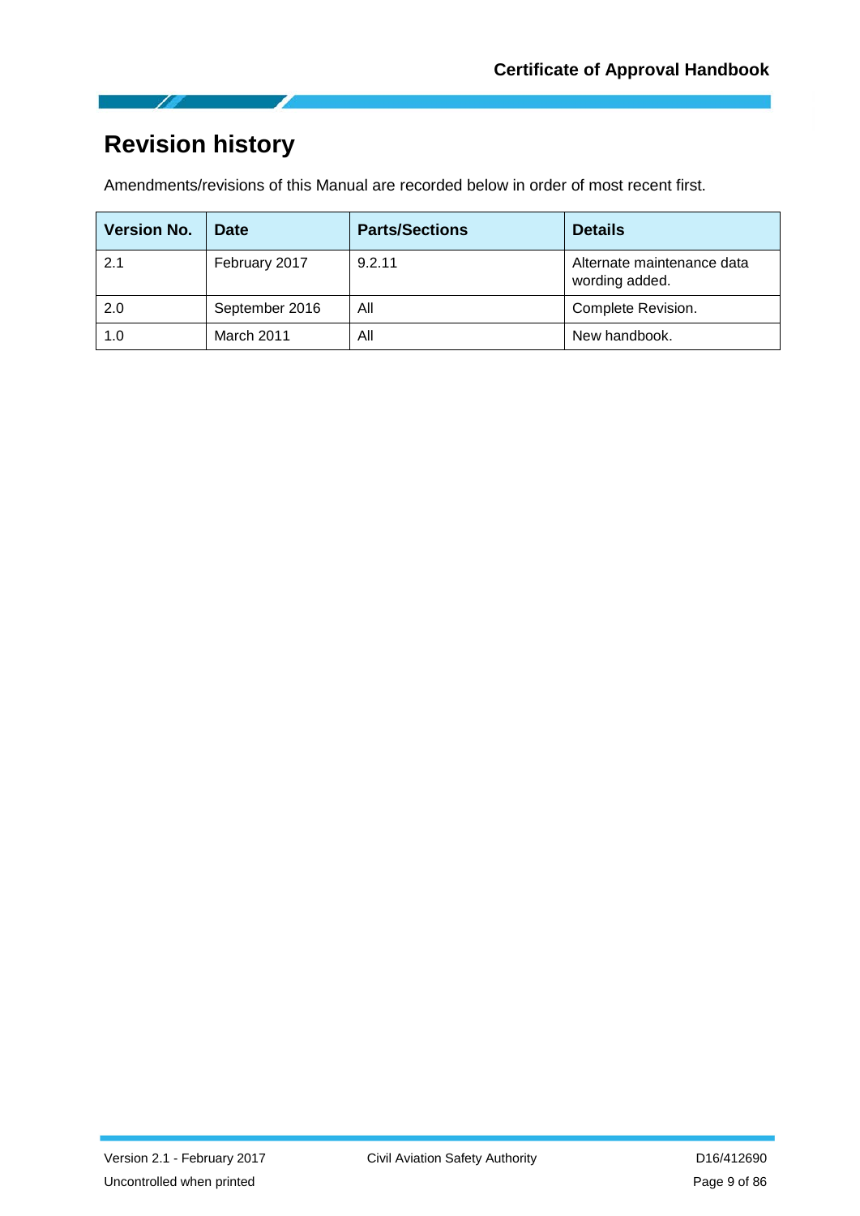# Revision history

Amendments/revisions of this Manual are recorded below in order of most recent first.

| Version No. | Date | Parts/Sections | Details |
|---|---|---|---|
| 2.1 | February 2017 | 9.2.11 | Alternate maintenance data wording added. |
| 2.0 | September 2016 | All | Complete Revision. |
| 1.0 | March 2011 | All | New handbook. |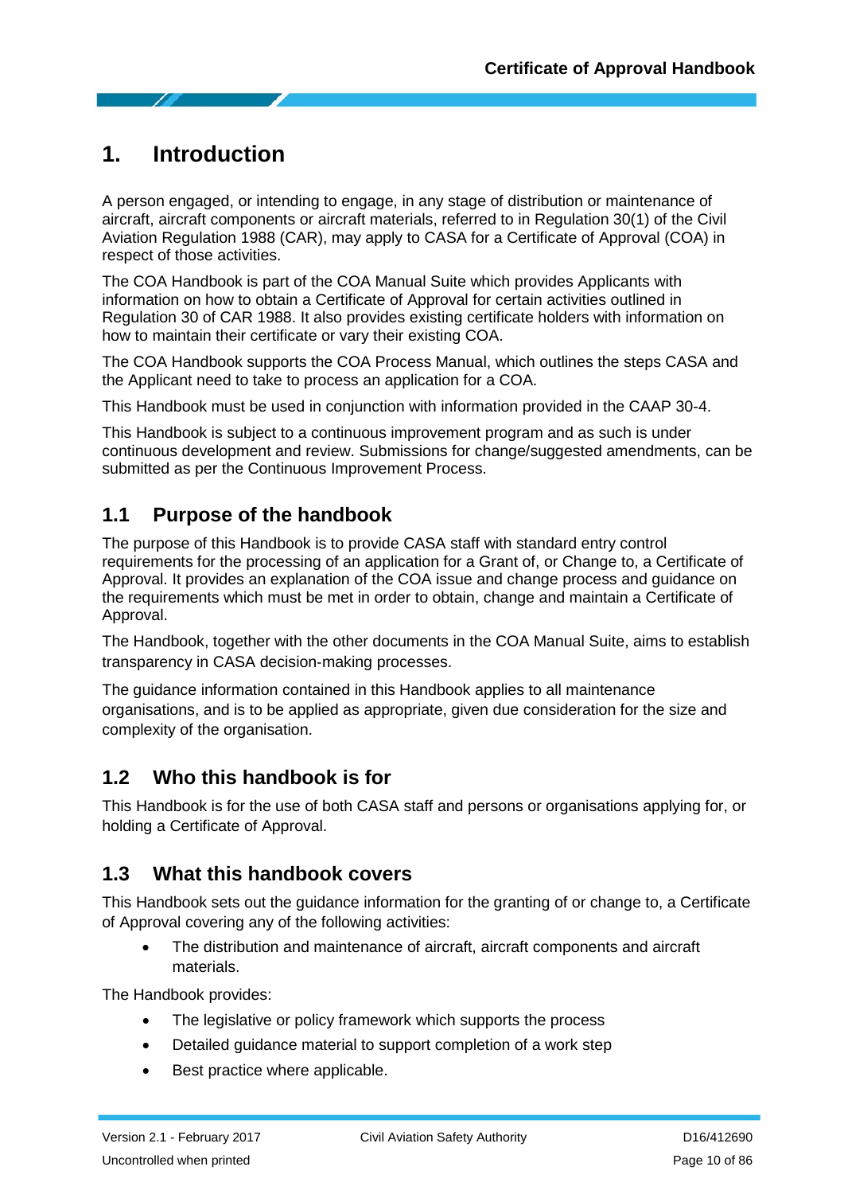# 1. Introduction

A person engaged, or intending to engage, in any stage of distribution or maintenance of aircraft, aircraft components or aircraft materials, referred to in Regulation 30(1) of the Civil Aviation Regulation 1988 (CAR), may apply to CASA for a Certificate of Approval (COA) in respect of those activities.

The COA Handbook is part of the COA Manual Suite which provides Applicants with information on how to obtain a Certificate of Approval for certain activities outlined in Regulation 30 of CAR 1988. It also provides existing certificate holders with information on how to maintain their certificate or vary their existing COA.

The COA Handbook supports the COA Process Manual, which outlines the steps CASA and the Applicant need to take to process an application for a COA.

This Handbook must be used in conjunction with information provided in the CAAP 30-4.

This Handbook is subject to a continuous improvement program and as such is under continuous development and review. Submissions for change/suggested amendments, can be submitted as per the Continuous Improvement Process.

## 1.1 Purpose of the handbook

The purpose of this Handbook is to provide CASA staff with standard entry control requirements for the processing of an application for a Grant of, or Change to, a Certificate of Approval. It provides an explanation of the COA issue and change process and guidance on the requirements which must be met in order to obtain, change and maintain a Certificate of Approval.

The Handbook, together with the other documents in the COA Manual Suite, aims to establish transparency in CASA decision-making processes.

The guidance information contained in this Handbook applies to all maintenance organisations, and is to be applied as appropriate, given due consideration for the size and complexity of the organisation.

## 1.2 Who this handbook is for

This Handbook is for the use of both CASA staff and persons or organisations applying for, or holding a Certificate of Approval.

## 1.3 What this handbook covers

This Handbook sets out the guidance information for the granting of or change to, a Certificate of Approval covering any of the following activities:

- The distribution and maintenance of aircraft, aircraft components and aircraft materials.

The Handbook provides:

- The legislative or policy framework which supports the process
- Detailed guidance material to support completion of a work step
- Best practice where applicable.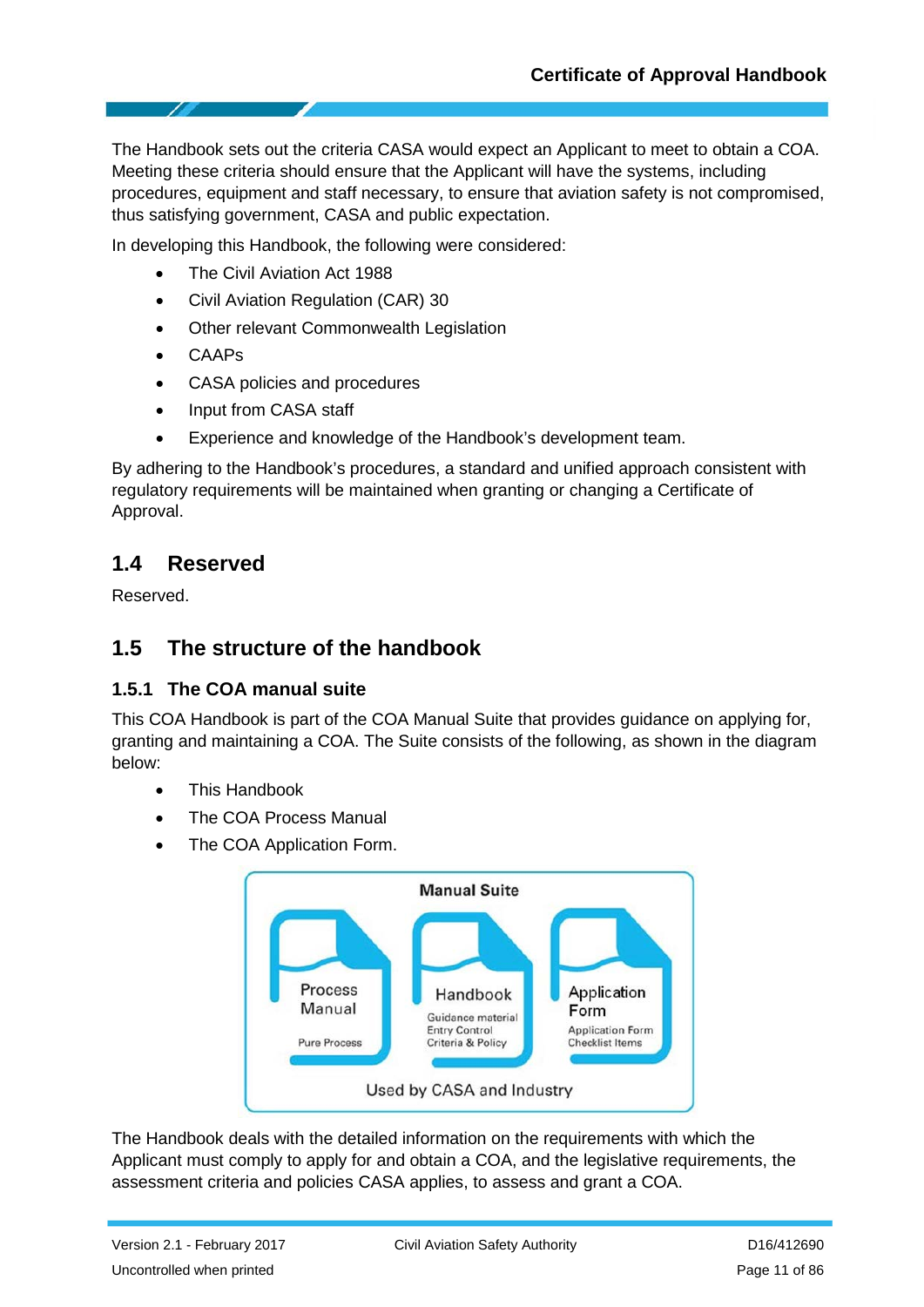The Handbook sets out the criteria CASA would expect an Applicant to meet to obtain a COA. Meeting these criteria should ensure that the Applicant will have the systems, including procedures, equipment and staff necessary, to ensure that aviation safety is not compromised, thus satisfying government, CASA and public expectation.

In developing this Handbook, the following were considered:

- The Civil Aviation Act 1988
- Civil Aviation Regulation (CAR) 30
- Other relevant Commonwealth Legislation
- CAAPs
- CASA policies and procedures
- Input from CASA staff
- Experience and knowledge of the Handbook's development team.

By adhering to the Handbook's procedures, a standard and unified approach consistent with regulatory requirements will be maintained when granting or changing a Certificate of Approval.

## 1.4 Reserved

Reserved.

## 1.5 The structure of the handbook

### 1.5.1 The COA manual suite

This COA Handbook is part of the COA Manual Suite that provides guidance on applying for, granting and maintaining a COA. The Suite consists of the following, as shown in the diagram below:

- This Handbook
- The COA Process Manual
- The COA Application Form.

Manual Suite

Process Manual — Pure Process

Handbook — Guidance material, Entry Control, Criteria & Policy

Application Form — Application Form, Checklist Items

Used by CASA and Industry

The Handbook deals with the detailed information on the requirements with which the Applicant must comply to apply for and obtain a COA, and the legislative requirements, the assessment criteria and policies CASA applies, to assess and grant a COA.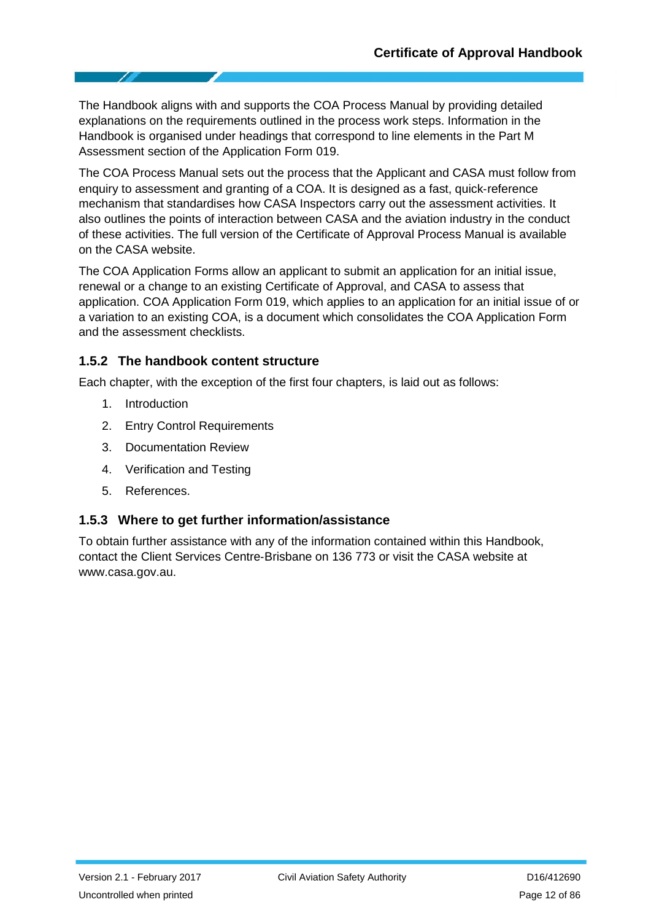The Handbook aligns with and supports the COA Process Manual by providing detailed explanations on the requirements outlined in the process work steps. Information in the Handbook is organised under headings that correspond to line elements in the Part M Assessment section of the Application Form 019.

The COA Process Manual sets out the process that the Applicant and CASA must follow from enquiry to assessment and granting of a COA. It is designed as a fast, quick-reference mechanism that standardises how CASA Inspectors carry out the assessment activities. It also outlines the points of interaction between CASA and the aviation industry in the conduct of these activities. The full version of the Certificate of Approval Process Manual is available on the CASA website.

The COA Application Forms allow an applicant to submit an application for an initial issue, renewal or a change to an existing Certificate of Approval, and CASA to assess that application. COA Application Form 019, which applies to an application for an initial issue of or a variation to an existing COA, is a document which consolidates the COA Application Form and the assessment checklists.

### 1.5.2 The handbook content structure

Each chapter, with the exception of the first four chapters, is laid out as follows:

1. Introduction
2. Entry Control Requirements
3. Documentation Review
4. Verification and Testing
5. References.

### 1.5.3 Where to get further information/assistance

To obtain further assistance with any of the information contained within this Handbook, contact the Client Services Centre-Brisbane on 136 773 or visit the CASA website at www.casa.gov.au.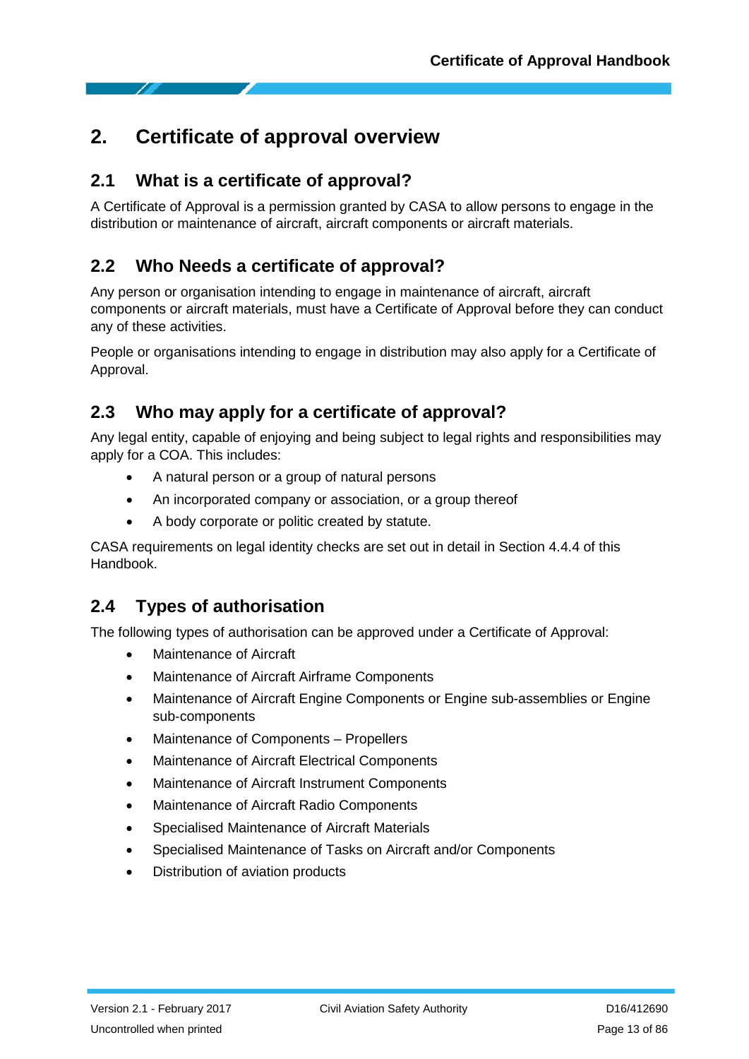# 2. Certificate of approval overview

## 2.1 What is a certificate of approval?

A Certificate of Approval is a permission granted by CASA to allow persons to engage in the distribution or maintenance of aircraft, aircraft components or aircraft materials.

## 2.2 Who Needs a certificate of approval?

Any person or organisation intending to engage in maintenance of aircraft, aircraft components or aircraft materials, must have a Certificate of Approval before they can conduct any of these activities.

People or organisations intending to engage in distribution may also apply for a Certificate of Approval.

## 2.3 Who may apply for a certificate of approval?

Any legal entity, capable of enjoying and being subject to legal rights and responsibilities may apply for a COA. This includes:

- A natural person or a group of natural persons
- An incorporated company or association, or a group thereof
- A body corporate or politic created by statute.

CASA requirements on legal identity checks are set out in detail in Section 4.4.4 of this Handbook.

## 2.4 Types of authorisation

The following types of authorisation can be approved under a Certificate of Approval:

- Maintenance of Aircraft
- Maintenance of Aircraft Airframe Components
- Maintenance of Aircraft Engine Components or Engine sub-assemblies or Engine sub-components
- Maintenance of Components – Propellers
- Maintenance of Aircraft Electrical Components
- Maintenance of Aircraft Instrument Components
- Maintenance of Aircraft Radio Components
- Specialised Maintenance of Aircraft Materials
- Specialised Maintenance of Tasks on Aircraft and/or Components
- Distribution of aviation products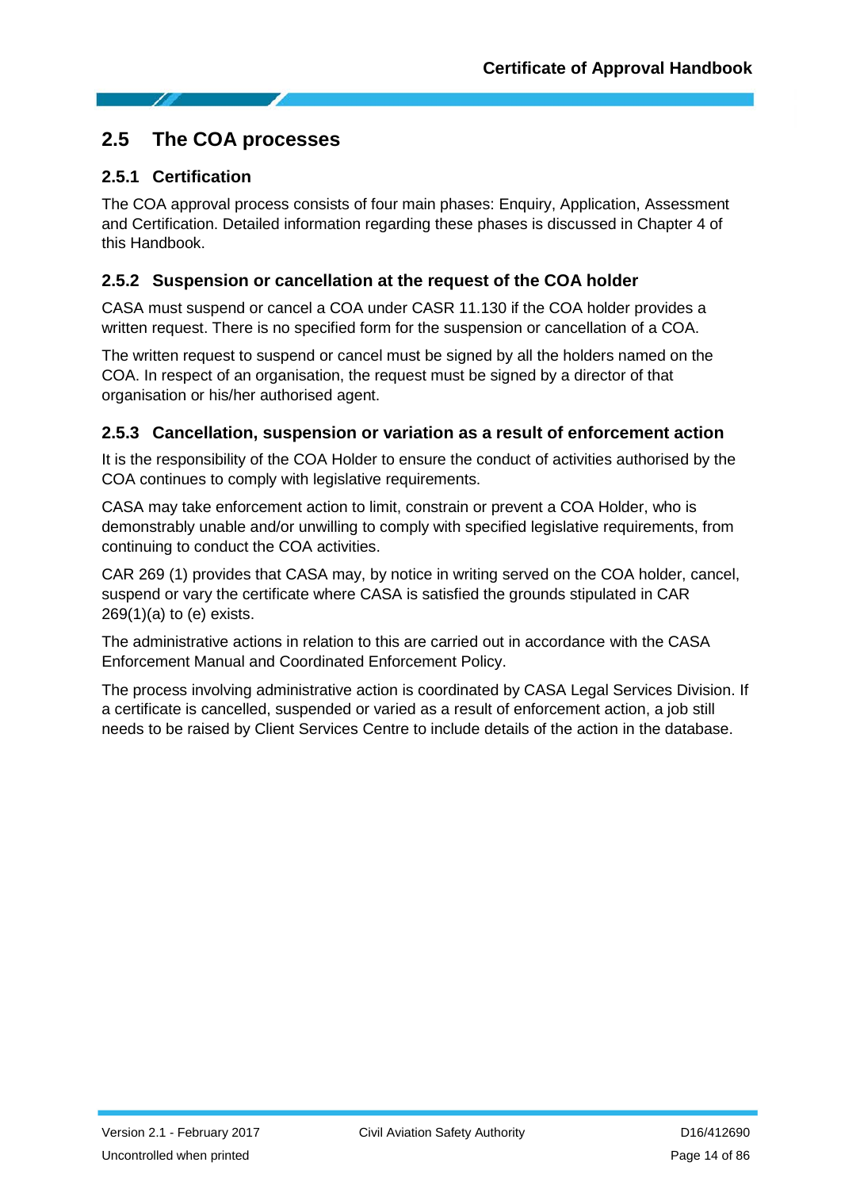## 2.5 The COA processes

### 2.5.1 Certification

The COA approval process consists of four main phases: Enquiry, Application, Assessment and Certification. Detailed information regarding these phases is discussed in Chapter 4 of this Handbook.

### 2.5.2 Suspension or cancellation at the request of the COA holder

CASA must suspend or cancel a COA under CASR 11.130 if the COA holder provides a written request. There is no specified form for the suspension or cancellation of a COA.

The written request to suspend or cancel must be signed by all the holders named on the COA. In respect of an organisation, the request must be signed by a director of that organisation or his/her authorised agent.

### 2.5.3 Cancellation, suspension or variation as a result of enforcement action

It is the responsibility of the COA Holder to ensure the conduct of activities authorised by the COA continues to comply with legislative requirements.

CASA may take enforcement action to limit, constrain or prevent a COA Holder, who is demonstrably unable and/or unwilling to comply with specified legislative requirements, from continuing to conduct the COA activities.

CAR 269 (1) provides that CASA may, by notice in writing served on the COA holder, cancel, suspend or vary the certificate where CASA is satisfied the grounds stipulated in CAR 269(1)(a) to (e) exists.

The administrative actions in relation to this are carried out in accordance with the CASA Enforcement Manual and Coordinated Enforcement Policy.

The process involving administrative action is coordinated by CASA Legal Services Division. If a certificate is cancelled, suspended or varied as a result of enforcement action, a job still needs to be raised by Client Services Centre to include details of the action in the database.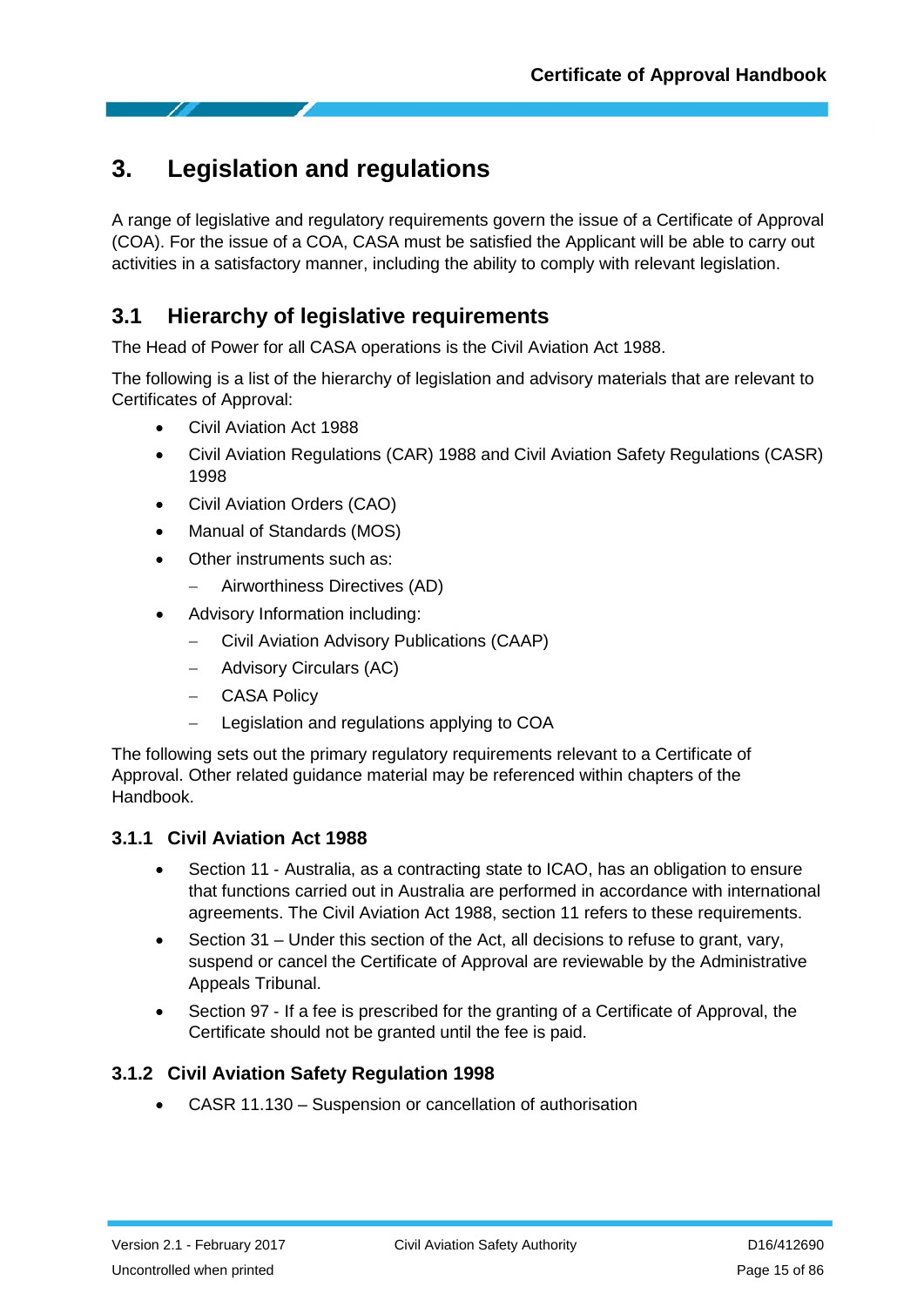# 3. Legislation and regulations

A range of legislative and regulatory requirements govern the issue of a Certificate of Approval (COA). For the issue of a COA, CASA must be satisfied the Applicant will be able to carry out activities in a satisfactory manner, including the ability to comply with relevant legislation.

## 3.1 Hierarchy of legislative requirements

The Head of Power for all CASA operations is the Civil Aviation Act 1988.

The following is a list of the hierarchy of legislation and advisory materials that are relevant to Certificates of Approval:

- Civil Aviation Act 1988
- Civil Aviation Regulations (CAR) 1988 and Civil Aviation Safety Regulations (CASR) 1998
- Civil Aviation Orders (CAO)
- Manual of Standards (MOS)
- Other instruments such as:
  - Airworthiness Directives (AD)
- Advisory Information including:
  - Civil Aviation Advisory Publications (CAAP)
  - Advisory Circulars (AC)
  - CASA Policy
  - Legislation and regulations applying to COA

The following sets out the primary regulatory requirements relevant to a Certificate of Approval. Other related guidance material may be referenced within chapters of the Handbook.

### 3.1.1 Civil Aviation Act 1988

- Section 11 - Australia, as a contracting state to ICAO, has an obligation to ensure that functions carried out in Australia are performed in accordance with international agreements. The Civil Aviation Act 1988, section 11 refers to these requirements.
- Section 31 – Under this section of the Act, all decisions to refuse to grant, vary, suspend or cancel the Certificate of Approval are reviewable by the Administrative Appeals Tribunal.
- Section 97 - If a fee is prescribed for the granting of a Certificate of Approval, the Certificate should not be granted until the fee is paid.

### 3.1.2 Civil Aviation Safety Regulation 1998

- CASR 11.130 – Suspension or cancellation of authorisation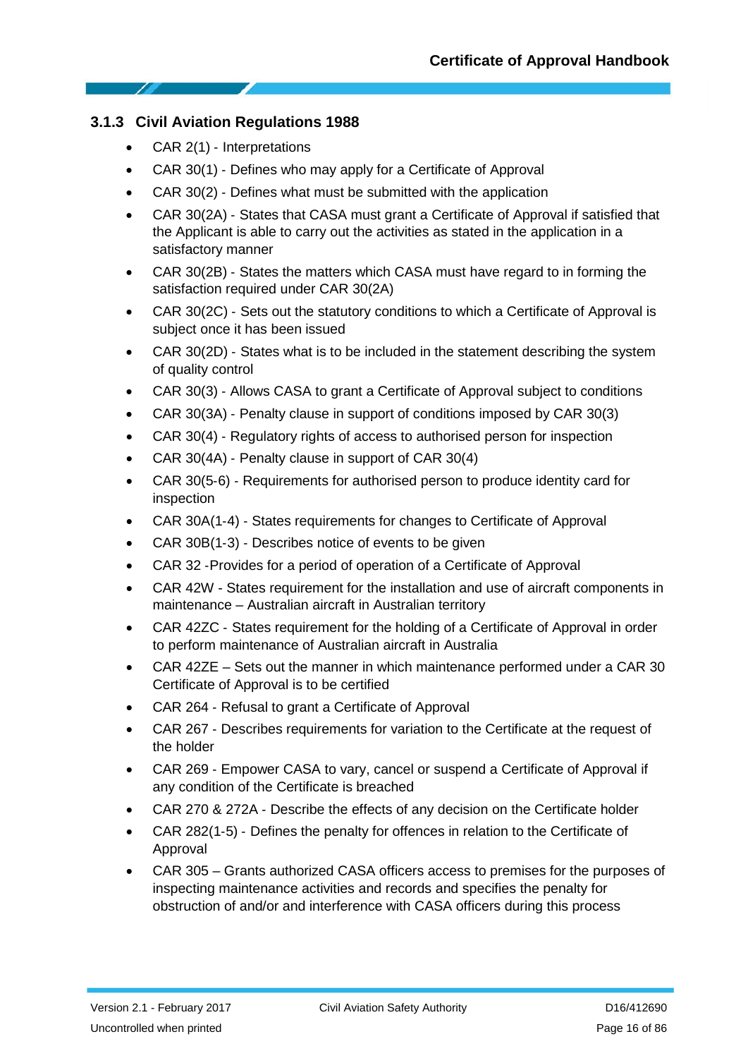### 3.1.3 Civil Aviation Regulations 1988

- CAR 2(1) - Interpretations
- CAR 30(1) - Defines who may apply for a Certificate of Approval
- CAR 30(2) - Defines what must be submitted with the application
- CAR 30(2A) - States that CASA must grant a Certificate of Approval if satisfied that the Applicant is able to carry out the activities as stated in the application in a satisfactory manner
- CAR 30(2B) - States the matters which CASA must have regard to in forming the satisfaction required under CAR 30(2A)
- CAR 30(2C) - Sets out the statutory conditions to which a Certificate of Approval is subject once it has been issued
- CAR 30(2D) - States what is to be included in the statement describing the system of quality control
- CAR 30(3) - Allows CASA to grant a Certificate of Approval subject to conditions
- CAR 30(3A) - Penalty clause in support of conditions imposed by CAR 30(3)
- CAR 30(4) - Regulatory rights of access to authorised person for inspection
- CAR 30(4A) - Penalty clause in support of CAR 30(4)
- CAR 30(5-6) - Requirements for authorised person to produce identity card for inspection
- CAR 30A(1-4) - States requirements for changes to Certificate of Approval
- CAR 30B(1-3) - Describes notice of events to be given
- CAR 32 -Provides for a period of operation of a Certificate of Approval
- CAR 42W - States requirement for the installation and use of aircraft components in maintenance – Australian aircraft in Australian territory
- CAR 42ZC - States requirement for the holding of a Certificate of Approval in order to perform maintenance of Australian aircraft in Australia
- CAR 42ZE – Sets out the manner in which maintenance performed under a CAR 30 Certificate of Approval is to be certified
- CAR 264 - Refusal to grant a Certificate of Approval
- CAR 267 - Describes requirements for variation to the Certificate at the request of the holder
- CAR 269 - Empower CASA to vary, cancel or suspend a Certificate of Approval if any condition of the Certificate is breached
- CAR 270 & 272A - Describe the effects of any decision on the Certificate holder
- CAR 282(1-5) - Defines the penalty for offences in relation to the Certificate of Approval
- CAR 305 – Grants authorized CASA officers access to premises for the purposes of inspecting maintenance activities and records and specifies the penalty for obstruction of and/or and interference with CASA officers during this process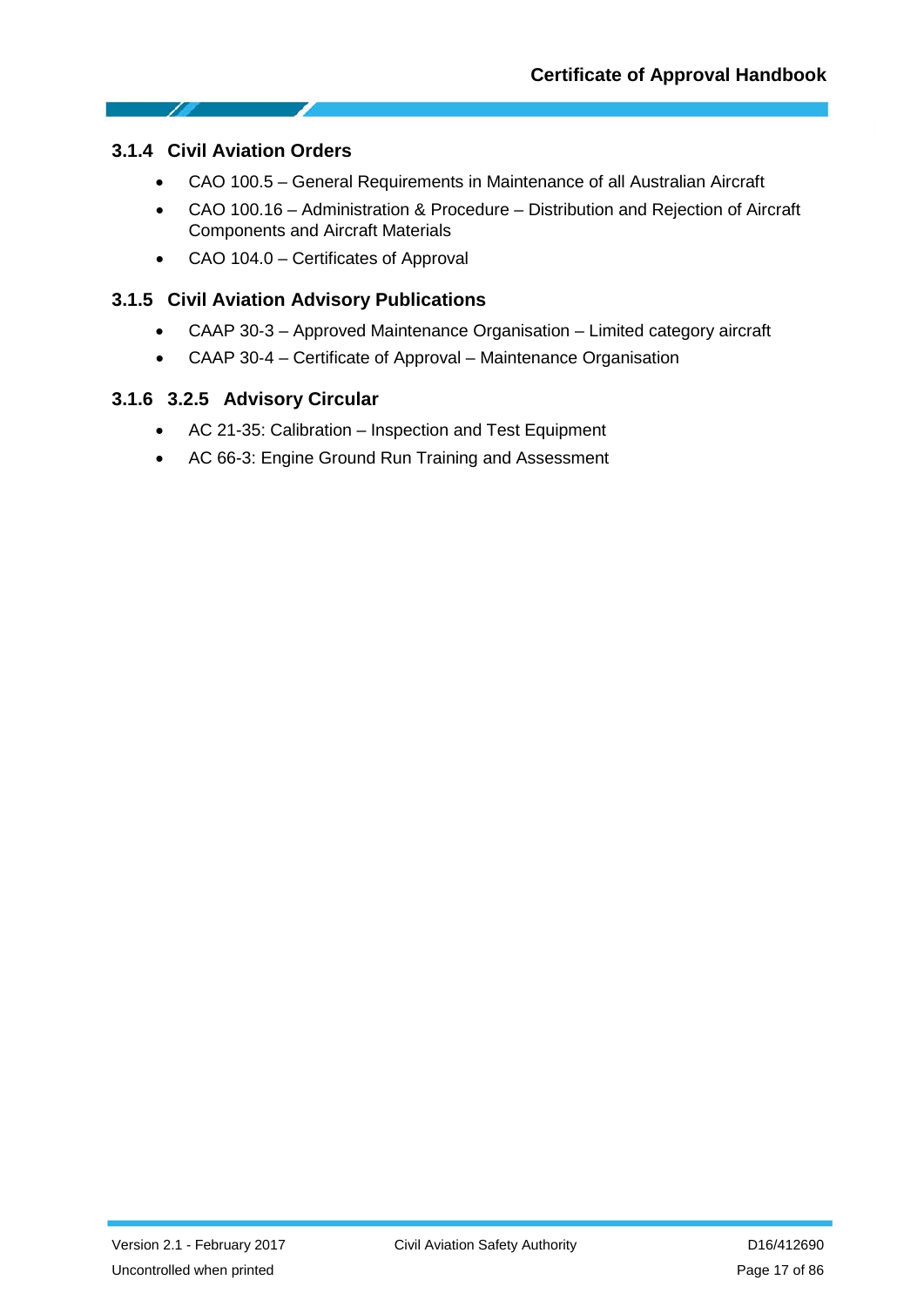### 3.1.4 Civil Aviation Orders

- CAO 100.5 – General Requirements in Maintenance of all Australian Aircraft
- CAO 100.16 – Administration & Procedure – Distribution and Rejection of Aircraft Components and Aircraft Materials
- CAO 104.0 – Certificates of Approval

### 3.1.5 Civil Aviation Advisory Publications

- CAAP 30-3 – Approved Maintenance Organisation – Limited category aircraft
- CAAP 30-4 – Certificate of Approval – Maintenance Organisation

### 3.1.6 3.2.5 Advisory Circular

- AC 21-35: Calibration – Inspection and Test Equipment
- AC 66-3: Engine Ground Run Training and Assessment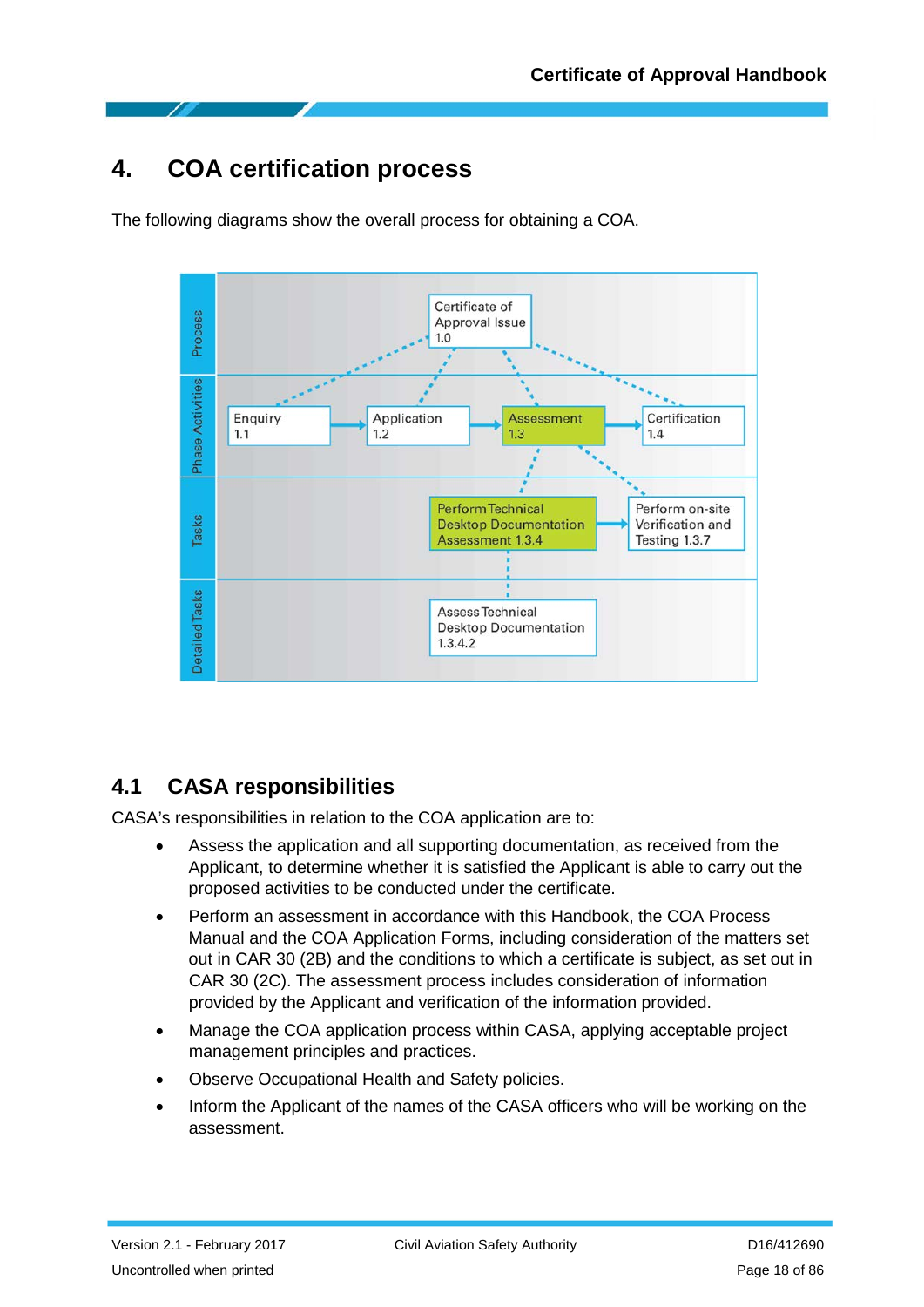# 4. COA certification process

The following diagrams show the overall process for obtaining a COA.

| Level | | | | |
|---|---|---|---|---|
| Process | | | Certificate of Approval Issue 1.0 | |
| Phase Activities | Enquiry 1.1 | Application 1.2 | Assessment 1.3 | Certification 1.4 |
| Tasks | | | Perform Technical Desktop Documentation Assessment 1.3.4 | Perform on-site Verification and Testing 1.3.7 |
| Detailed Tasks | | | Assess Technical Desktop Documentation 1.3.4.2 | |

## 4.1 CASA responsibilities

CASA's responsibilities in relation to the COA application are to:

- Assess the application and all supporting documentation, as received from the Applicant, to determine whether it is satisfied the Applicant is able to carry out the proposed activities to be conducted under the certificate.
- Perform an assessment in accordance with this Handbook, the COA Process Manual and the COA Application Forms, including consideration of the matters set out in CAR 30 (2B) and the conditions to which a certificate is subject, as set out in CAR 30 (2C). The assessment process includes consideration of information provided by the Applicant and verification of the information provided.
- Manage the COA application process within CASA, applying acceptable project management principles and practices.
- Observe Occupational Health and Safety policies.
- Inform the Applicant of the names of the CASA officers who will be working on the assessment.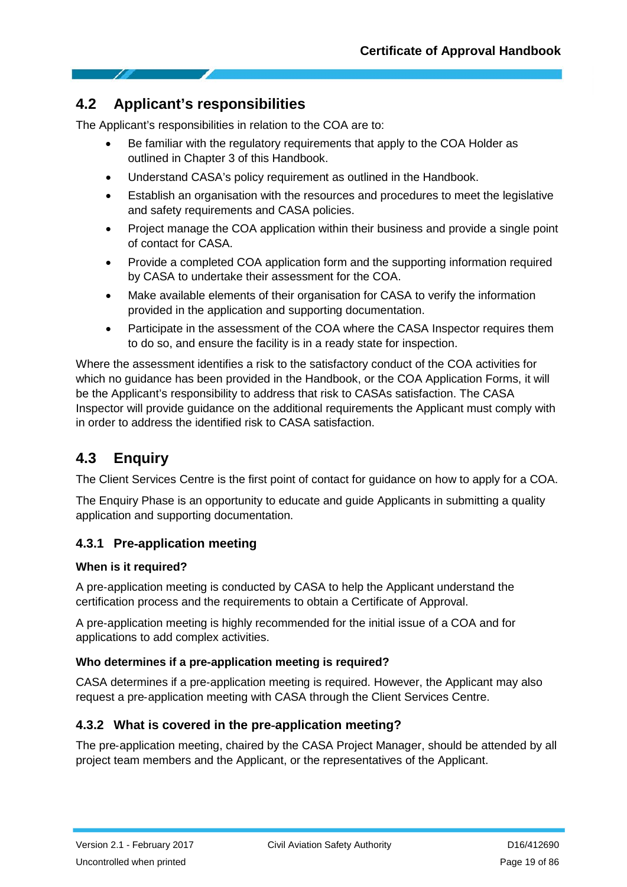## 4.2 Applicant's responsibilities

The Applicant's responsibilities in relation to the COA are to:

- Be familiar with the regulatory requirements that apply to the COA Holder as outlined in Chapter 3 of this Handbook.
- Understand CASA's policy requirement as outlined in the Handbook.
- Establish an organisation with the resources and procedures to meet the legislative and safety requirements and CASA policies.
- Project manage the COA application within their business and provide a single point of contact for CASA.
- Provide a completed COA application form and the supporting information required by CASA to undertake their assessment for the COA.
- Make available elements of their organisation for CASA to verify the information provided in the application and supporting documentation.
- Participate in the assessment of the COA where the CASA Inspector requires them to do so, and ensure the facility is in a ready state for inspection.

Where the assessment identifies a risk to the satisfactory conduct of the COA activities for which no guidance has been provided in the Handbook, or the COA Application Forms, it will be the Applicant's responsibility to address that risk to CASAs satisfaction. The CASA Inspector will provide guidance on the additional requirements the Applicant must comply with in order to address the identified risk to CASA satisfaction.

## 4.3 Enquiry

The Client Services Centre is the first point of contact for guidance on how to apply for a COA.

The Enquiry Phase is an opportunity to educate and guide Applicants in submitting a quality application and supporting documentation.

### 4.3.1 Pre-application meeting

**When is it required?**

A pre-application meeting is conducted by CASA to help the Applicant understand the certification process and the requirements to obtain a Certificate of Approval.

A pre-application meeting is highly recommended for the initial issue of a COA and for applications to add complex activities.

**Who determines if a pre-application meeting is required?**

CASA determines if a pre-application meeting is required. However, the Applicant may also request a pre-application meeting with CASA through the Client Services Centre.

### 4.3.2 What is covered in the pre-application meeting?

The pre-application meeting, chaired by the CASA Project Manager, should be attended by all project team members and the Applicant, or the representatives of the Applicant.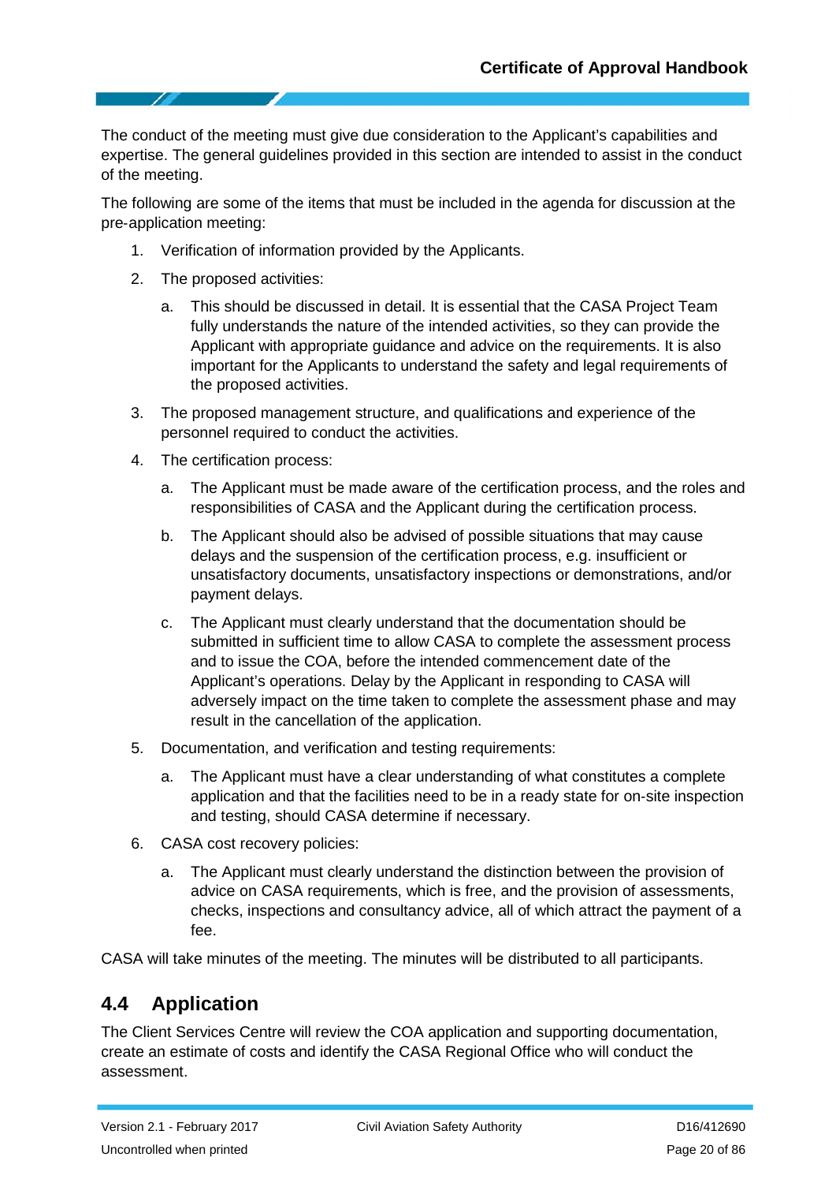The conduct of the meeting must give due consideration to the Applicant's capabilities and expertise. The general guidelines provided in this section are intended to assist in the conduct of the meeting.

The following are some of the items that must be included in the agenda for discussion at the pre-application meeting:

1. Verification of information provided by the Applicants.
2. The proposed activities:
   a. This should be discussed in detail. It is essential that the CASA Project Team fully understands the nature of the intended activities, so they can provide the Applicant with appropriate guidance and advice on the requirements. It is also important for the Applicants to understand the safety and legal requirements of the proposed activities.
3. The proposed management structure, and qualifications and experience of the personnel required to conduct the activities.
4. The certification process:
   a. The Applicant must be made aware of the certification process, and the roles and responsibilities of CASA and the Applicant during the certification process.
   b. The Applicant should also be advised of possible situations that may cause delays and the suspension of the certification process, e.g. insufficient or unsatisfactory documents, unsatisfactory inspections or demonstrations, and/or payment delays.
   c. The Applicant must clearly understand that the documentation should be submitted in sufficient time to allow CASA to complete the assessment process and to issue the COA, before the intended commencement date of the Applicant's operations. Delay by the Applicant in responding to CASA will adversely impact on the time taken to complete the assessment phase and may result in the cancellation of the application.
5. Documentation, and verification and testing requirements:
   a. The Applicant must have a clear understanding of what constitutes a complete application and that the facilities need to be in a ready state for on-site inspection and testing, should CASA determine if necessary.
6. CASA cost recovery policies:
   a. The Applicant must clearly understand the distinction between the provision of advice on CASA requirements, which is free, and the provision of assessments, checks, inspections and consultancy advice, all of which attract the payment of a fee.

CASA will take minutes of the meeting. The minutes will be distributed to all participants.

## 4.4 Application

The Client Services Centre will review the COA application and supporting documentation, create an estimate of costs and identify the CASA Regional Office who will conduct the assessment.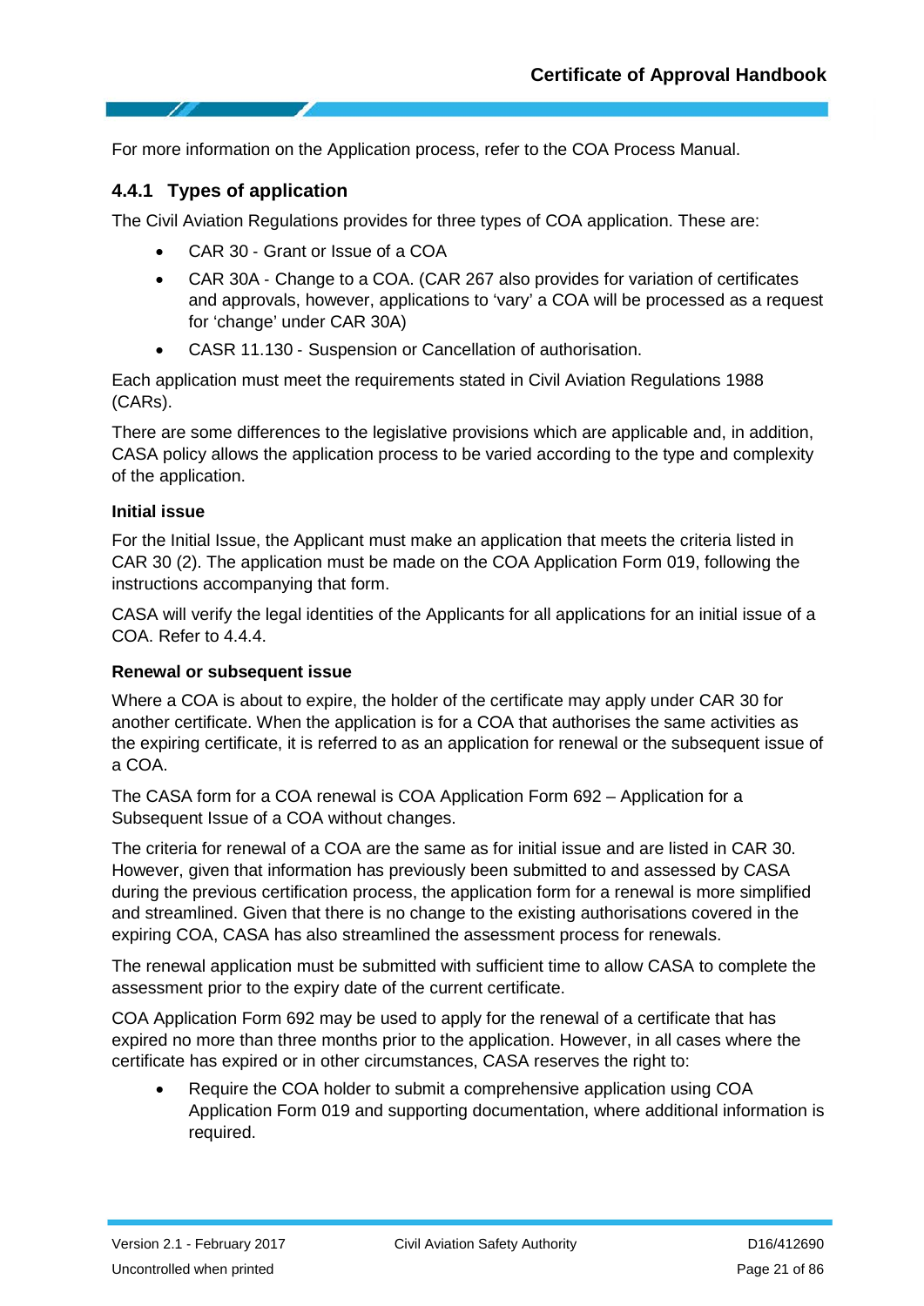For more information on the Application process, refer to the COA Process Manual.

### 4.4.1 Types of application

The Civil Aviation Regulations provides for three types of COA application. These are:

- CAR 30 - Grant or Issue of a COA
- CAR 30A - Change to a COA. (CAR 267 also provides for variation of certificates and approvals, however, applications to 'vary' a COA will be processed as a request for 'change' under CAR 30A)
- CASR 11.130 - Suspension or Cancellation of authorisation.

Each application must meet the requirements stated in Civil Aviation Regulations 1988 (CARs).

There are some differences to the legislative provisions which are applicable and, in addition, CASA policy allows the application process to be varied according to the type and complexity of the application.

#### Initial issue

For the Initial Issue, the Applicant must make an application that meets the criteria listed in CAR 30 (2). The application must be made on the COA Application Form 019, following the instructions accompanying that form.

CASA will verify the legal identities of the Applicants for all applications for an initial issue of a COA. Refer to 4.4.4.

#### Renewal or subsequent issue

Where a COA is about to expire, the holder of the certificate may apply under CAR 30 for another certificate. When the application is for a COA that authorises the same activities as the expiring certificate, it is referred to as an application for renewal or the subsequent issue of a COA.

The CASA form for a COA renewal is COA Application Form 692 – Application for a Subsequent Issue of a COA without changes.

The criteria for renewal of a COA are the same as for initial issue and are listed in CAR 30. However, given that information has previously been submitted to and assessed by CASA during the previous certification process, the application form for a renewal is more simplified and streamlined. Given that there is no change to the existing authorisations covered in the expiring COA, CASA has also streamlined the assessment process for renewals.

The renewal application must be submitted with sufficient time to allow CASA to complete the assessment prior to the expiry date of the current certificate.

COA Application Form 692 may be used to apply for the renewal of a certificate that has expired no more than three months prior to the application. However, in all cases where the certificate has expired or in other circumstances, CASA reserves the right to:

- Require the COA holder to submit a comprehensive application using COA Application Form 019 and supporting documentation, where additional information is required.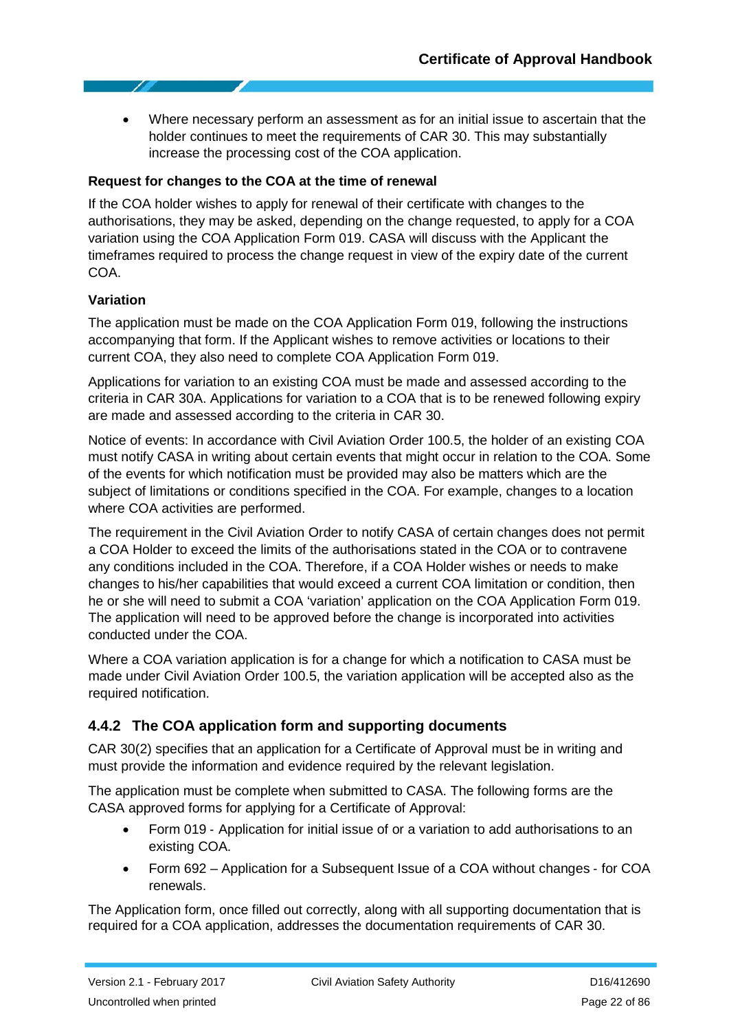- Where necessary perform an assessment as for an initial issue to ascertain that the holder continues to meet the requirements of CAR 30. This may substantially increase the processing cost of the COA application.

**Request for changes to the COA at the time of renewal**

If the COA holder wishes to apply for renewal of their certificate with changes to the authorisations, they may be asked, depending on the change requested, to apply for a COA variation using the COA Application Form 019. CASA will discuss with the Applicant the timeframes required to process the change request in view of the expiry date of the current COA.

**Variation**

The application must be made on the COA Application Form 019, following the instructions accompanying that form. If the Applicant wishes to remove activities or locations to their current COA, they also need to complete COA Application Form 019.

Applications for variation to an existing COA must be made and assessed according to the criteria in CAR 30A. Applications for variation to a COA that is to be renewed following expiry are made and assessed according to the criteria in CAR 30.

Notice of events: In accordance with Civil Aviation Order 100.5, the holder of an existing COA must notify CASA in writing about certain events that might occur in relation to the COA. Some of the events for which notification must be provided may also be matters which are the subject of limitations or conditions specified in the COA. For example, changes to a location where COA activities are performed.

The requirement in the Civil Aviation Order to notify CASA of certain changes does not permit a COA Holder to exceed the limits of the authorisations stated in the COA or to contravene any conditions included in the COA. Therefore, if a COA Holder wishes or needs to make changes to his/her capabilities that would exceed a current COA limitation or condition, then he or she will need to submit a COA 'variation' application on the COA Application Form 019. The application will need to be approved before the change is incorporated into activities conducted under the COA.

Where a COA variation application is for a change for which a notification to CASA must be made under Civil Aviation Order 100.5, the variation application will be accepted also as the required notification.

### 4.4.2 The COA application form and supporting documents

CAR 30(2) specifies that an application for a Certificate of Approval must be in writing and must provide the information and evidence required by the relevant legislation.

The application must be complete when submitted to CASA. The following forms are the CASA approved forms for applying for a Certificate of Approval:

- Form 019 - Application for initial issue of or a variation to add authorisations to an existing COA.
- Form 692 – Application for a Subsequent Issue of a COA without changes - for COA renewals.

The Application form, once filled out correctly, along with all supporting documentation that is required for a COA application, addresses the documentation requirements of CAR 30.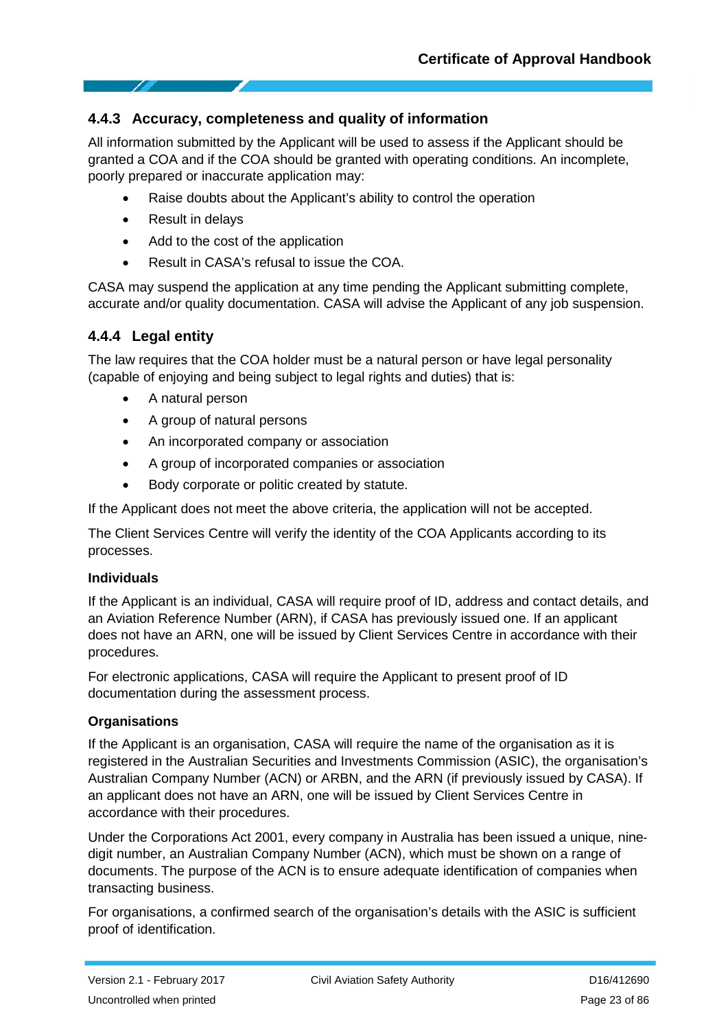### 4.4.3 Accuracy, completeness and quality of information

All information submitted by the Applicant will be used to assess if the Applicant should be granted a COA and if the COA should be granted with operating conditions. An incomplete, poorly prepared or inaccurate application may:

- Raise doubts about the Applicant's ability to control the operation
- Result in delays
- Add to the cost of the application
- Result in CASA's refusal to issue the COA.

CASA may suspend the application at any time pending the Applicant submitting complete, accurate and/or quality documentation. CASA will advise the Applicant of any job suspension.

### 4.4.4 Legal entity

The law requires that the COA holder must be a natural person or have legal personality (capable of enjoying and being subject to legal rights and duties) that is:

- A natural person
- A group of natural persons
- An incorporated company or association
- A group of incorporated companies or association
- Body corporate or politic created by statute.

If the Applicant does not meet the above criteria, the application will not be accepted.

The Client Services Centre will verify the identity of the COA Applicants according to its processes.

**Individuals**

If the Applicant is an individual, CASA will require proof of ID, address and contact details, and an Aviation Reference Number (ARN), if CASA has previously issued one. If an applicant does not have an ARN, one will be issued by Client Services Centre in accordance with their procedures.

For electronic applications, CASA will require the Applicant to present proof of ID documentation during the assessment process.

**Organisations**

If the Applicant is an organisation, CASA will require the name of the organisation as it is registered in the Australian Securities and Investments Commission (ASIC), the organisation's Australian Company Number (ACN) or ARBN, and the ARN (if previously issued by CASA). If an applicant does not have an ARN, one will be issued by Client Services Centre in accordance with their procedures.

Under the Corporations Act 2001, every company in Australia has been issued a unique, nine-digit number, an Australian Company Number (ACN), which must be shown on a range of documents. The purpose of the ACN is to ensure adequate identification of companies when transacting business.

For organisations, a confirmed search of the organisation's details with the ASIC is sufficient proof of identification.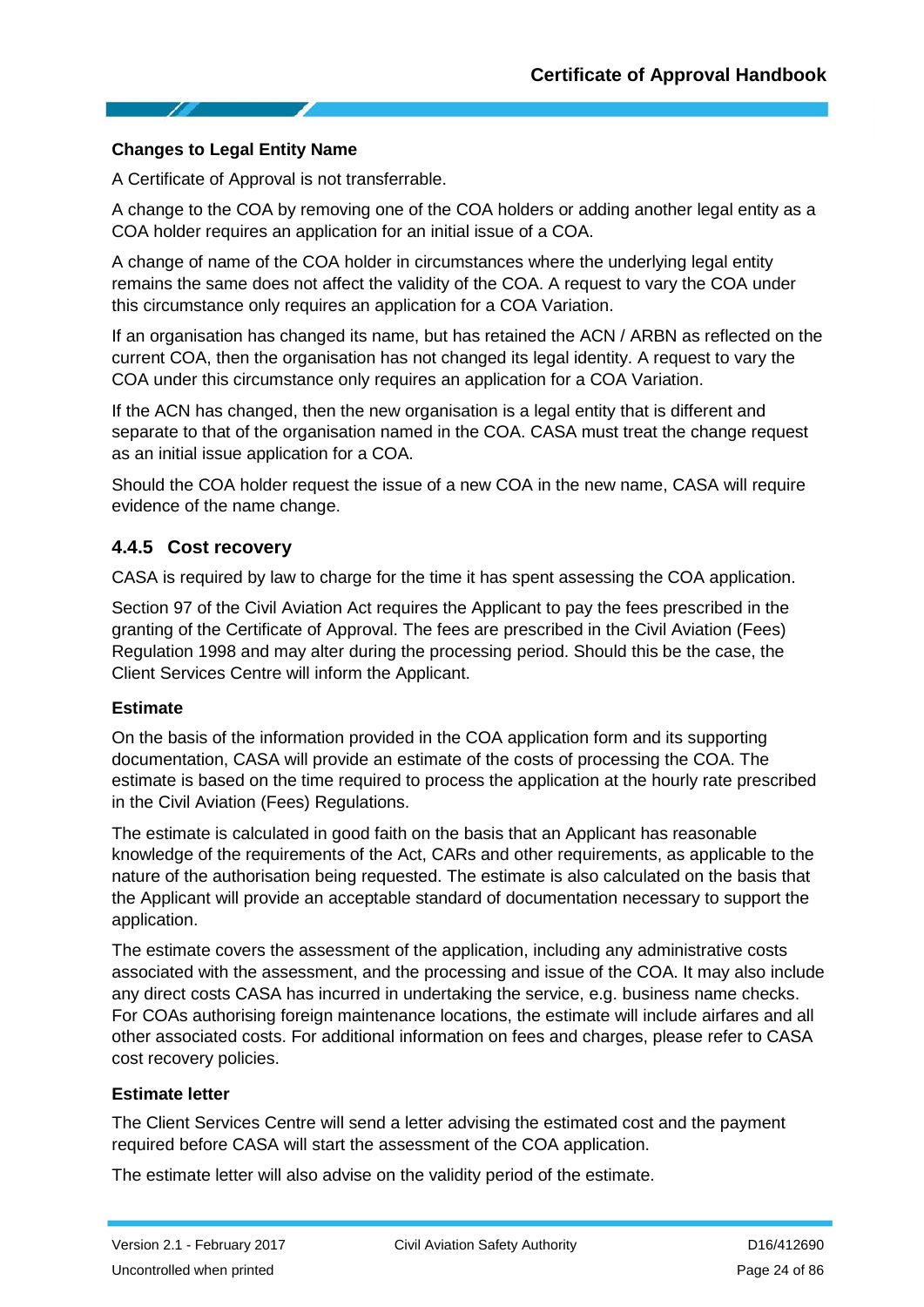**Changes to Legal Entity Name**

A Certificate of Approval is not transferrable.

A change to the COA by removing one of the COA holders or adding another legal entity as a COA holder requires an application for an initial issue of a COA.

A change of name of the COA holder in circumstances where the underlying legal entity remains the same does not affect the validity of the COA. A request to vary the COA under this circumstance only requires an application for a COA Variation.

If an organisation has changed its name, but has retained the ACN / ARBN as reflected on the current COA, then the organisation has not changed its legal identity. A request to vary the COA under this circumstance only requires an application for a COA Variation.

If the ACN has changed, then the new organisation is a legal entity that is different and separate to that of the organisation named in the COA. CASA must treat the change request as an initial issue application for a COA.

Should the COA holder request the issue of a new COA in the new name, CASA will require evidence of the name change.

### 4.4.5 Cost recovery

CASA is required by law to charge for the time it has spent assessing the COA application.

Section 97 of the Civil Aviation Act requires the Applicant to pay the fees prescribed in the granting of the Certificate of Approval. The fees are prescribed in the Civil Aviation (Fees) Regulation 1998 and may alter during the processing period. Should this be the case, the Client Services Centre will inform the Applicant.

**Estimate**

On the basis of the information provided in the COA application form and its supporting documentation, CASA will provide an estimate of the costs of processing the COA. The estimate is based on the time required to process the application at the hourly rate prescribed in the Civil Aviation (Fees) Regulations.

The estimate is calculated in good faith on the basis that an Applicant has reasonable knowledge of the requirements of the Act, CARs and other requirements, as applicable to the nature of the authorisation being requested. The estimate is also calculated on the basis that the Applicant will provide an acceptable standard of documentation necessary to support the application.

The estimate covers the assessment of the application, including any administrative costs associated with the assessment, and the processing and issue of the COA. It may also include any direct costs CASA has incurred in undertaking the service, e.g. business name checks. For COAs authorising foreign maintenance locations, the estimate will include airfares and all other associated costs. For additional information on fees and charges, please refer to CASA cost recovery policies.

**Estimate letter**

The Client Services Centre will send a letter advising the estimated cost and the payment required before CASA will start the assessment of the COA application.

The estimate letter will also advise on the validity period of the estimate.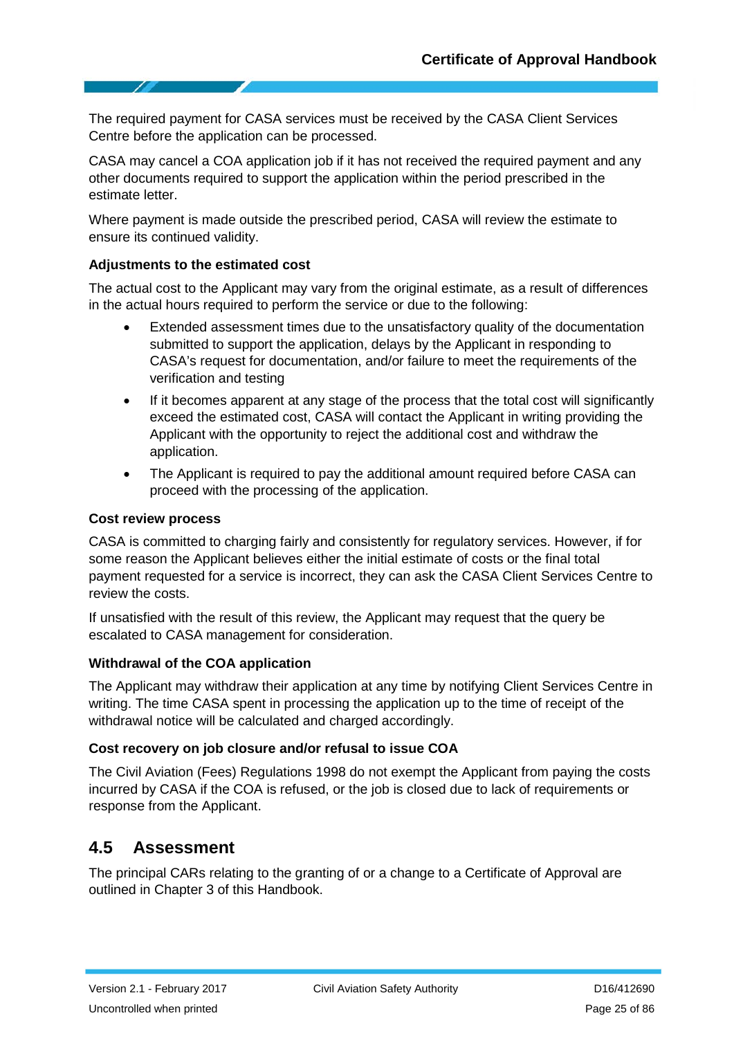The required payment for CASA services must be received by the CASA Client Services Centre before the application can be processed.

CASA may cancel a COA application job if it has not received the required payment and any other documents required to support the application within the period prescribed in the estimate letter.

Where payment is made outside the prescribed period, CASA will review the estimate to ensure its continued validity.

#### Adjustments to the estimated cost

The actual cost to the Applicant may vary from the original estimate, as a result of differences in the actual hours required to perform the service or due to the following:

- Extended assessment times due to the unsatisfactory quality of the documentation submitted to support the application, delays by the Applicant in responding to CASA's request for documentation, and/or failure to meet the requirements of the verification and testing
- If it becomes apparent at any stage of the process that the total cost will significantly exceed the estimated cost, CASA will contact the Applicant in writing providing the Applicant with the opportunity to reject the additional cost and withdraw the application.
- The Applicant is required to pay the additional amount required before CASA can proceed with the processing of the application.

#### Cost review process

CASA is committed to charging fairly and consistently for regulatory services. However, if for some reason the Applicant believes either the initial estimate of costs or the final total payment requested for a service is incorrect, they can ask the CASA Client Services Centre to review the costs.

If unsatisfied with the result of this review, the Applicant may request that the query be escalated to CASA management for consideration.

#### Withdrawal of the COA application

The Applicant may withdraw their application at any time by notifying Client Services Centre in writing. The time CASA spent in processing the application up to the time of receipt of the withdrawal notice will be calculated and charged accordingly.

#### Cost recovery on job closure and/or refusal to issue COA

The Civil Aviation (Fees) Regulations 1998 do not exempt the Applicant from paying the costs incurred by CASA if the COA is refused, or the job is closed due to lack of requirements or response from the Applicant.

## 4.5 Assessment

The principal CARs relating to the granting of or a change to a Certificate of Approval are outlined in Chapter 3 of this Handbook.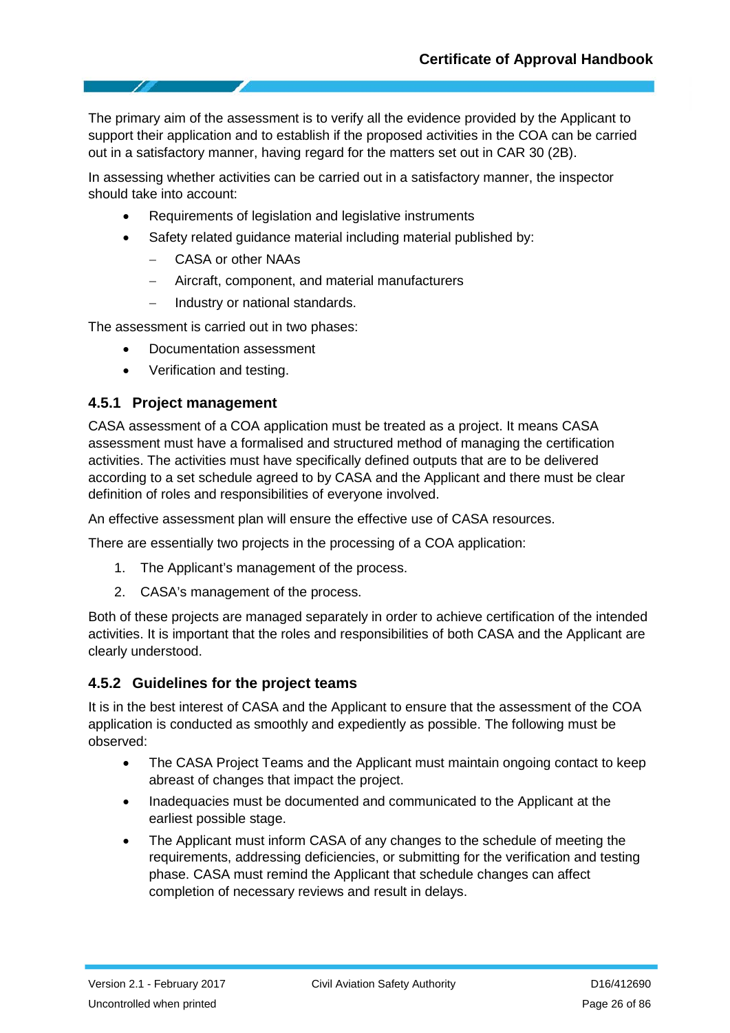The primary aim of the assessment is to verify all the evidence provided by the Applicant to support their application and to establish if the proposed activities in the COA can be carried out in a satisfactory manner, having regard for the matters set out in CAR 30 (2B).

In assessing whether activities can be carried out in a satisfactory manner, the inspector should take into account:

- Requirements of legislation and legislative instruments
- Safety related guidance material including material published by:
  - CASA or other NAAs
  - Aircraft, component, and material manufacturers
  - Industry or national standards.

The assessment is carried out in two phases:

- Documentation assessment
- Verification and testing.

### 4.5.1 Project management

CASA assessment of a COA application must be treated as a project. It means CASA assessment must have a formalised and structured method of managing the certification activities. The activities must have specifically defined outputs that are to be delivered according to a set schedule agreed to by CASA and the Applicant and there must be clear definition of roles and responsibilities of everyone involved.

An effective assessment plan will ensure the effective use of CASA resources.

There are essentially two projects in the processing of a COA application:

1. The Applicant's management of the process.
2. CASA's management of the process.

Both of these projects are managed separately in order to achieve certification of the intended activities. It is important that the roles and responsibilities of both CASA and the Applicant are clearly understood.

### 4.5.2 Guidelines for the project teams

It is in the best interest of CASA and the Applicant to ensure that the assessment of the COA application is conducted as smoothly and expediently as possible. The following must be observed:

- The CASA Project Teams and the Applicant must maintain ongoing contact to keep abreast of changes that impact the project.
- Inadequacies must be documented and communicated to the Applicant at the earliest possible stage.
- The Applicant must inform CASA of any changes to the schedule of meeting the requirements, addressing deficiencies, or submitting for the verification and testing phase. CASA must remind the Applicant that schedule changes can affect completion of necessary reviews and result in delays.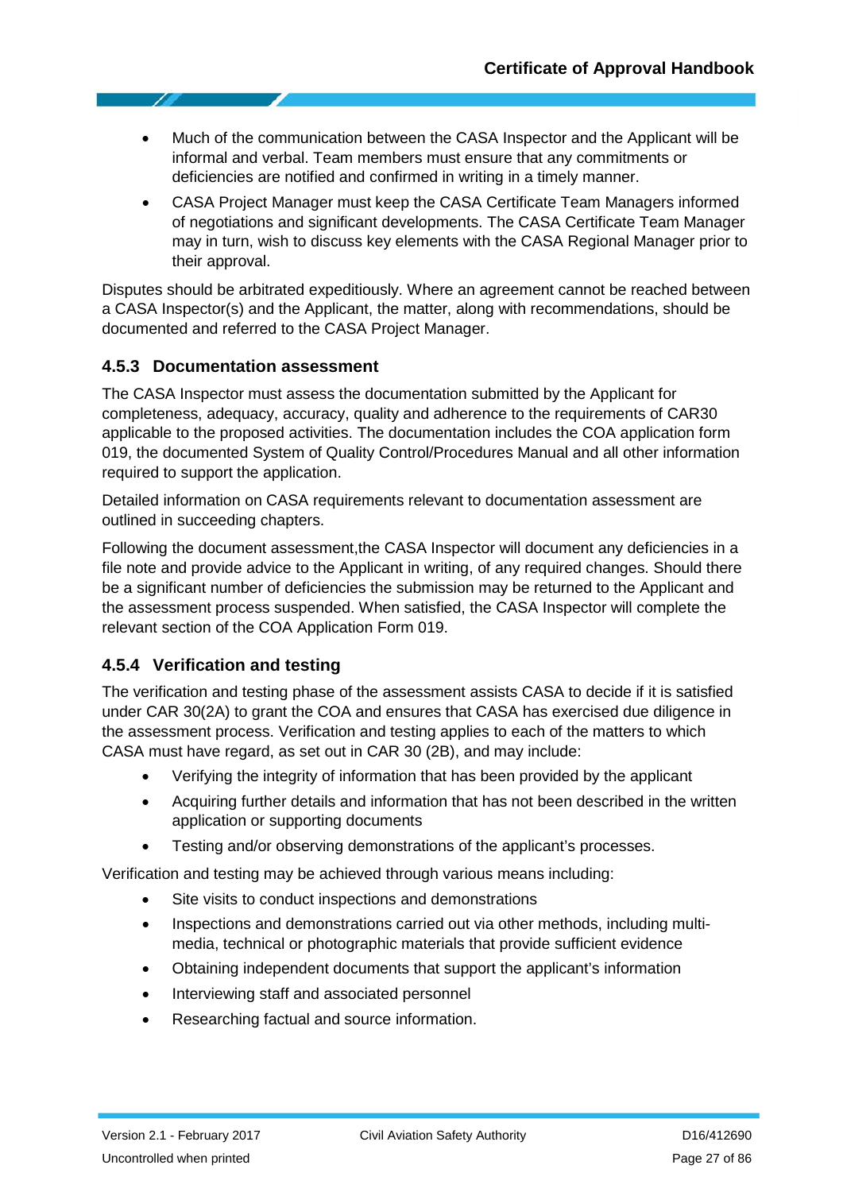- Much of the communication between the CASA Inspector and the Applicant will be informal and verbal. Team members must ensure that any commitments or deficiencies are notified and confirmed in writing in a timely manner.
- CASA Project Manager must keep the CASA Certificate Team Managers informed of negotiations and significant developments. The CASA Certificate Team Manager may in turn, wish to discuss key elements with the CASA Regional Manager prior to their approval.

Disputes should be arbitrated expeditiously. Where an agreement cannot be reached between a CASA Inspector(s) and the Applicant, the matter, along with recommendations, should be documented and referred to the CASA Project Manager.

### 4.5.3 Documentation assessment

The CASA Inspector must assess the documentation submitted by the Applicant for completeness, adequacy, accuracy, quality and adherence to the requirements of CAR30 applicable to the proposed activities. The documentation includes the COA application form 019, the documented System of Quality Control/Procedures Manual and all other information required to support the application.

Detailed information on CASA requirements relevant to documentation assessment are outlined in succeeding chapters.

Following the document assessment,the CASA Inspector will document any deficiencies in a file note and provide advice to the Applicant in writing, of any required changes. Should there be a significant number of deficiencies the submission may be returned to the Applicant and the assessment process suspended. When satisfied, the CASA Inspector will complete the relevant section of the COA Application Form 019.

### 4.5.4 Verification and testing

The verification and testing phase of the assessment assists CASA to decide if it is satisfied under CAR 30(2A) to grant the COA and ensures that CASA has exercised due diligence in the assessment process. Verification and testing applies to each of the matters to which CASA must have regard, as set out in CAR 30 (2B), and may include:

- Verifying the integrity of information that has been provided by the applicant
- Acquiring further details and information that has not been described in the written application or supporting documents
- Testing and/or observing demonstrations of the applicant's processes.

Verification and testing may be achieved through various means including:

- Site visits to conduct inspections and demonstrations
- Inspections and demonstrations carried out via other methods, including multi-media, technical or photographic materials that provide sufficient evidence
- Obtaining independent documents that support the applicant's information
- Interviewing staff and associated personnel
- Researching factual and source information.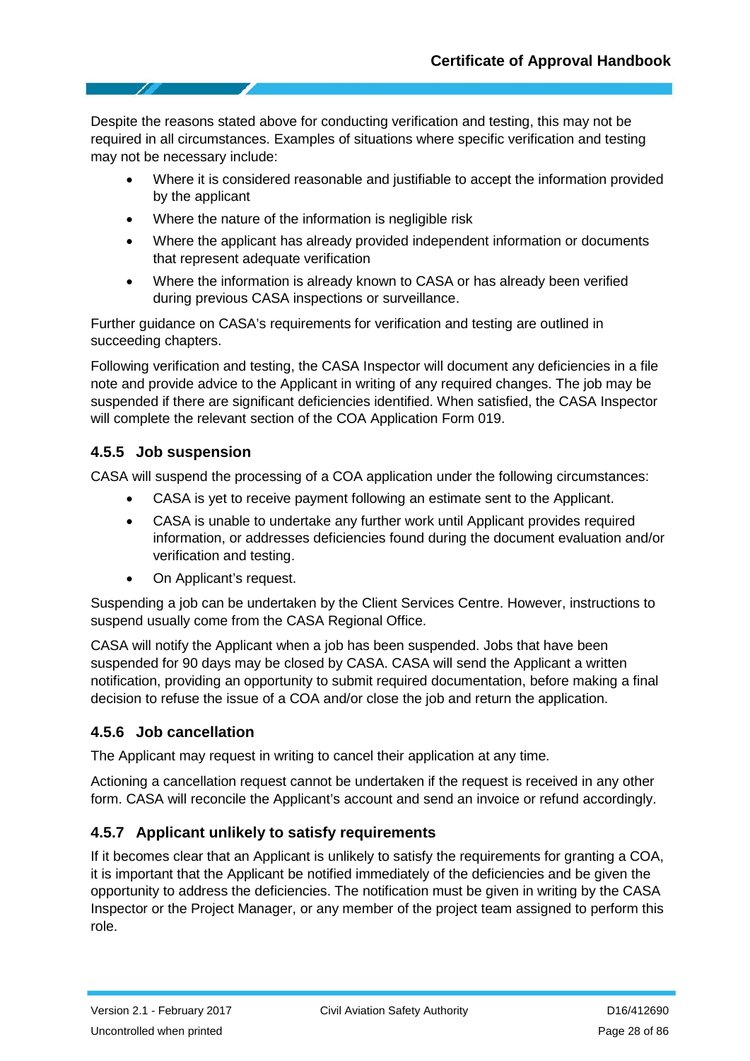Despite the reasons stated above for conducting verification and testing, this may not be required in all circumstances. Examples of situations where specific verification and testing may not be necessary include:

- Where it is considered reasonable and justifiable to accept the information provided by the applicant
- Where the nature of the information is negligible risk
- Where the applicant has already provided independent information or documents that represent adequate verification
- Where the information is already known to CASA or has already been verified during previous CASA inspections or surveillance.

Further guidance on CASA's requirements for verification and testing are outlined in succeeding chapters.

Following verification and testing, the CASA Inspector will document any deficiencies in a file note and provide advice to the Applicant in writing of any required changes. The job may be suspended if there are significant deficiencies identified. When satisfied, the CASA Inspector will complete the relevant section of the COA Application Form 019.

### 4.5.5 Job suspension

CASA will suspend the processing of a COA application under the following circumstances:

- CASA is yet to receive payment following an estimate sent to the Applicant.
- CASA is unable to undertake any further work until Applicant provides required information, or addresses deficiencies found during the document evaluation and/or verification and testing.
- On Applicant's request.

Suspending a job can be undertaken by the Client Services Centre. However, instructions to suspend usually come from the CASA Regional Office.

CASA will notify the Applicant when a job has been suspended. Jobs that have been suspended for 90 days may be closed by CASA. CASA will send the Applicant a written notification, providing an opportunity to submit required documentation, before making a final decision to refuse the issue of a COA and/or close the job and return the application.

### 4.5.6 Job cancellation

The Applicant may request in writing to cancel their application at any time.

Actioning a cancellation request cannot be undertaken if the request is received in any other form. CASA will reconcile the Applicant's account and send an invoice or refund accordingly.

### 4.5.7 Applicant unlikely to satisfy requirements

If it becomes clear that an Applicant is unlikely to satisfy the requirements for granting a COA, it is important that the Applicant be notified immediately of the deficiencies and be given the opportunity to address the deficiencies. The notification must be given in writing by the CASA Inspector or the Project Manager, or any member of the project team assigned to perform this role.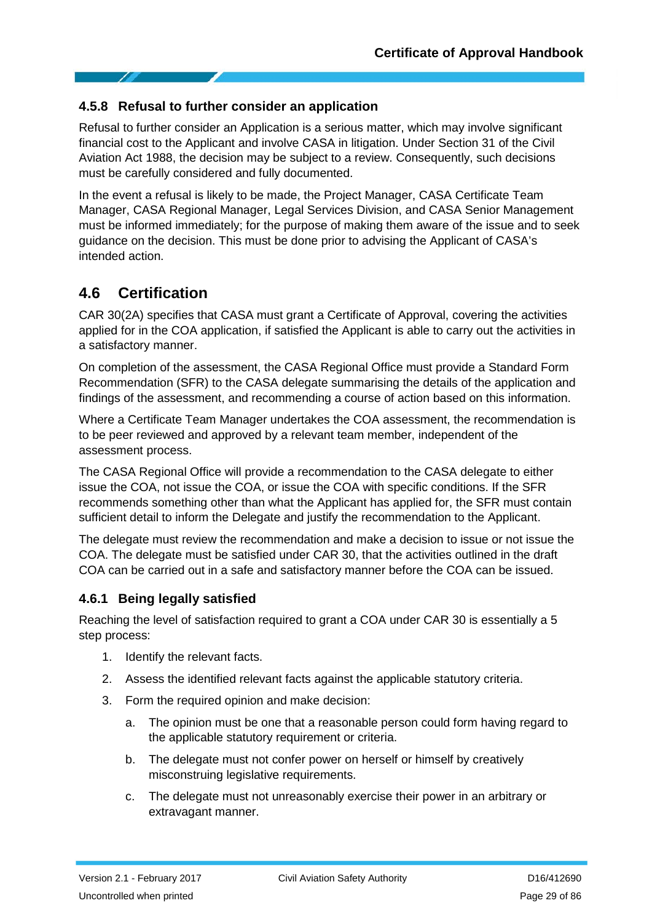### 4.5.8 Refusal to further consider an application

Refusal to further consider an Application is a serious matter, which may involve significant financial cost to the Applicant and involve CASA in litigation. Under Section 31 of the Civil Aviation Act 1988, the decision may be subject to a review. Consequently, such decisions must be carefully considered and fully documented.

In the event a refusal is likely to be made, the Project Manager, CASA Certificate Team Manager, CASA Regional Manager, Legal Services Division, and CASA Senior Management must be informed immediately; for the purpose of making them aware of the issue and to seek guidance on the decision. This must be done prior to advising the Applicant of CASA's intended action.

## 4.6 Certification

CAR 30(2A) specifies that CASA must grant a Certificate of Approval, covering the activities applied for in the COA application, if satisfied the Applicant is able to carry out the activities in a satisfactory manner.

On completion of the assessment, the CASA Regional Office must provide a Standard Form Recommendation (SFR) to the CASA delegate summarising the details of the application and findings of the assessment, and recommending a course of action based on this information.

Where a Certificate Team Manager undertakes the COA assessment, the recommendation is to be peer reviewed and approved by a relevant team member, independent of the assessment process.

The CASA Regional Office will provide a recommendation to the CASA delegate to either issue the COA, not issue the COA, or issue the COA with specific conditions. If the SFR recommends something other than what the Applicant has applied for, the SFR must contain sufficient detail to inform the Delegate and justify the recommendation to the Applicant.

The delegate must review the recommendation and make a decision to issue or not issue the COA. The delegate must be satisfied under CAR 30, that the activities outlined in the draft COA can be carried out in a safe and satisfactory manner before the COA can be issued.

### 4.6.1 Being legally satisfied

Reaching the level of satisfaction required to grant a COA under CAR 30 is essentially a 5 step process:

1. Identify the relevant facts.
2. Assess the identified relevant facts against the applicable statutory criteria.
3. Form the required opinion and make decision:
   a. The opinion must be one that a reasonable person could form having regard to the applicable statutory requirement or criteria.
   b. The delegate must not confer power on herself or himself by creatively misconstruing legislative requirements.
   c. The delegate must not unreasonably exercise their power in an arbitrary or extravagant manner.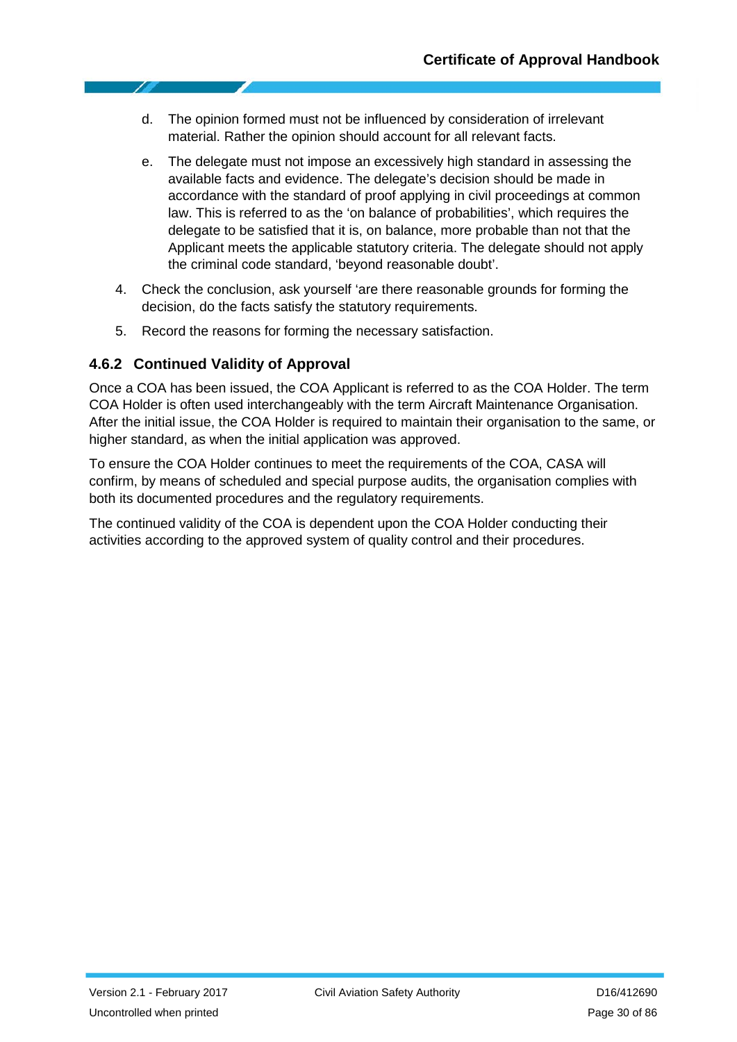d. The opinion formed must not be influenced by consideration of irrelevant material. Rather the opinion should account for all relevant facts.

   e. The delegate must not impose an excessively high standard in assessing the available facts and evidence. The delegate's decision should be made in accordance with the standard of proof applying in civil proceedings at common law. This is referred to as the 'on balance of probabilities', which requires the delegate to be satisfied that it is, on balance, more probable than not that the Applicant meets the applicable statutory criteria. The delegate should not apply the criminal code standard, 'beyond reasonable doubt'.

4. Check the conclusion, ask yourself 'are there reasonable grounds for forming the decision, do the facts satisfy the statutory requirements.

5. Record the reasons for forming the necessary satisfaction.

### 4.6.2 Continued Validity of Approval

Once a COA has been issued, the COA Applicant is referred to as the COA Holder. The term COA Holder is often used interchangeably with the term Aircraft Maintenance Organisation. After the initial issue, the COA Holder is required to maintain their organisation to the same, or higher standard, as when the initial application was approved.

To ensure the COA Holder continues to meet the requirements of the COA, CASA will confirm, by means of scheduled and special purpose audits, the organisation complies with both its documented procedures and the regulatory requirements.

The continued validity of the COA is dependent upon the COA Holder conducting their activities according to the approved system of quality control and their procedures.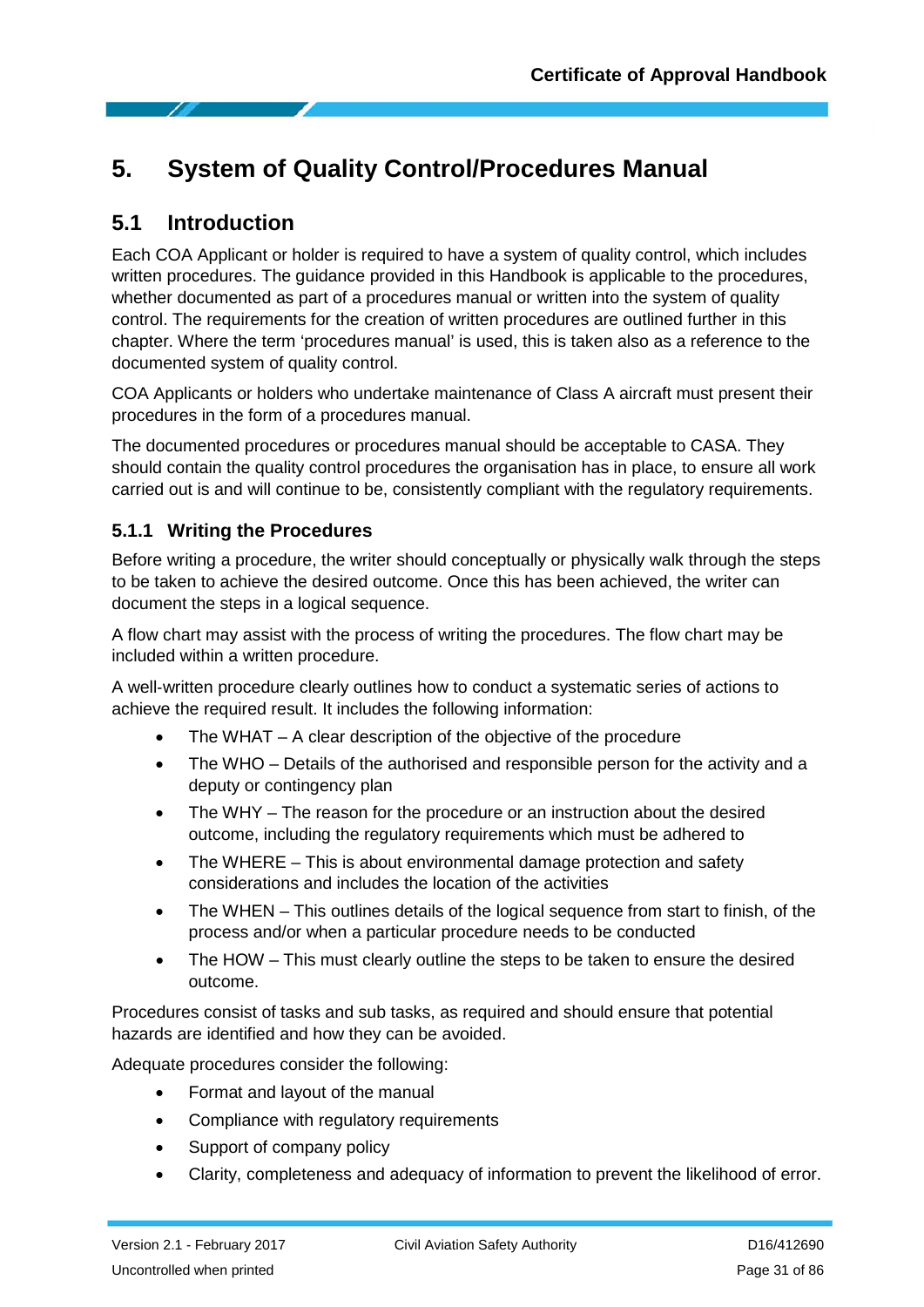# 5. System of Quality Control/Procedures Manual

## 5.1 Introduction

Each COA Applicant or holder is required to have a system of quality control, which includes written procedures. The guidance provided in this Handbook is applicable to the procedures, whether documented as part of a procedures manual or written into the system of quality control. The requirements for the creation of written procedures are outlined further in this chapter. Where the term 'procedures manual' is used, this is taken also as a reference to the documented system of quality control.

COA Applicants or holders who undertake maintenance of Class A aircraft must present their procedures in the form of a procedures manual.

The documented procedures or procedures manual should be acceptable to CASA. They should contain the quality control procedures the organisation has in place, to ensure all work carried out is and will continue to be, consistently compliant with the regulatory requirements.

### 5.1.1 Writing the Procedures

Before writing a procedure, the writer should conceptually or physically walk through the steps to be taken to achieve the desired outcome. Once this has been achieved, the writer can document the steps in a logical sequence.

A flow chart may assist with the process of writing the procedures. The flow chart may be included within a written procedure.

A well-written procedure clearly outlines how to conduct a systematic series of actions to achieve the required result. It includes the following information:

- The WHAT – A clear description of the objective of the procedure
- The WHO – Details of the authorised and responsible person for the activity and a deputy or contingency plan
- The WHY – The reason for the procedure or an instruction about the desired outcome, including the regulatory requirements which must be adhered to
- The WHERE – This is about environmental damage protection and safety considerations and includes the location of the activities
- The WHEN – This outlines details of the logical sequence from start to finish, of the process and/or when a particular procedure needs to be conducted
- The HOW – This must clearly outline the steps to be taken to ensure the desired outcome.

Procedures consist of tasks and sub tasks, as required and should ensure that potential hazards are identified and how they can be avoided.

Adequate procedures consider the following:

- Format and layout of the manual
- Compliance with regulatory requirements
- Support of company policy
- Clarity, completeness and adequacy of information to prevent the likelihood of error.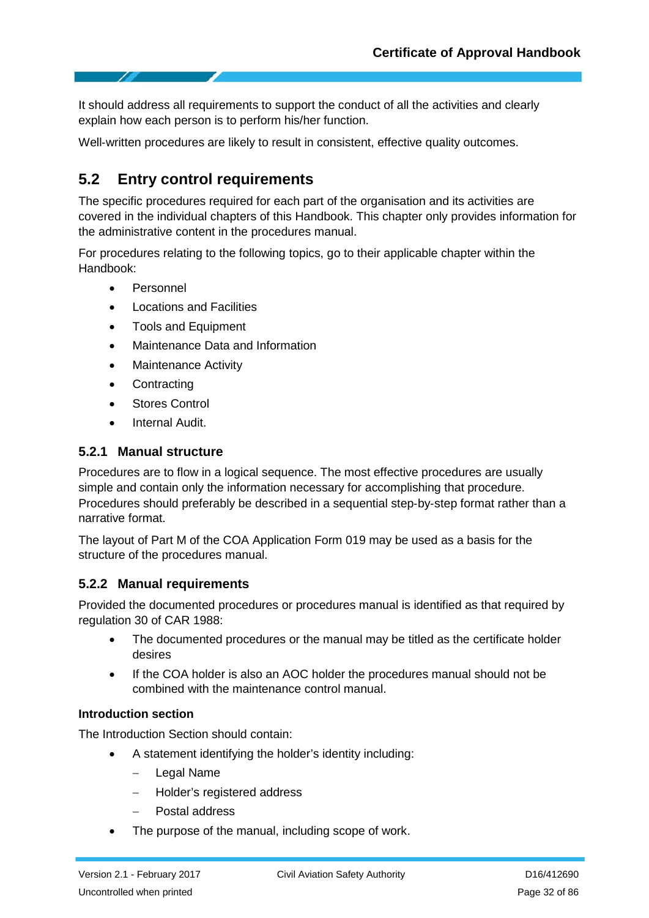It should address all requirements to support the conduct of all the activities and clearly explain how each person is to perform his/her function.

Well-written procedures are likely to result in consistent, effective quality outcomes.

## 5.2 Entry control requirements

The specific procedures required for each part of the organisation and its activities are covered in the individual chapters of this Handbook. This chapter only provides information for the administrative content in the procedures manual.

For procedures relating to the following topics, go to their applicable chapter within the Handbook:

- Personnel
- Locations and Facilities
- Tools and Equipment
- Maintenance Data and Information
- Maintenance Activity
- Contracting
- Stores Control
- Internal Audit.

### 5.2.1 Manual structure

Procedures are to flow in a logical sequence. The most effective procedures are usually simple and contain only the information necessary for accomplishing that procedure. Procedures should preferably be described in a sequential step-by-step format rather than a narrative format.

The layout of Part M of the COA Application Form 019 may be used as a basis for the structure of the procedures manual.

### 5.2.2 Manual requirements

Provided the documented procedures or procedures manual is identified as that required by regulation 30 of CAR 1988:

- The documented procedures or the manual may be titled as the certificate holder desires
- If the COA holder is also an AOC holder the procedures manual should not be combined with the maintenance control manual.

**Introduction section**

The Introduction Section should contain:

- A statement identifying the holder's identity including:
  - Legal Name
  - Holder's registered address
  - Postal address
- The purpose of the manual, including scope of work.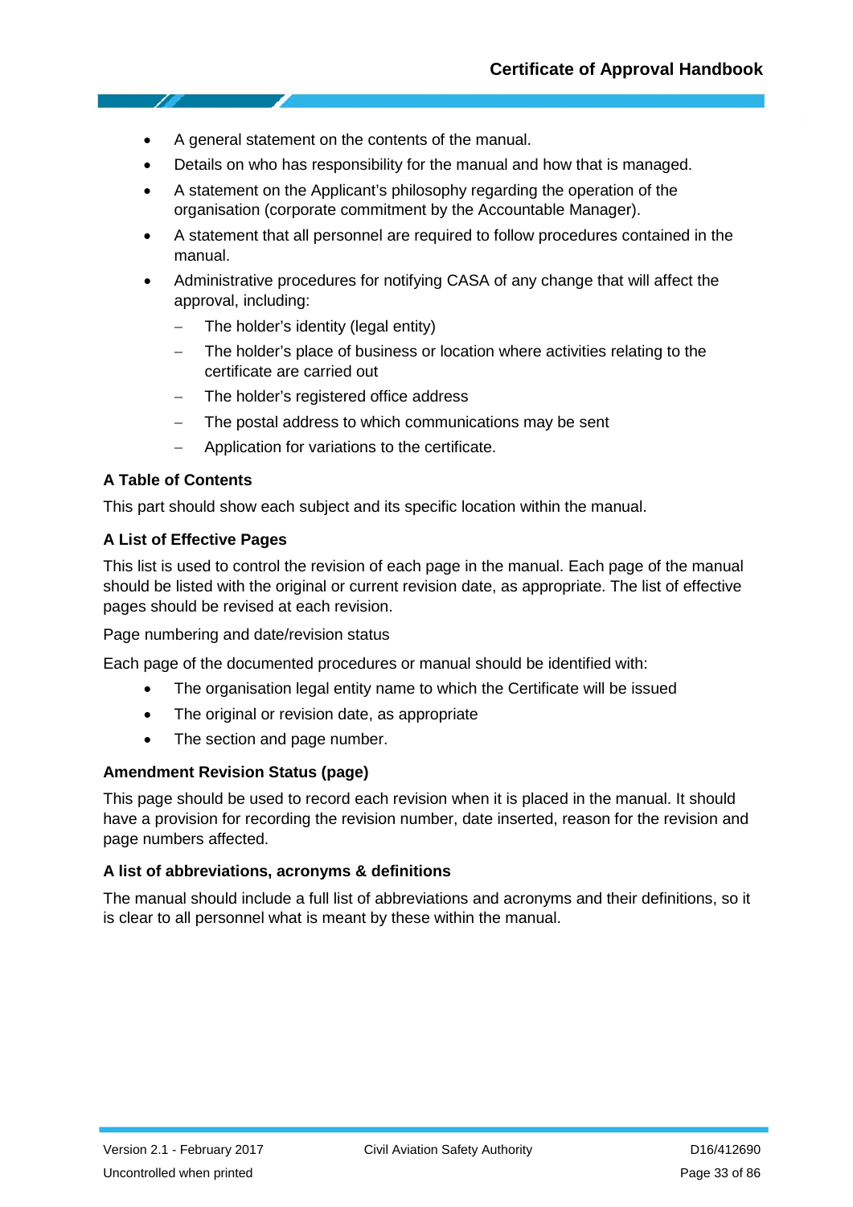- A general statement on the contents of the manual.
- Details on who has responsibility for the manual and how that is managed.
- A statement on the Applicant's philosophy regarding the operation of the organisation (corporate commitment by the Accountable Manager).
- A statement that all personnel are required to follow procedures contained in the manual.
- Administrative procedures for notifying CASA of any change that will affect the approval, including:
  - The holder's identity (legal entity)
  - The holder's place of business or location where activities relating to the certificate are carried out
  - The holder's registered office address
  - The postal address to which communications may be sent
  - Application for variations to the certificate.

**A Table of Contents**

This part should show each subject and its specific location within the manual.

**A List of Effective Pages**

This list is used to control the revision of each page in the manual. Each page of the manual should be listed with the original or current revision date, as appropriate. The list of effective pages should be revised at each revision.

Page numbering and date/revision status

Each page of the documented procedures or manual should be identified with:

- The organisation legal entity name to which the Certificate will be issued
- The original or revision date, as appropriate
- The section and page number.

**Amendment Revision Status (page)**

This page should be used to record each revision when it is placed in the manual. It should have a provision for recording the revision number, date inserted, reason for the revision and page numbers affected.

**A list of abbreviations, acronyms & definitions**

The manual should include a full list of abbreviations and acronyms and their definitions, so it is clear to all personnel what is meant by these within the manual.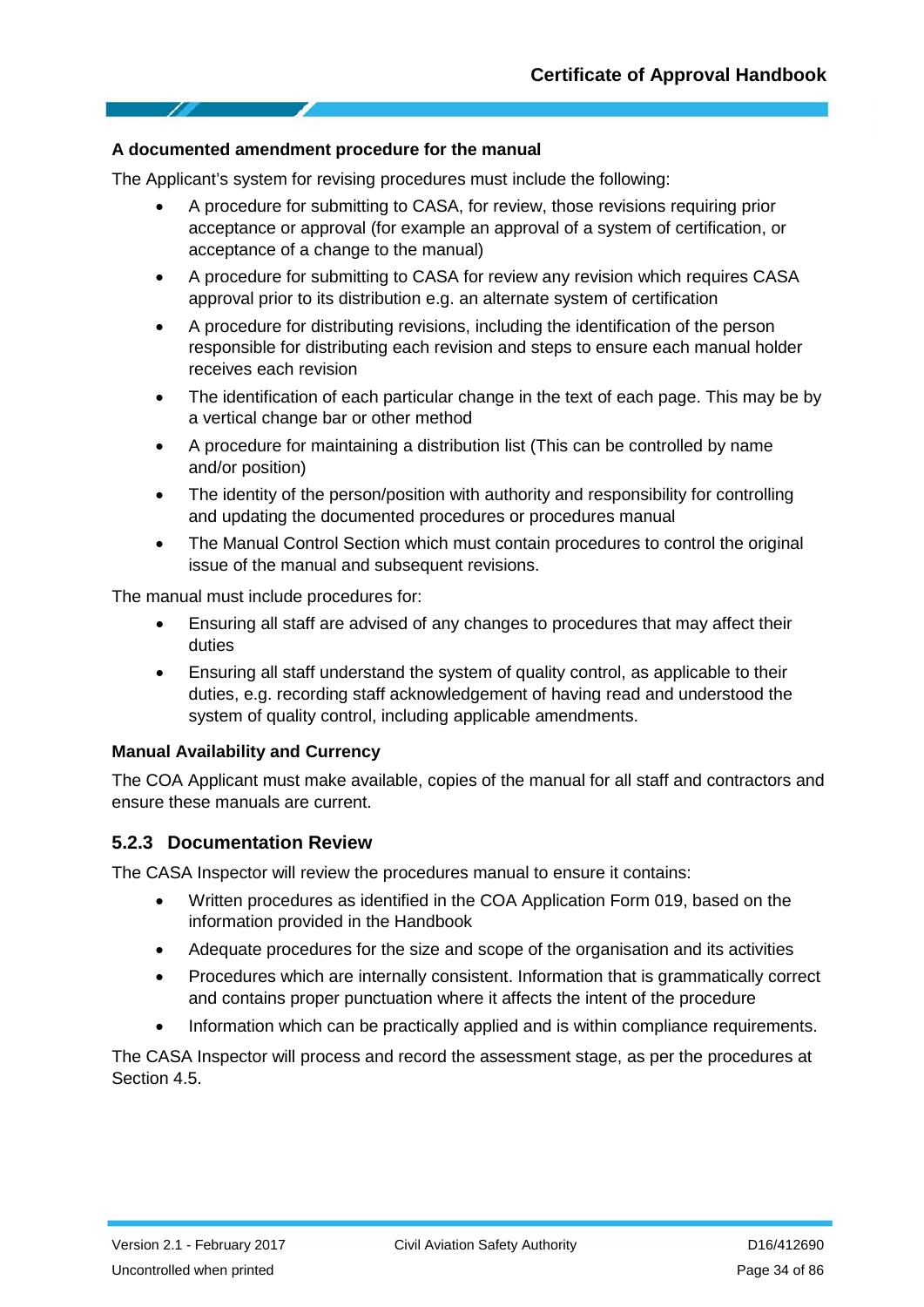**A documented amendment procedure for the manual**

The Applicant's system for revising procedures must include the following:

- A procedure for submitting to CASA, for review, those revisions requiring prior acceptance or approval (for example an approval of a system of certification, or acceptance of a change to the manual)
- A procedure for submitting to CASA for review any revision which requires CASA approval prior to its distribution e.g. an alternate system of certification
- A procedure for distributing revisions, including the identification of the person responsible for distributing each revision and steps to ensure each manual holder receives each revision
- The identification of each particular change in the text of each page. This may be by a vertical change bar or other method
- A procedure for maintaining a distribution list (This can be controlled by name and/or position)
- The identity of the person/position with authority and responsibility for controlling and updating the documented procedures or procedures manual
- The Manual Control Section which must contain procedures to control the original issue of the manual and subsequent revisions.

The manual must include procedures for:

- Ensuring all staff are advised of any changes to procedures that may affect their duties
- Ensuring all staff understand the system of quality control, as applicable to their duties, e.g. recording staff acknowledgement of having read and understood the system of quality control, including applicable amendments.

**Manual Availability and Currency**

The COA Applicant must make available, copies of the manual for all staff and contractors and ensure these manuals are current.

### 5.2.3 Documentation Review

The CASA Inspector will review the procedures manual to ensure it contains:

- Written procedures as identified in the COA Application Form 019, based on the information provided in the Handbook
- Adequate procedures for the size and scope of the organisation and its activities
- Procedures which are internally consistent. Information that is grammatically correct and contains proper punctuation where it affects the intent of the procedure
- Information which can be practically applied and is within compliance requirements.

The CASA Inspector will process and record the assessment stage, as per the procedures at Section 4.5.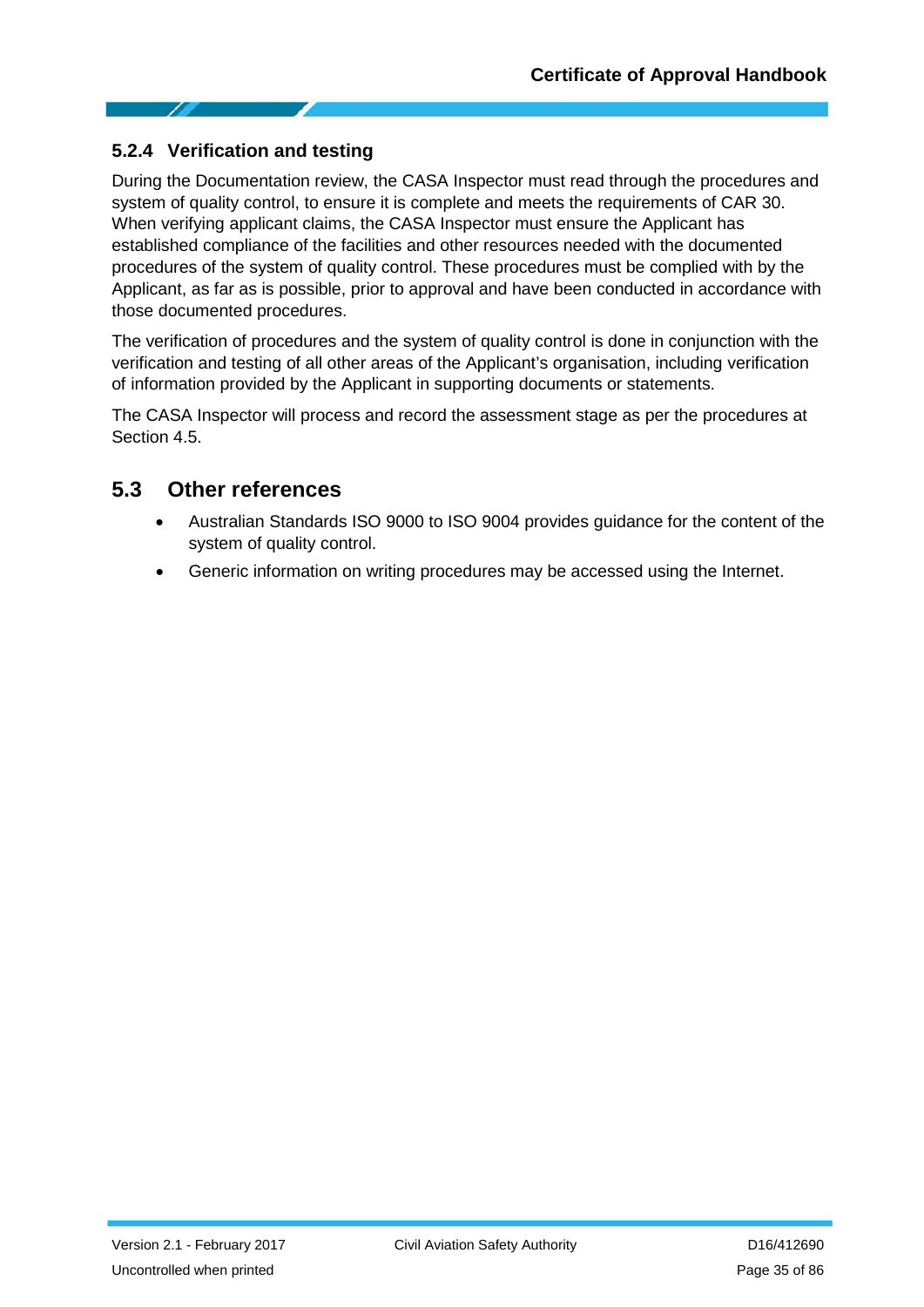### 5.2.4 Verification and testing

During the Documentation review, the CASA Inspector must read through the procedures and system of quality control, to ensure it is complete and meets the requirements of CAR 30. When verifying applicant claims, the CASA Inspector must ensure the Applicant has established compliance of the facilities and other resources needed with the documented procedures of the system of quality control. These procedures must be complied with by the Applicant, as far as is possible, prior to approval and have been conducted in accordance with those documented procedures.

The verification of procedures and the system of quality control is done in conjunction with the verification and testing of all other areas of the Applicant's organisation, including verification of information provided by the Applicant in supporting documents or statements.

The CASA Inspector will process and record the assessment stage as per the procedures at Section 4.5.

## 5.3 Other references

- Australian Standards ISO 9000 to ISO 9004 provides guidance for the content of the system of quality control.
- Generic information on writing procedures may be accessed using the Internet.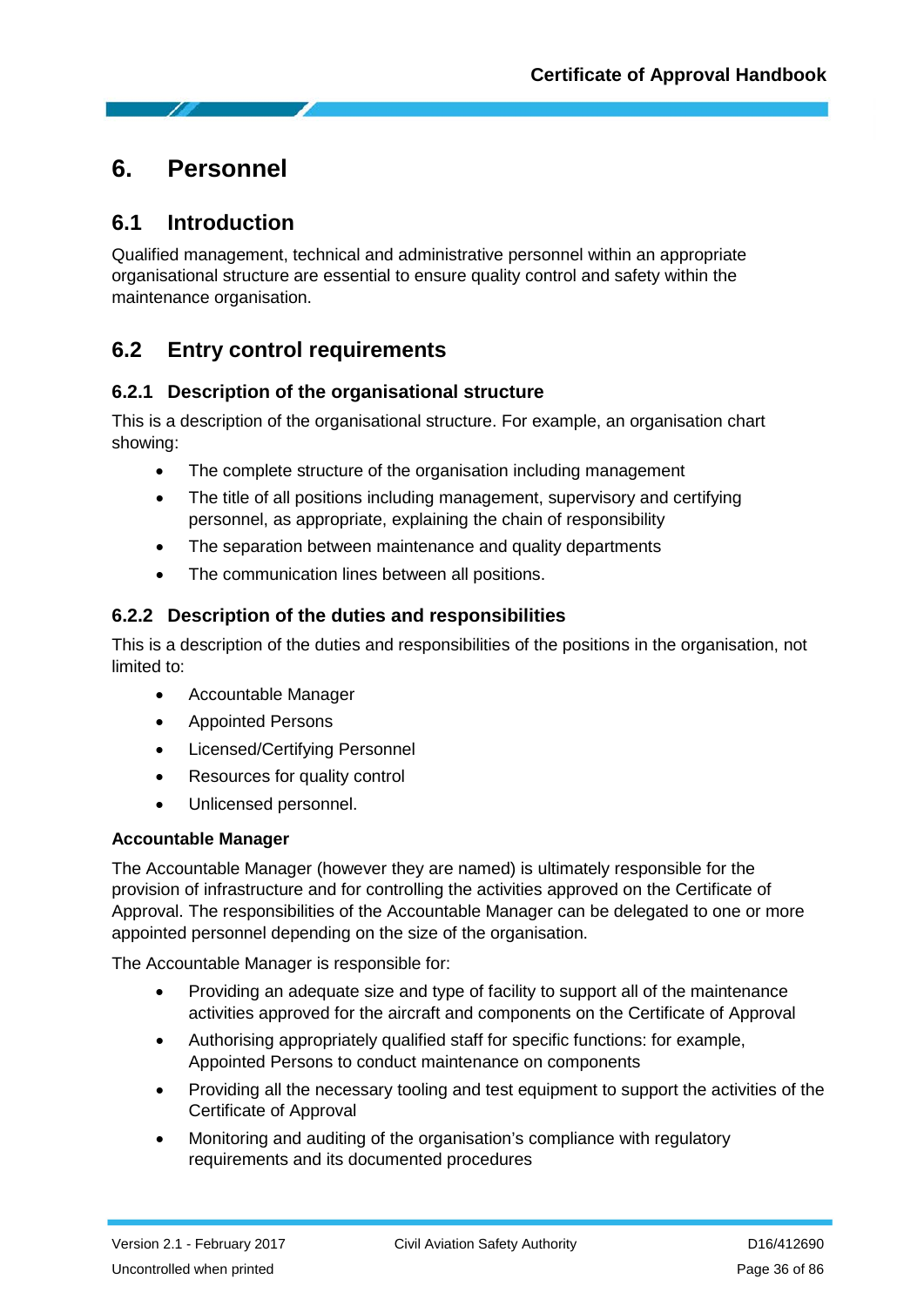# 6. Personnel

## 6.1 Introduction

Qualified management, technical and administrative personnel within an appropriate organisational structure are essential to ensure quality control and safety within the maintenance organisation.

## 6.2 Entry control requirements

### 6.2.1 Description of the organisational structure

This is a description of the organisational structure. For example, an organisation chart showing:

- The complete structure of the organisation including management
- The title of all positions including management, supervisory and certifying personnel, as appropriate, explaining the chain of responsibility
- The separation between maintenance and quality departments
- The communication lines between all positions.

### 6.2.2 Description of the duties and responsibilities

This is a description of the duties and responsibilities of the positions in the organisation, not limited to:

- Accountable Manager
- Appointed Persons
- Licensed/Certifying Personnel
- Resources for quality control
- Unlicensed personnel.

**Accountable Manager**

The Accountable Manager (however they are named) is ultimately responsible for the provision of infrastructure and for controlling the activities approved on the Certificate of Approval. The responsibilities of the Accountable Manager can be delegated to one or more appointed personnel depending on the size of the organisation.

The Accountable Manager is responsible for:

- Providing an adequate size and type of facility to support all of the maintenance activities approved for the aircraft and components on the Certificate of Approval
- Authorising appropriately qualified staff for specific functions: for example, Appointed Persons to conduct maintenance on components
- Providing all the necessary tooling and test equipment to support the activities of the Certificate of Approval
- Monitoring and auditing of the organisation's compliance with regulatory requirements and its documented procedures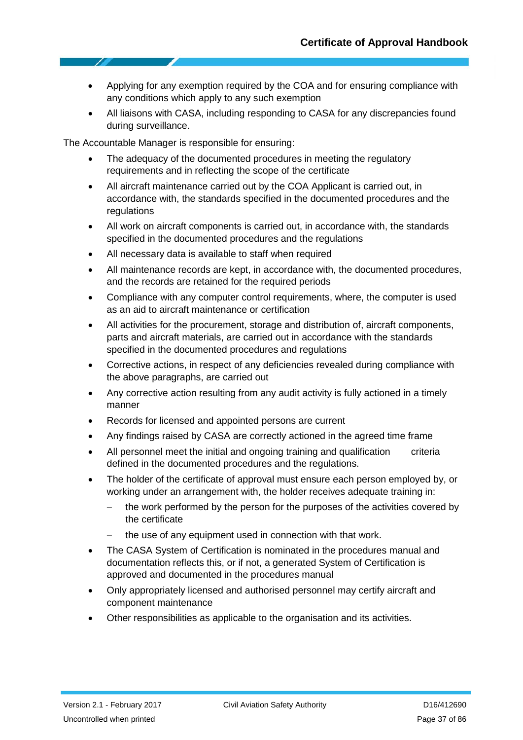- Applying for any exemption required by the COA and for ensuring compliance with any conditions which apply to any such exemption
- All liaisons with CASA, including responding to CASA for any discrepancies found during surveillance.

The Accountable Manager is responsible for ensuring:

- The adequacy of the documented procedures in meeting the regulatory requirements and in reflecting the scope of the certificate
- All aircraft maintenance carried out by the COA Applicant is carried out, in accordance with, the standards specified in the documented procedures and the regulations
- All work on aircraft components is carried out, in accordance with, the standards specified in the documented procedures and the regulations
- All necessary data is available to staff when required
- All maintenance records are kept, in accordance with, the documented procedures, and the records are retained for the required periods
- Compliance with any computer control requirements, where, the computer is used as an aid to aircraft maintenance or certification
- All activities for the procurement, storage and distribution of, aircraft components, parts and aircraft materials, are carried out in accordance with the standards specified in the documented procedures and regulations
- Corrective actions, in respect of any deficiencies revealed during compliance with the above paragraphs, are carried out
- Any corrective action resulting from any audit activity is fully actioned in a timely manner
- Records for licensed and appointed persons are current
- Any findings raised by CASA are correctly actioned in the agreed time frame
- All personnel meet the initial and ongoing training and qualification criteria defined in the documented procedures and the regulations.
- The holder of the certificate of approval must ensure each person employed by, or working under an arrangement with, the holder receives adequate training in:
  - the work performed by the person for the purposes of the activities covered by the certificate
  - the use of any equipment used in connection with that work.
- The CASA System of Certification is nominated in the procedures manual and documentation reflects this, or if not, a generated System of Certification is approved and documented in the procedures manual
- Only appropriately licensed and authorised personnel may certify aircraft and component maintenance
- Other responsibilities as applicable to the organisation and its activities.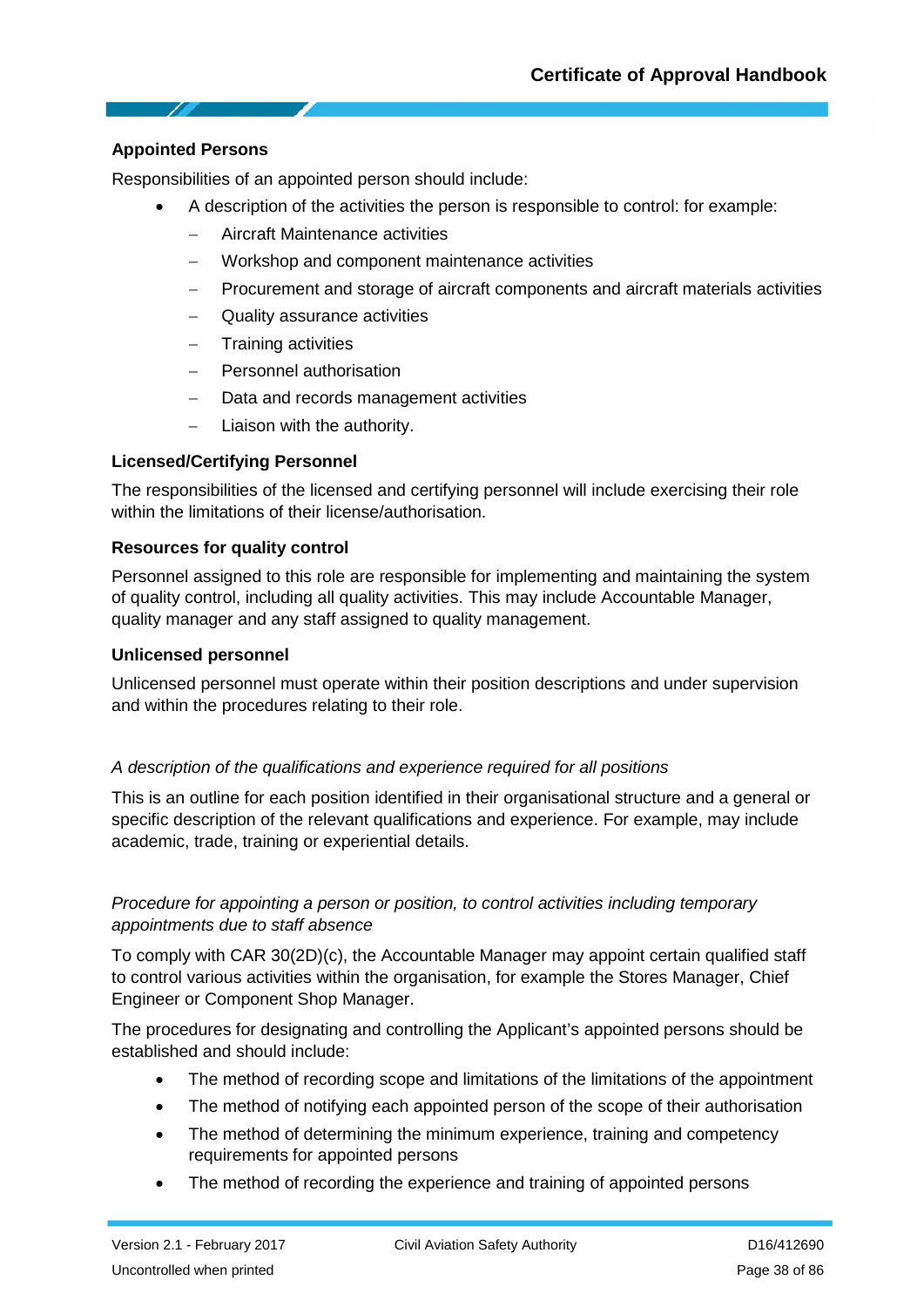**Appointed Persons**

Responsibilities of an appointed person should include:

- A description of the activities the person is responsible to control: for example:
  - Aircraft Maintenance activities
  - Workshop and component maintenance activities
  - Procurement and storage of aircraft components and aircraft materials activities
  - Quality assurance activities
  - Training activities
  - Personnel authorisation
  - Data and records management activities
  - Liaison with the authority.

**Licensed/Certifying Personnel**

The responsibilities of the licensed and certifying personnel will include exercising their role within the limitations of their license/authorisation.

**Resources for quality control**

Personnel assigned to this role are responsible for implementing and maintaining the system of quality control, including all quality activities. This may include Accountable Manager, quality manager and any staff assigned to quality management.

**Unlicensed personnel**

Unlicensed personnel must operate within their position descriptions and under supervision and within the procedures relating to their role.

*A description of the qualifications and experience required for all positions*

This is an outline for each position identified in their organisational structure and a general or specific description of the relevant qualifications and experience. For example, may include academic, trade, training or experiential details.

*Procedure for appointing a person or position, to control activities including temporary appointments due to staff absence*

To comply with CAR 30(2D)(c), the Accountable Manager may appoint certain qualified staff to control various activities within the organisation, for example the Stores Manager, Chief Engineer or Component Shop Manager.

The procedures for designating and controlling the Applicant's appointed persons should be established and should include:

- The method of recording scope and limitations of the limitations of the appointment
- The method of notifying each appointed person of the scope of their authorisation
- The method of determining the minimum experience, training and competency requirements for appointed persons
- The method of recording the experience and training of appointed persons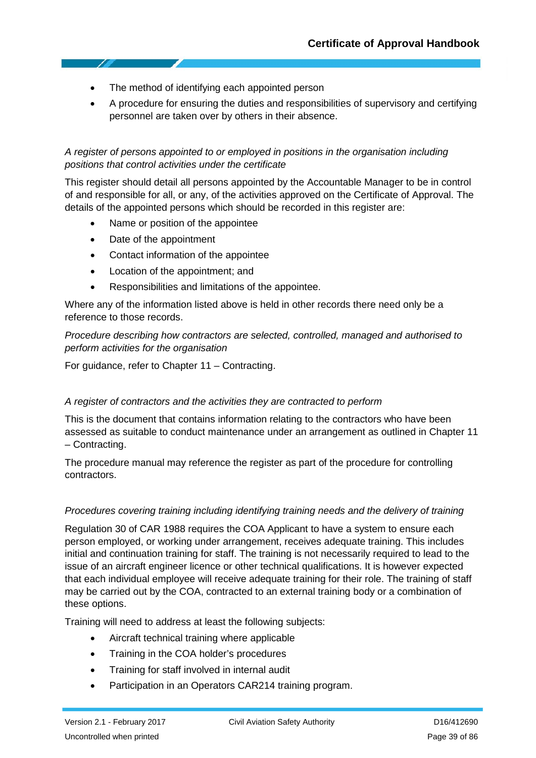- The method of identifying each appointed person
- A procedure for ensuring the duties and responsibilities of supervisory and certifying personnel are taken over by others in their absence.

*A register of persons appointed to or employed in positions in the organisation including positions that control activities under the certificate*

This register should detail all persons appointed by the Accountable Manager to be in control of and responsible for all, or any, of the activities approved on the Certificate of Approval. The details of the appointed persons which should be recorded in this register are:

- Name or position of the appointee
- Date of the appointment
- Contact information of the appointee
- Location of the appointment; and
- Responsibilities and limitations of the appointee.

Where any of the information listed above is held in other records there need only be a reference to those records.

*Procedure describing how contractors are selected, controlled, managed and authorised to perform activities for the organisation*

For guidance, refer to Chapter 11 – Contracting.

*A register of contractors and the activities they are contracted to perform*

This is the document that contains information relating to the contractors who have been assessed as suitable to conduct maintenance under an arrangement as outlined in Chapter 11 – Contracting.

The procedure manual may reference the register as part of the procedure for controlling contractors.

*Procedures covering training including identifying training needs and the delivery of training*

Regulation 30 of CAR 1988 requires the COA Applicant to have a system to ensure each person employed, or working under arrangement, receives adequate training. This includes initial and continuation training for staff. The training is not necessarily required to lead to the issue of an aircraft engineer licence or other technical qualifications. It is however expected that each individual employee will receive adequate training for their role. The training of staff may be carried out by the COA, contracted to an external training body or a combination of these options.

Training will need to address at least the following subjects:

- Aircraft technical training where applicable
- Training in the COA holder's procedures
- Training for staff involved in internal audit
- Participation in an Operators CAR214 training program.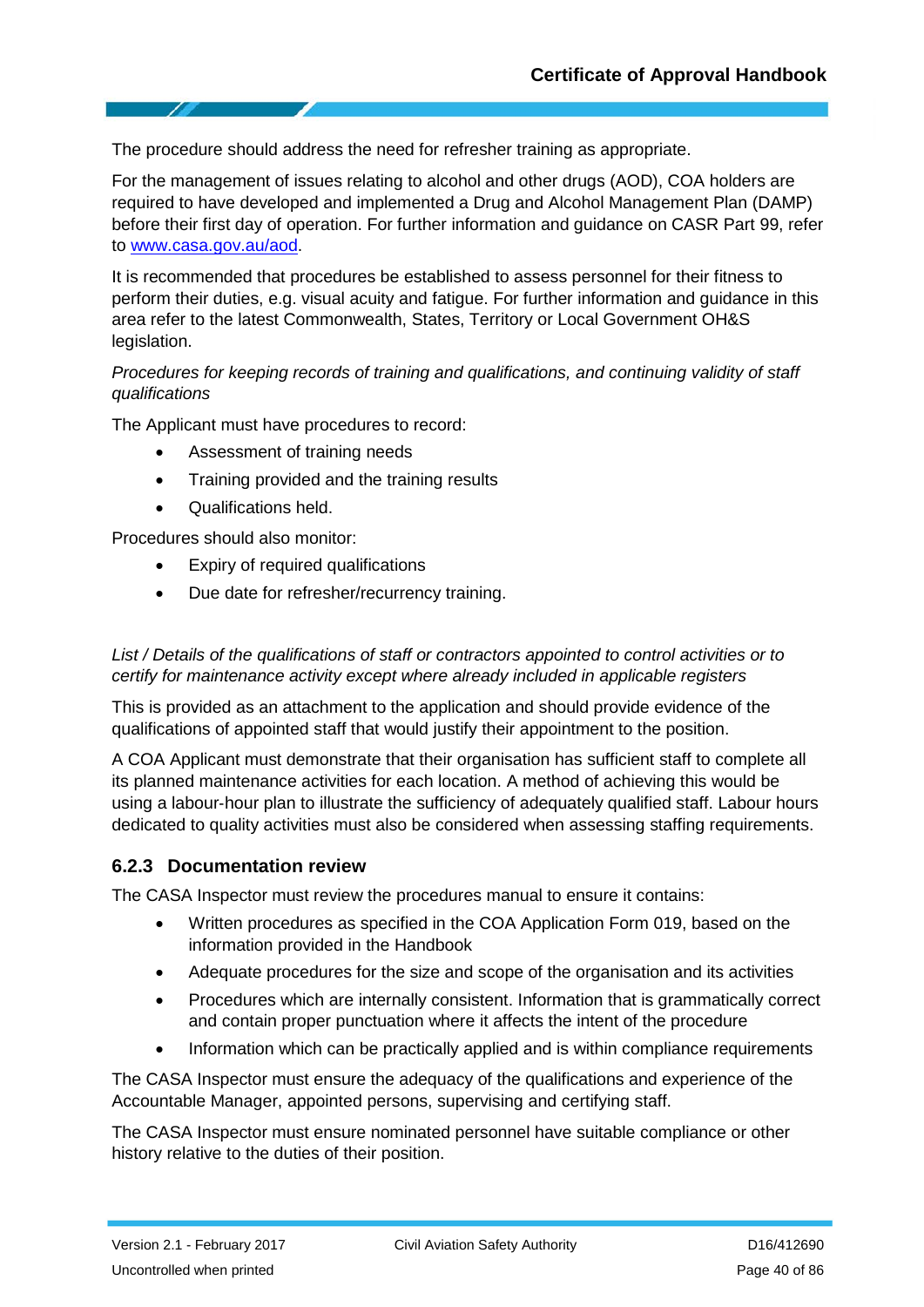The procedure should address the need for refresher training as appropriate.

For the management of issues relating to alcohol and other drugs (AOD), COA holders are required to have developed and implemented a Drug and Alcohol Management Plan (DAMP) before their first day of operation. For further information and guidance on CASR Part 99, refer to www.casa.gov.au/aod.

It is recommended that procedures be established to assess personnel for their fitness to perform their duties, e.g. visual acuity and fatigue. For further information and guidance in this area refer to the latest Commonwealth, States, Territory or Local Government OH&S legislation.

*Procedures for keeping records of training and qualifications, and continuing validity of staff qualifications*

The Applicant must have procedures to record:

- Assessment of training needs
- Training provided and the training results
- Qualifications held.

Procedures should also monitor:

- Expiry of required qualifications
- Due date for refresher/recurrency training.

*List / Details of the qualifications of staff or contractors appointed to control activities or to certify for maintenance activity except where already included in applicable registers*

This is provided as an attachment to the application and should provide evidence of the qualifications of appointed staff that would justify their appointment to the position.

A COA Applicant must demonstrate that their organisation has sufficient staff to complete all its planned maintenance activities for each location. A method of achieving this would be using a labour-hour plan to illustrate the sufficiency of adequately qualified staff. Labour hours dedicated to quality activities must also be considered when assessing staffing requirements.

### 6.2.3 Documentation review

The CASA Inspector must review the procedures manual to ensure it contains:

- Written procedures as specified in the COA Application Form 019, based on the information provided in the Handbook
- Adequate procedures for the size and scope of the organisation and its activities
- Procedures which are internally consistent. Information that is grammatically correct and contain proper punctuation where it affects the intent of the procedure
- Information which can be practically applied and is within compliance requirements

The CASA Inspector must ensure the adequacy of the qualifications and experience of the Accountable Manager, appointed persons, supervising and certifying staff.

The CASA Inspector must ensure nominated personnel have suitable compliance or other history relative to the duties of their position.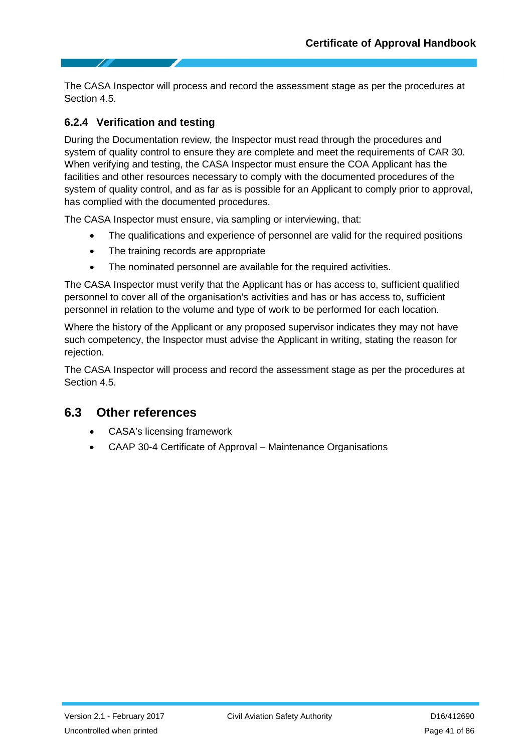The CASA Inspector will process and record the assessment stage as per the procedures at Section 4.5.

### 6.2.4 Verification and testing

During the Documentation review, the Inspector must read through the procedures and system of quality control to ensure they are complete and meet the requirements of CAR 30. When verifying and testing, the CASA Inspector must ensure the COA Applicant has the facilities and other resources necessary to comply with the documented procedures of the system of quality control, and as far as is possible for an Applicant to comply prior to approval, has complied with the documented procedures.

The CASA Inspector must ensure, via sampling or interviewing, that:

- The qualifications and experience of personnel are valid for the required positions
- The training records are appropriate
- The nominated personnel are available for the required activities.

The CASA Inspector must verify that the Applicant has or has access to, sufficient qualified personnel to cover all of the organisation's activities and has or has access to, sufficient personnel in relation to the volume and type of work to be performed for each location.

Where the history of the Applicant or any proposed supervisor indicates they may not have such competency, the Inspector must advise the Applicant in writing, stating the reason for rejection.

The CASA Inspector will process and record the assessment stage as per the procedures at Section 4.5.

## 6.3 Other references

- CASA's licensing framework
- CAAP 30-4 Certificate of Approval – Maintenance Organisations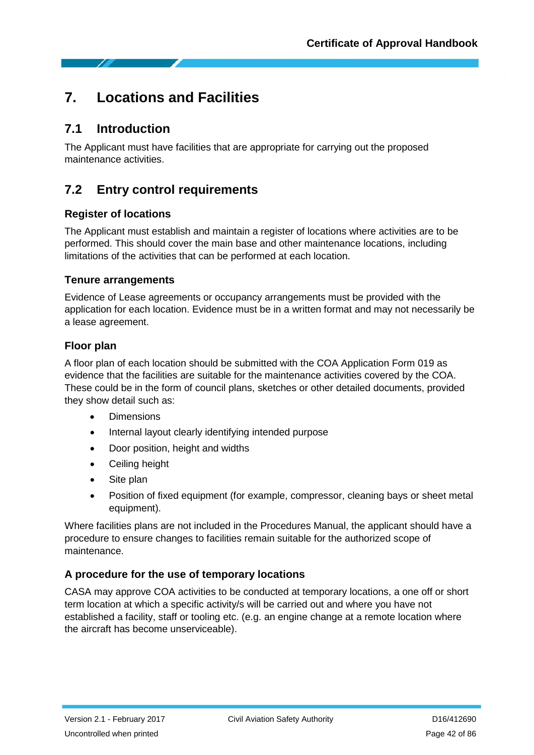# 7. Locations and Facilities

## 7.1 Introduction

The Applicant must have facilities that are appropriate for carrying out the proposed maintenance activities.

## 7.2 Entry control requirements

### Register of locations

The Applicant must establish and maintain a register of locations where activities are to be performed. This should cover the main base and other maintenance locations, including limitations of the activities that can be performed at each location.

### Tenure arrangements

Evidence of Lease agreements or occupancy arrangements must be provided with the application for each location. Evidence must be in a written format and may not necessarily be a lease agreement.

### Floor plan

A floor plan of each location should be submitted with the COA Application Form 019 as evidence that the facilities are suitable for the maintenance activities covered by the COA. These could be in the form of council plans, sketches or other detailed documents, provided they show detail such as:

- Dimensions
- Internal layout clearly identifying intended purpose
- Door position, height and widths
- Ceiling height
- Site plan
- Position of fixed equipment (for example, compressor, cleaning bays or sheet metal equipment).

Where facilities plans are not included in the Procedures Manual, the applicant should have a procedure to ensure changes to facilities remain suitable for the authorized scope of maintenance.

### A procedure for the use of temporary locations

CASA may approve COA activities to be conducted at temporary locations, a one off or short term location at which a specific activity/s will be carried out and where you have not established a facility, staff or tooling etc. (e.g. an engine change at a remote location where the aircraft has become unserviceable).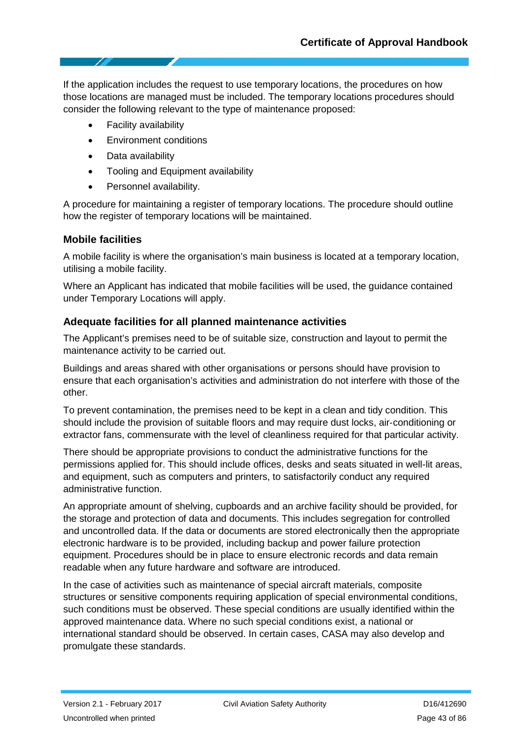If the application includes the request to use temporary locations, the procedures on how those locations are managed must be included. The temporary locations procedures should consider the following relevant to the type of maintenance proposed:

- Facility availability
- Environment conditions
- Data availability
- Tooling and Equipment availability
- Personnel availability.

A procedure for maintaining a register of temporary locations. The procedure should outline how the register of temporary locations will be maintained.

### Mobile facilities

A mobile facility is where the organisation's main business is located at a temporary location, utilising a mobile facility.

Where an Applicant has indicated that mobile facilities will be used, the guidance contained under Temporary Locations will apply.

### Adequate facilities for all planned maintenance activities

The Applicant's premises need to be of suitable size, construction and layout to permit the maintenance activity to be carried out.

Buildings and areas shared with other organisations or persons should have provision to ensure that each organisation's activities and administration do not interfere with those of the other.

To prevent contamination, the premises need to be kept in a clean and tidy condition. This should include the provision of suitable floors and may require dust locks, air-conditioning or extractor fans, commensurate with the level of cleanliness required for that particular activity.

There should be appropriate provisions to conduct the administrative functions for the permissions applied for. This should include offices, desks and seats situated in well-lit areas, and equipment, such as computers and printers, to satisfactorily conduct any required administrative function.

An appropriate amount of shelving, cupboards and an archive facility should be provided, for the storage and protection of data and documents. This includes segregation for controlled and uncontrolled data. If the data or documents are stored electronically then the appropriate electronic hardware is to be provided, including backup and power failure protection equipment. Procedures should be in place to ensure electronic records and data remain readable when any future hardware and software are introduced.

In the case of activities such as maintenance of special aircraft materials, composite structures or sensitive components requiring application of special environmental conditions, such conditions must be observed. These special conditions are usually identified within the approved maintenance data. Where no such special conditions exist, a national or international standard should be observed. In certain cases, CASA may also develop and promulgate these standards.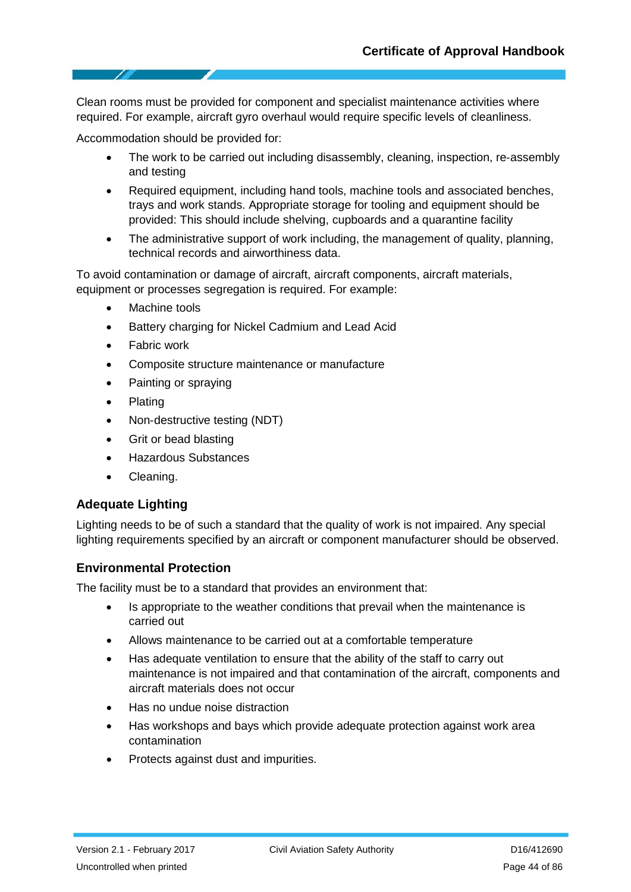Clean rooms must be provided for component and specialist maintenance activities where required. For example, aircraft gyro overhaul would require specific levels of cleanliness.

Accommodation should be provided for:

- The work to be carried out including disassembly, cleaning, inspection, re-assembly and testing
- Required equipment, including hand tools, machine tools and associated benches, trays and work stands. Appropriate storage for tooling and equipment should be provided: This should include shelving, cupboards and a quarantine facility
- The administrative support of work including, the management of quality, planning, technical records and airworthiness data.

To avoid contamination or damage of aircraft, aircraft components, aircraft materials, equipment or processes segregation is required. For example:

- Machine tools
- Battery charging for Nickel Cadmium and Lead Acid
- Fabric work
- Composite structure maintenance or manufacture
- Painting or spraying
- Plating
- Non-destructive testing (NDT)
- Grit or bead blasting
- Hazardous Substances
- Cleaning.

### Adequate Lighting

Lighting needs to be of such a standard that the quality of work is not impaired. Any special lighting requirements specified by an aircraft or component manufacturer should be observed.

### Environmental Protection

The facility must be to a standard that provides an environment that:

- Is appropriate to the weather conditions that prevail when the maintenance is carried out
- Allows maintenance to be carried out at a comfortable temperature
- Has adequate ventilation to ensure that the ability of the staff to carry out maintenance is not impaired and that contamination of the aircraft, components and aircraft materials does not occur
- Has no undue noise distraction
- Has workshops and bays which provide adequate protection against work area contamination
- Protects against dust and impurities.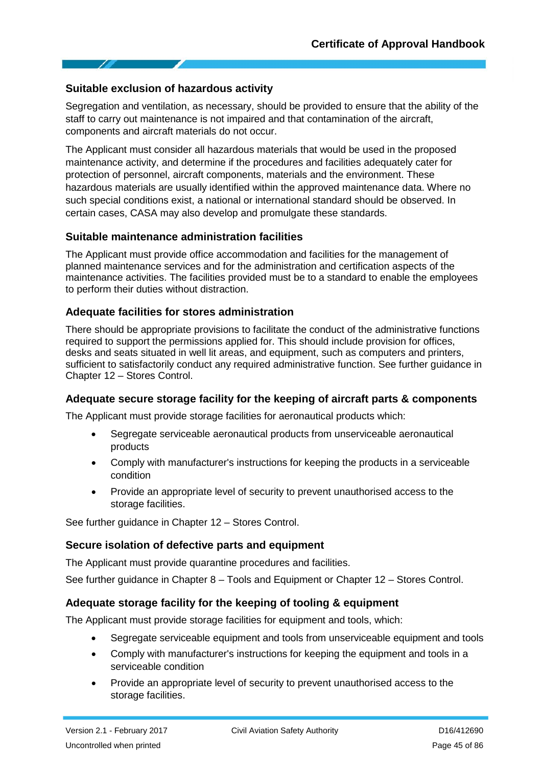### Suitable exclusion of hazardous activity

Segregation and ventilation, as necessary, should be provided to ensure that the ability of the staff to carry out maintenance is not impaired and that contamination of the aircraft, components and aircraft materials do not occur.

The Applicant must consider all hazardous materials that would be used in the proposed maintenance activity, and determine if the procedures and facilities adequately cater for protection of personnel, aircraft components, materials and the environment. These hazardous materials are usually identified within the approved maintenance data. Where no such special conditions exist, a national or international standard should be observed. In certain cases, CASA may also develop and promulgate these standards.

### Suitable maintenance administration facilities

The Applicant must provide office accommodation and facilities for the management of planned maintenance services and for the administration and certification aspects of the maintenance activities. The facilities provided must be to a standard to enable the employees to perform their duties without distraction.

### Adequate facilities for stores administration

There should be appropriate provisions to facilitate the conduct of the administrative functions required to support the permissions applied for. This should include provision for offices, desks and seats situated in well lit areas, and equipment, such as computers and printers, sufficient to satisfactorily conduct any required administrative function. See further guidance in Chapter 12 – Stores Control.

### Adequate secure storage facility for the keeping of aircraft parts & components

The Applicant must provide storage facilities for aeronautical products which:

- Segregate serviceable aeronautical products from unserviceable aeronautical products
- Comply with manufacturer's instructions for keeping the products in a serviceable condition
- Provide an appropriate level of security to prevent unauthorised access to the storage facilities.

See further guidance in Chapter 12 – Stores Control.

### Secure isolation of defective parts and equipment

The Applicant must provide quarantine procedures and facilities.

See further guidance in Chapter 8 – Tools and Equipment or Chapter 12 – Stores Control.

### Adequate storage facility for the keeping of tooling & equipment

The Applicant must provide storage facilities for equipment and tools, which:

- Segregate serviceable equipment and tools from unserviceable equipment and tools
- Comply with manufacturer's instructions for keeping the equipment and tools in a serviceable condition
- Provide an appropriate level of security to prevent unauthorised access to the storage facilities.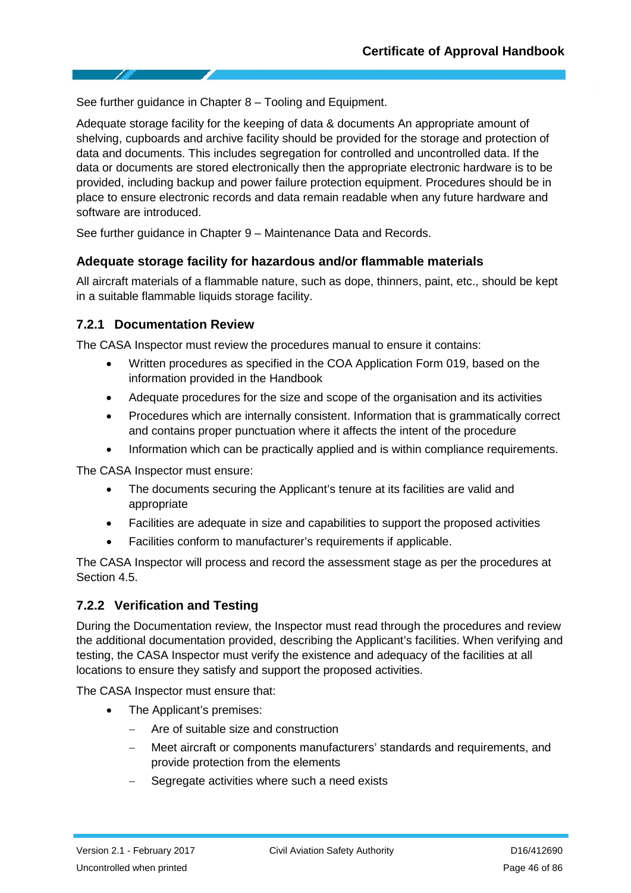See further guidance in Chapter 8 – Tooling and Equipment.

Adequate storage facility for the keeping of data & documents An appropriate amount of shelving, cupboards and archive facility should be provided for the storage and protection of data and documents. This includes segregation for controlled and uncontrolled data. If the data or documents are stored electronically then the appropriate electronic hardware is to be provided, including backup and power failure protection equipment. Procedures should be in place to ensure electronic records and data remain readable when any future hardware and software are introduced.

See further guidance in Chapter 9 – Maintenance Data and Records.

#### Adequate storage facility for hazardous and/or flammable materials

All aircraft materials of a flammable nature, such as dope, thinners, paint, etc., should be kept in a suitable flammable liquids storage facility.

### 7.2.1 Documentation Review

The CASA Inspector must review the procedures manual to ensure it contains:

- Written procedures as specified in the COA Application Form 019, based on the information provided in the Handbook
- Adequate procedures for the size and scope of the organisation and its activities
- Procedures which are internally consistent. Information that is grammatically correct and contains proper punctuation where it affects the intent of the procedure
- Information which can be practically applied and is within compliance requirements.

The CASA Inspector must ensure:

- The documents securing the Applicant's tenure at its facilities are valid and appropriate
- Facilities are adequate in size and capabilities to support the proposed activities
- Facilities conform to manufacturer's requirements if applicable.

The CASA Inspector will process and record the assessment stage as per the procedures at Section 4.5.

### 7.2.2 Verification and Testing

During the Documentation review, the Inspector must read through the procedures and review the additional documentation provided, describing the Applicant's facilities. When verifying and testing, the CASA Inspector must verify the existence and adequacy of the facilities at all locations to ensure they satisfy and support the proposed activities.

The CASA Inspector must ensure that:

- The Applicant's premises:
  - Are of suitable size and construction
  - Meet aircraft or components manufacturers' standards and requirements, and provide protection from the elements
  - Segregate activities where such a need exists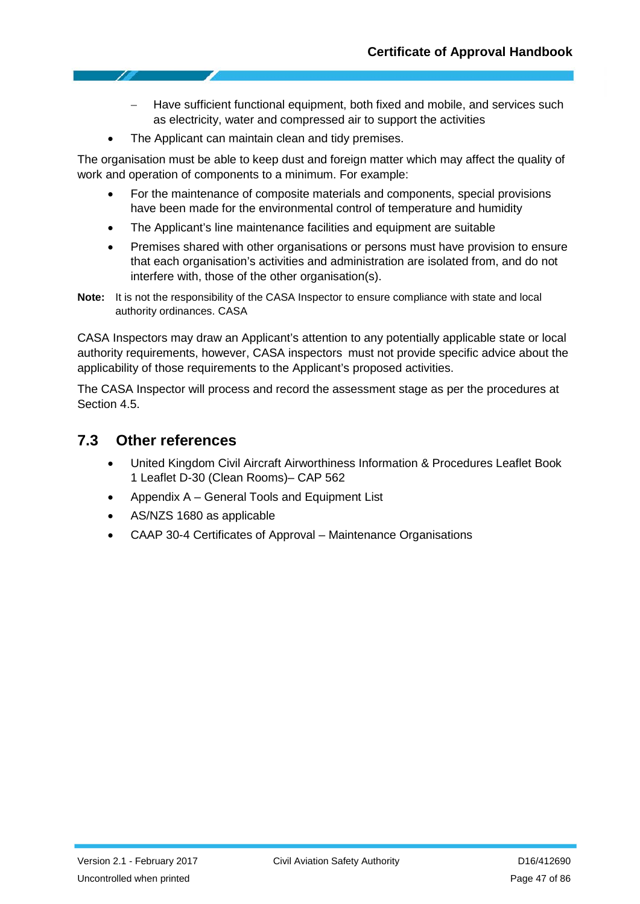- Have sufficient functional equipment, both fixed and mobile, and services such as electricity, water and compressed air to support the activities
- The Applicant can maintain clean and tidy premises.

The organisation must be able to keep dust and foreign matter which may affect the quality of work and operation of components to a minimum. For example:

- For the maintenance of composite materials and components, special provisions have been made for the environmental control of temperature and humidity
- The Applicant's line maintenance facilities and equipment are suitable
- Premises shared with other organisations or persons must have provision to ensure that each organisation's activities and administration are isolated from, and do not interfere with, those of the other organisation(s).

**Note:** It is not the responsibility of the CASA Inspector to ensure compliance with state and local authority ordinances. CASA

CASA Inspectors may draw an Applicant's attention to any potentially applicable state or local authority requirements, however, CASA inspectors must not provide specific advice about the applicability of those requirements to the Applicant's proposed activities.

The CASA Inspector will process and record the assessment stage as per the procedures at Section 4.5.

## 7.3 Other references

- United Kingdom Civil Aircraft Airworthiness Information & Procedures Leaflet Book 1 Leaflet D-30 (Clean Rooms)– CAP 562
- Appendix A – General Tools and Equipment List
- AS/NZS 1680 as applicable
- CAAP 30-4 Certificates of Approval – Maintenance Organisations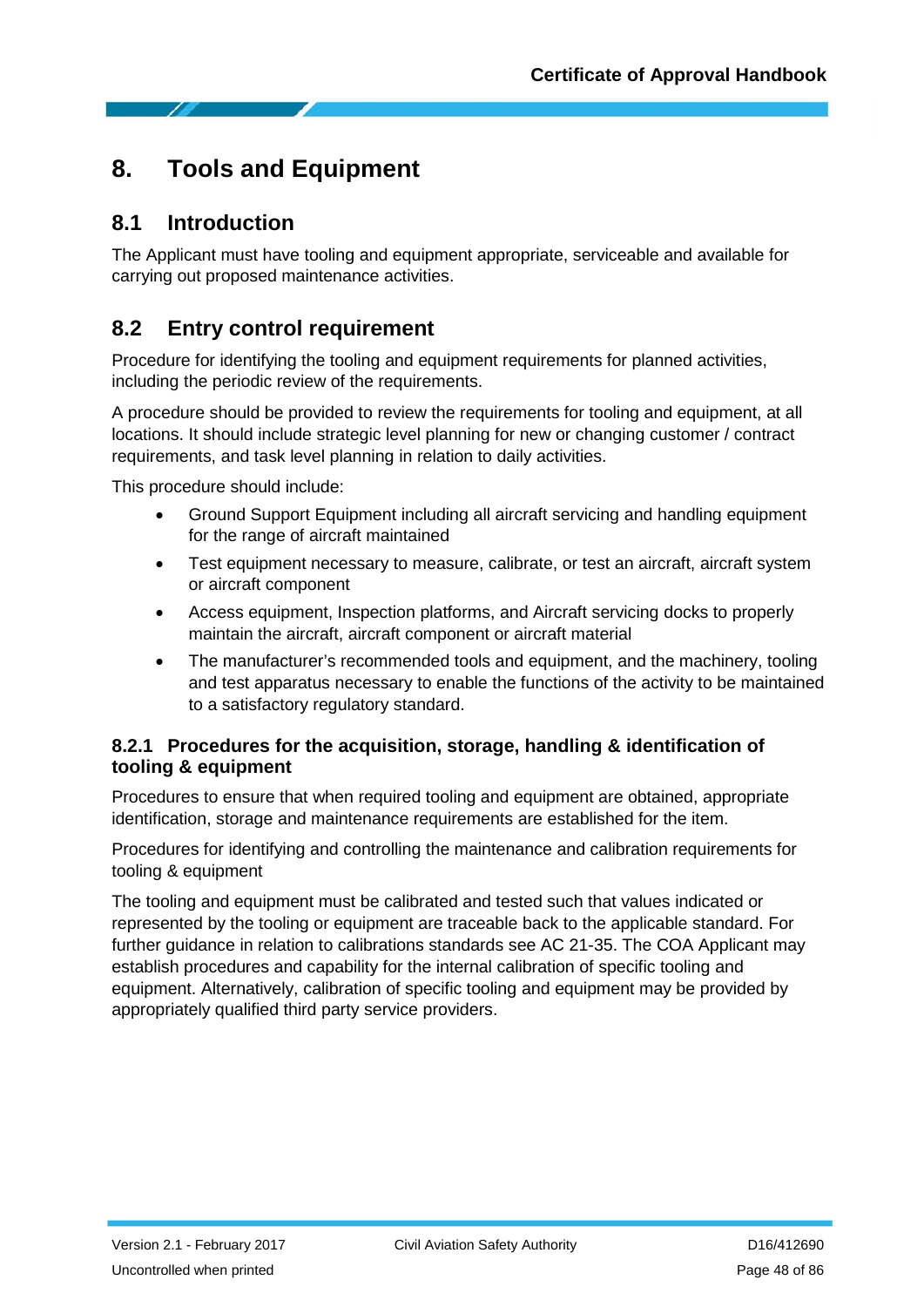# 8. Tools and Equipment

## 8.1 Introduction

The Applicant must have tooling and equipment appropriate, serviceable and available for carrying out proposed maintenance activities.

## 8.2 Entry control requirement

Procedure for identifying the tooling and equipment requirements for planned activities, including the periodic review of the requirements.

A procedure should be provided to review the requirements for tooling and equipment, at all locations. It should include strategic level planning for new or changing customer / contract requirements, and task level planning in relation to daily activities.

This procedure should include:

- Ground Support Equipment including all aircraft servicing and handling equipment for the range of aircraft maintained
- Test equipment necessary to measure, calibrate, or test an aircraft, aircraft system or aircraft component
- Access equipment, Inspection platforms, and Aircraft servicing docks to properly maintain the aircraft, aircraft component or aircraft material
- The manufacturer's recommended tools and equipment, and the machinery, tooling and test apparatus necessary to enable the functions of the activity to be maintained to a satisfactory regulatory standard.

### 8.2.1 Procedures for the acquisition, storage, handling & identification of tooling & equipment

Procedures to ensure that when required tooling and equipment are obtained, appropriate identification, storage and maintenance requirements are established for the item.

Procedures for identifying and controlling the maintenance and calibration requirements for tooling & equipment

The tooling and equipment must be calibrated and tested such that values indicated or represented by the tooling or equipment are traceable back to the applicable standard. For further guidance in relation to calibrations standards see AC 21-35. The COA Applicant may establish procedures and capability for the internal calibration of specific tooling and equipment. Alternatively, calibration of specific tooling and equipment may be provided by appropriately qualified third party service providers.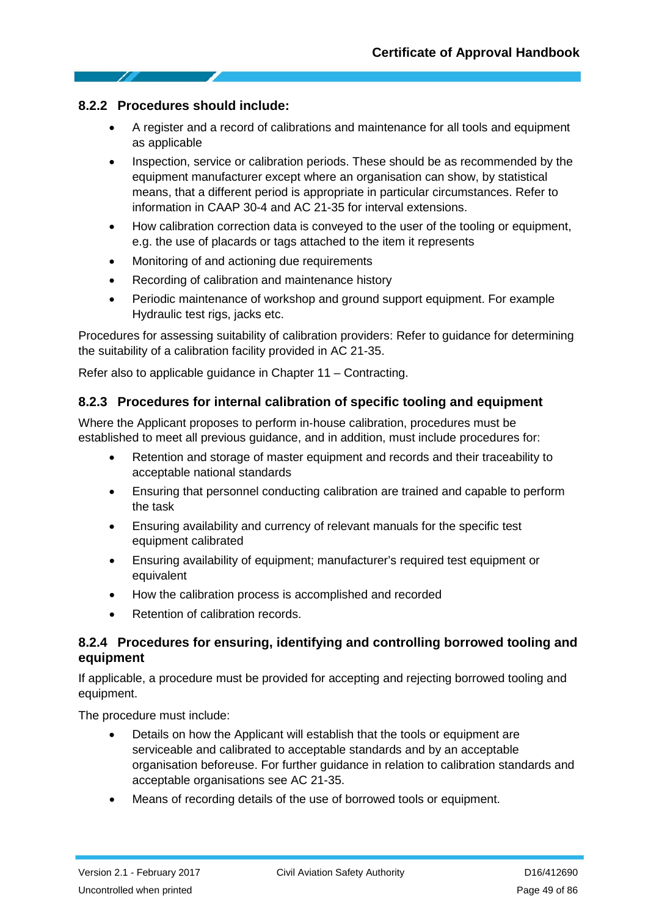### 8.2.2 Procedures should include:

- A register and a record of calibrations and maintenance for all tools and equipment as applicable
- Inspection, service or calibration periods. These should be as recommended by the equipment manufacturer except where an organisation can show, by statistical means, that a different period is appropriate in particular circumstances. Refer to information in CAAP 30-4 and AC 21-35 for interval extensions.
- How calibration correction data is conveyed to the user of the tooling or equipment, e.g. the use of placards or tags attached to the item it represents
- Monitoring of and actioning due requirements
- Recording of calibration and maintenance history
- Periodic maintenance of workshop and ground support equipment. For example Hydraulic test rigs, jacks etc.

Procedures for assessing suitability of calibration providers: Refer to guidance for determining the suitability of a calibration facility provided in AC 21-35.

Refer also to applicable guidance in Chapter 11 – Contracting.

### 8.2.3 Procedures for internal calibration of specific tooling and equipment

Where the Applicant proposes to perform in-house calibration, procedures must be established to meet all previous guidance, and in addition, must include procedures for:

- Retention and storage of master equipment and records and their traceability to acceptable national standards
- Ensuring that personnel conducting calibration are trained and capable to perform the task
- Ensuring availability and currency of relevant manuals for the specific test equipment calibrated
- Ensuring availability of equipment; manufacturer's required test equipment or equivalent
- How the calibration process is accomplished and recorded
- Retention of calibration records.

### 8.2.4 Procedures for ensuring, identifying and controlling borrowed tooling and equipment

If applicable, a procedure must be provided for accepting and rejecting borrowed tooling and equipment.

The procedure must include:

- Details on how the Applicant will establish that the tools or equipment are serviceable and calibrated to acceptable standards and by an acceptable organisation beforeuse. For further guidance in relation to calibration standards and acceptable organisations see AC 21-35.
- Means of recording details of the use of borrowed tools or equipment.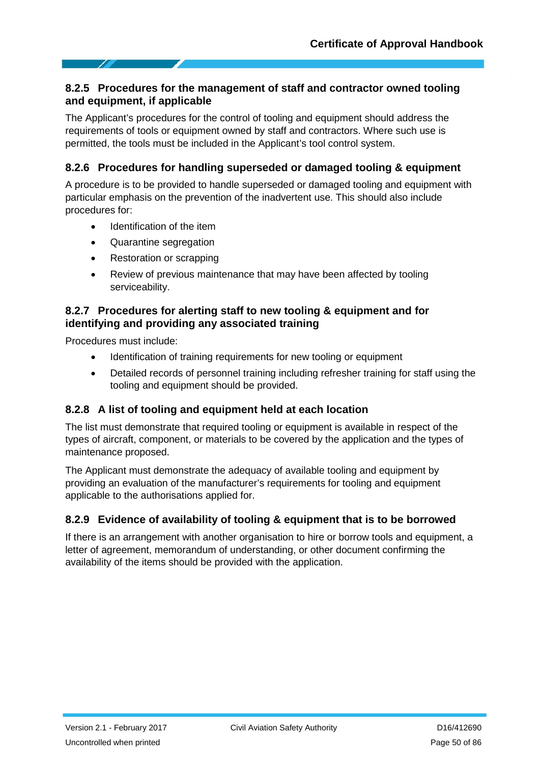### 8.2.5 Procedures for the management of staff and contractor owned tooling and equipment, if applicable

The Applicant's procedures for the control of tooling and equipment should address the requirements of tools or equipment owned by staff and contractors. Where such use is permitted, the tools must be included in the Applicant's tool control system.

### 8.2.6 Procedures for handling superseded or damaged tooling & equipment

A procedure is to be provided to handle superseded or damaged tooling and equipment with particular emphasis on the prevention of the inadvertent use. This should also include procedures for:

- Identification of the item
- Quarantine segregation
- Restoration or scrapping
- Review of previous maintenance that may have been affected by tooling serviceability.

### 8.2.7 Procedures for alerting staff to new tooling & equipment and for identifying and providing any associated training

Procedures must include:

- Identification of training requirements for new tooling or equipment
- Detailed records of personnel training including refresher training for staff using the tooling and equipment should be provided.

### 8.2.8 A list of tooling and equipment held at each location

The list must demonstrate that required tooling or equipment is available in respect of the types of aircraft, component, or materials to be covered by the application and the types of maintenance proposed.

The Applicant must demonstrate the adequacy of available tooling and equipment by providing an evaluation of the manufacturer's requirements for tooling and equipment applicable to the authorisations applied for.

### 8.2.9 Evidence of availability of tooling & equipment that is to be borrowed

If there is an arrangement with another organisation to hire or borrow tools and equipment, a letter of agreement, memorandum of understanding, or other document confirming the availability of the items should be provided with the application.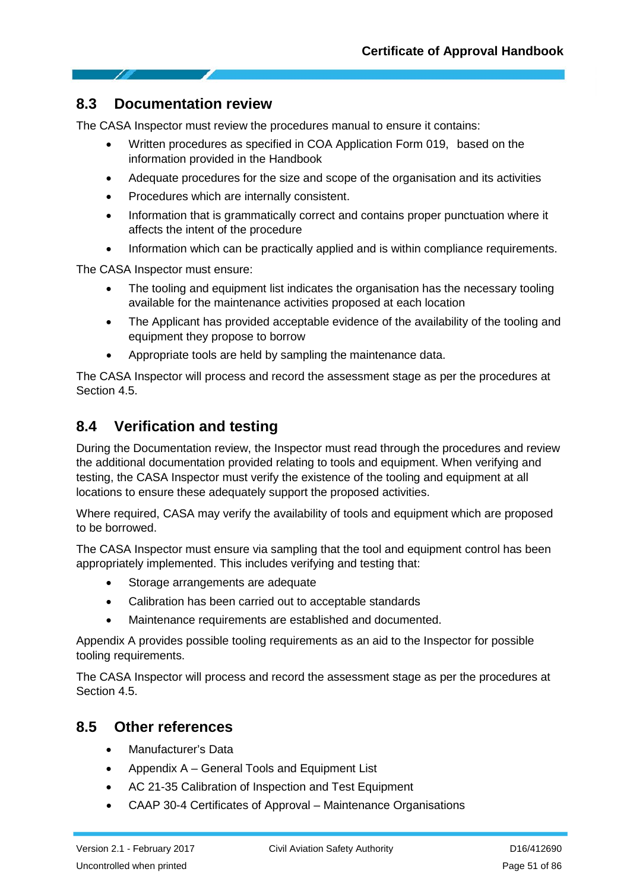## 8.3 Documentation review

The CASA Inspector must review the procedures manual to ensure it contains:

- Written procedures as specified in COA Application Form 019, based on the information provided in the Handbook
- Adequate procedures for the size and scope of the organisation and its activities
- Procedures which are internally consistent.
- Information that is grammatically correct and contains proper punctuation where it affects the intent of the procedure
- Information which can be practically applied and is within compliance requirements.

The CASA Inspector must ensure:

- The tooling and equipment list indicates the organisation has the necessary tooling available for the maintenance activities proposed at each location
- The Applicant has provided acceptable evidence of the availability of the tooling and equipment they propose to borrow
- Appropriate tools are held by sampling the maintenance data.

The CASA Inspector will process and record the assessment stage as per the procedures at Section 4.5.

## 8.4 Verification and testing

During the Documentation review, the Inspector must read through the procedures and review the additional documentation provided relating to tools and equipment. When verifying and testing, the CASA Inspector must verify the existence of the tooling and equipment at all locations to ensure these adequately support the proposed activities.

Where required, CASA may verify the availability of tools and equipment which are proposed to be borrowed.

The CASA Inspector must ensure via sampling that the tool and equipment control has been appropriately implemented. This includes verifying and testing that:

- Storage arrangements are adequate
- Calibration has been carried out to acceptable standards
- Maintenance requirements are established and documented.

Appendix A provides possible tooling requirements as an aid to the Inspector for possible tooling requirements.

The CASA Inspector will process and record the assessment stage as per the procedures at Section 4.5.

## 8.5 Other references

- Manufacturer's Data
- Appendix A – General Tools and Equipment List
- AC 21-35 Calibration of Inspection and Test Equipment
- CAAP 30-4 Certificates of Approval – Maintenance Organisations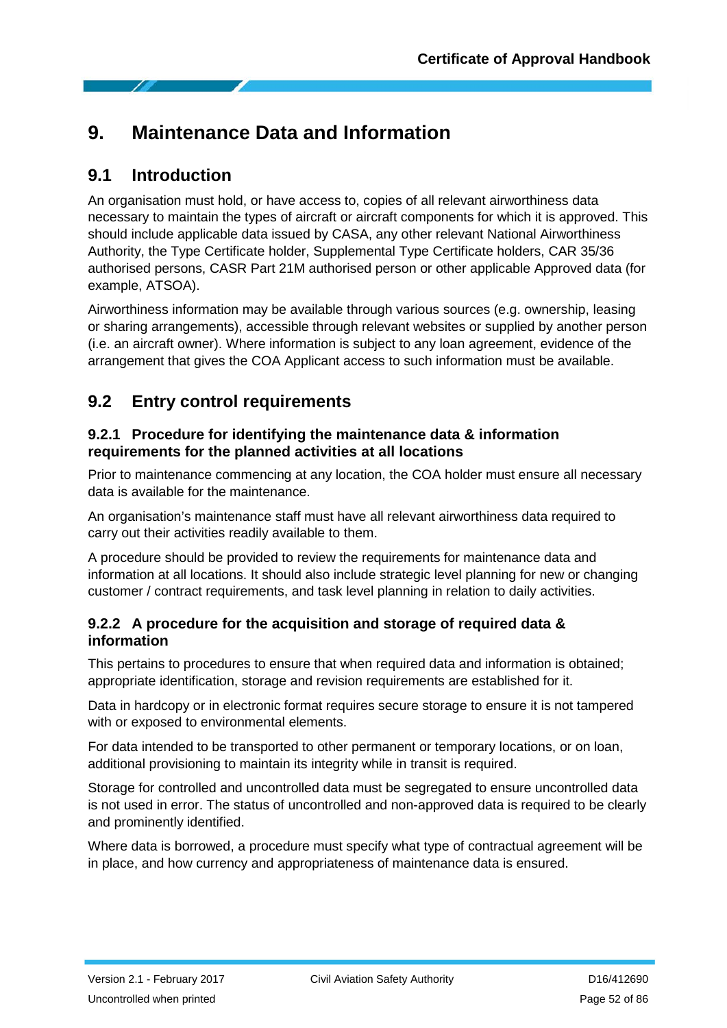# 9. Maintenance Data and Information

## 9.1 Introduction

An organisation must hold, or have access to, copies of all relevant airworthiness data necessary to maintain the types of aircraft or aircraft components for which it is approved. This should include applicable data issued by CASA, any other relevant National Airworthiness Authority, the Type Certificate holder, Supplemental Type Certificate holders, CAR 35/36 authorised persons, CASR Part 21M authorised person or other applicable Approved data (for example, ATSOA).

Airworthiness information may be available through various sources (e.g. ownership, leasing or sharing arrangements), accessible through relevant websites or supplied by another person (i.e. an aircraft owner). Where information is subject to any loan agreement, evidence of the arrangement that gives the COA Applicant access to such information must be available.

## 9.2 Entry control requirements

### 9.2.1 Procedure for identifying the maintenance data & information requirements for the planned activities at all locations

Prior to maintenance commencing at any location, the COA holder must ensure all necessary data is available for the maintenance.

An organisation's maintenance staff must have all relevant airworthiness data required to carry out their activities readily available to them.

A procedure should be provided to review the requirements for maintenance data and information at all locations. It should also include strategic level planning for new or changing customer / contract requirements, and task level planning in relation to daily activities.

### 9.2.2 A procedure for the acquisition and storage of required data & information

This pertains to procedures to ensure that when required data and information is obtained; appropriate identification, storage and revision requirements are established for it.

Data in hardcopy or in electronic format requires secure storage to ensure it is not tampered with or exposed to environmental elements.

For data intended to be transported to other permanent or temporary locations, or on loan, additional provisioning to maintain its integrity while in transit is required.

Storage for controlled and uncontrolled data must be segregated to ensure uncontrolled data is not used in error. The status of uncontrolled and non-approved data is required to be clearly and prominently identified.

Where data is borrowed, a procedure must specify what type of contractual agreement will be in place, and how currency and appropriateness of maintenance data is ensured.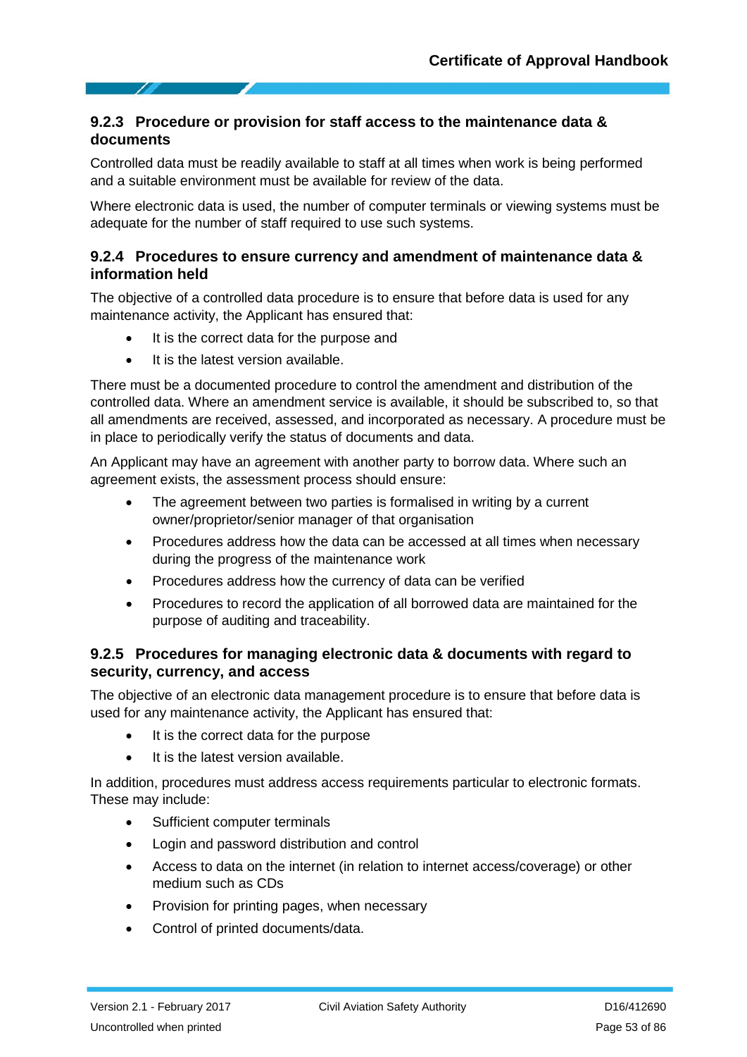### 9.2.3 Procedure or provision for staff access to the maintenance data & documents

Controlled data must be readily available to staff at all times when work is being performed and a suitable environment must be available for review of the data.

Where electronic data is used, the number of computer terminals or viewing systems must be adequate for the number of staff required to use such systems.

### 9.2.4 Procedures to ensure currency and amendment of maintenance data & information held

The objective of a controlled data procedure is to ensure that before data is used for any maintenance activity, the Applicant has ensured that:

- It is the correct data for the purpose and
- It is the latest version available.

There must be a documented procedure to control the amendment and distribution of the controlled data. Where an amendment service is available, it should be subscribed to, so that all amendments are received, assessed, and incorporated as necessary. A procedure must be in place to periodically verify the status of documents and data.

An Applicant may have an agreement with another party to borrow data. Where such an agreement exists, the assessment process should ensure:

- The agreement between two parties is formalised in writing by a current owner/proprietor/senior manager of that organisation
- Procedures address how the data can be accessed at all times when necessary during the progress of the maintenance work
- Procedures address how the currency of data can be verified
- Procedures to record the application of all borrowed data are maintained for the purpose of auditing and traceability.

### 9.2.5 Procedures for managing electronic data & documents with regard to security, currency, and access

The objective of an electronic data management procedure is to ensure that before data is used for any maintenance activity, the Applicant has ensured that:

- It is the correct data for the purpose
- It is the latest version available.

In addition, procedures must address access requirements particular to electronic formats. These may include:

- Sufficient computer terminals
- Login and password distribution and control
- Access to data on the internet (in relation to internet access/coverage) or other medium such as CDs
- Provision for printing pages, when necessary
- Control of printed documents/data.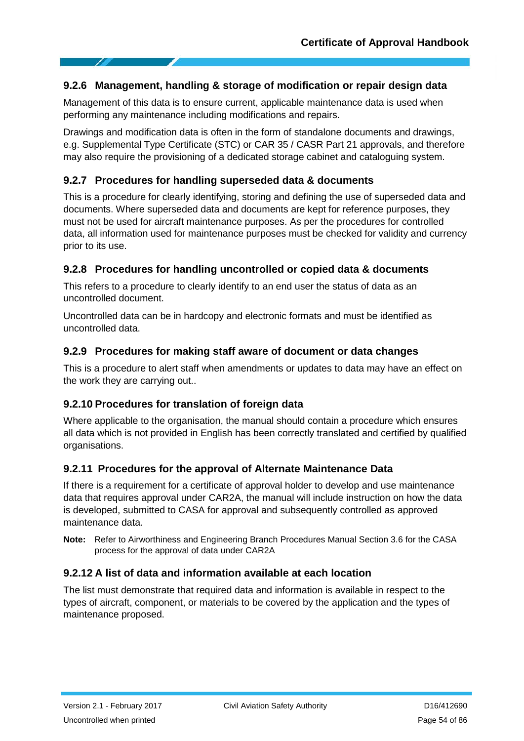### 9.2.6 Management, handling & storage of modification or repair design data

Management of this data is to ensure current, applicable maintenance data is used when performing any maintenance including modifications and repairs.

Drawings and modification data is often in the form of standalone documents and drawings, e.g. Supplemental Type Certificate (STC) or CAR 35 / CASR Part 21 approvals, and therefore may also require the provisioning of a dedicated storage cabinet and cataloguing system.

### 9.2.7 Procedures for handling superseded data & documents

This is a procedure for clearly identifying, storing and defining the use of superseded data and documents. Where superseded data and documents are kept for reference purposes, they must not be used for aircraft maintenance purposes. As per the procedures for controlled data, all information used for maintenance purposes must be checked for validity and currency prior to its use.

### 9.2.8 Procedures for handling uncontrolled or copied data & documents

This refers to a procedure to clearly identify to an end user the status of data as an uncontrolled document.

Uncontrolled data can be in hardcopy and electronic formats and must be identified as uncontrolled data.

### 9.2.9 Procedures for making staff aware of document or data changes

This is a procedure to alert staff when amendments or updates to data may have an effect on the work they are carrying out..

### 9.2.10 Procedures for translation of foreign data

Where applicable to the organisation, the manual should contain a procedure which ensures all data which is not provided in English has been correctly translated and certified by qualified organisations.

### 9.2.11 Procedures for the approval of Alternate Maintenance Data

If there is a requirement for a certificate of approval holder to develop and use maintenance data that requires approval under CAR2A, the manual will include instruction on how the data is developed, submitted to CASA for approval and subsequently controlled as approved maintenance data.

**Note:** Refer to Airworthiness and Engineering Branch Procedures Manual Section 3.6 for the CASA process for the approval of data under CAR2A

### 9.2.12 A list of data and information available at each location

The list must demonstrate that required data and information is available in respect to the types of aircraft, component, or materials to be covered by the application and the types of maintenance proposed.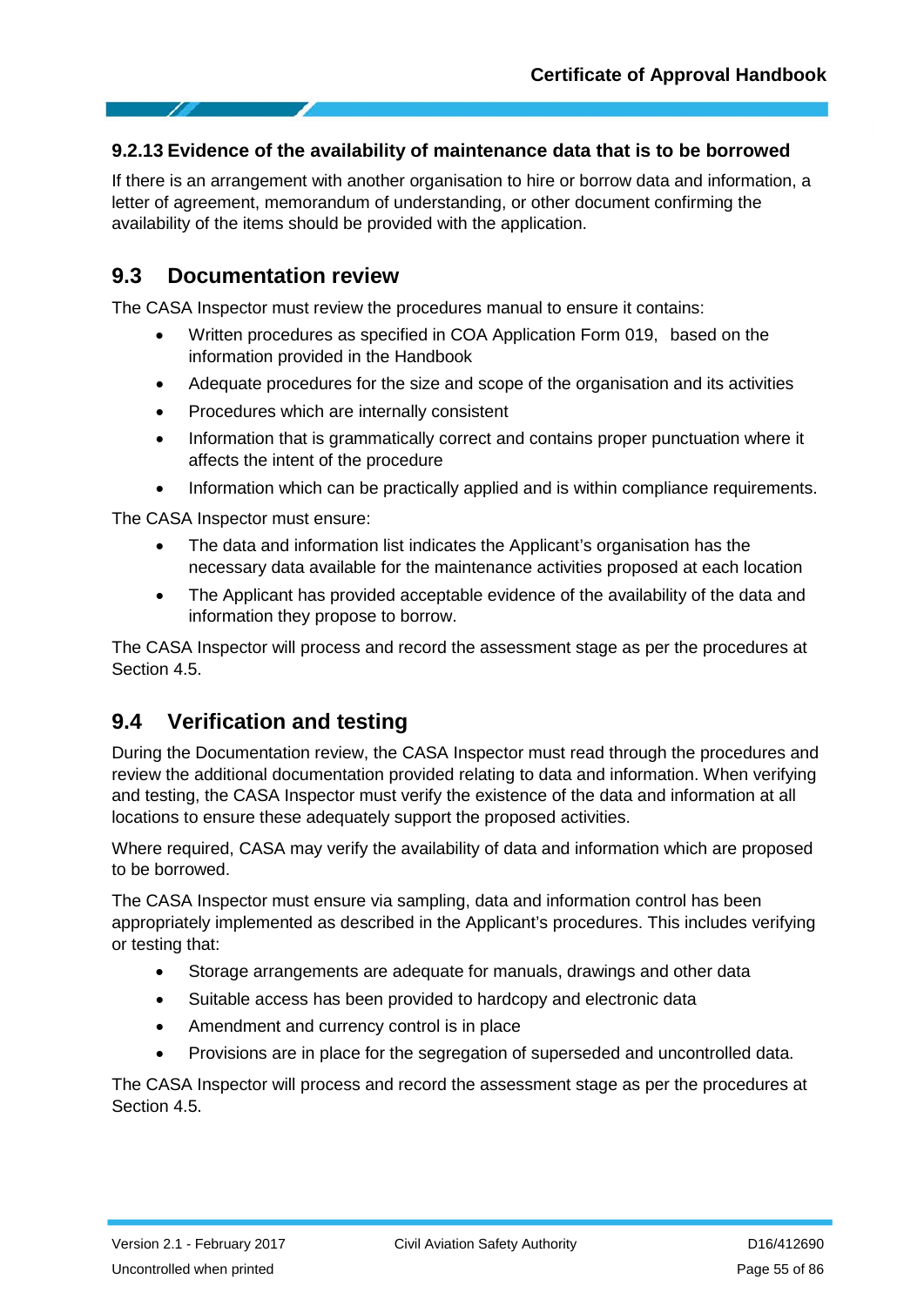### 9.2.13 Evidence of the availability of maintenance data that is to be borrowed

If there is an arrangement with another organisation to hire or borrow data and information, a letter of agreement, memorandum of understanding, or other document confirming the availability of the items should be provided with the application.

## 9.3 Documentation review

The CASA Inspector must review the procedures manual to ensure it contains:

- Written procedures as specified in COA Application Form 019, based on the information provided in the Handbook
- Adequate procedures for the size and scope of the organisation and its activities
- Procedures which are internally consistent
- Information that is grammatically correct and contains proper punctuation where it affects the intent of the procedure
- Information which can be practically applied and is within compliance requirements.

The CASA Inspector must ensure:

- The data and information list indicates the Applicant's organisation has the necessary data available for the maintenance activities proposed at each location
- The Applicant has provided acceptable evidence of the availability of the data and information they propose to borrow.

The CASA Inspector will process and record the assessment stage as per the procedures at Section 4.5.

## 9.4 Verification and testing

During the Documentation review, the CASA Inspector must read through the procedures and review the additional documentation provided relating to data and information. When verifying and testing, the CASA Inspector must verify the existence of the data and information at all locations to ensure these adequately support the proposed activities.

Where required, CASA may verify the availability of data and information which are proposed to be borrowed.

The CASA Inspector must ensure via sampling, data and information control has been appropriately implemented as described in the Applicant's procedures. This includes verifying or testing that:

- Storage arrangements are adequate for manuals, drawings and other data
- Suitable access has been provided to hardcopy and electronic data
- Amendment and currency control is in place
- Provisions are in place for the segregation of superseded and uncontrolled data.

The CASA Inspector will process and record the assessment stage as per the procedures at Section 4.5.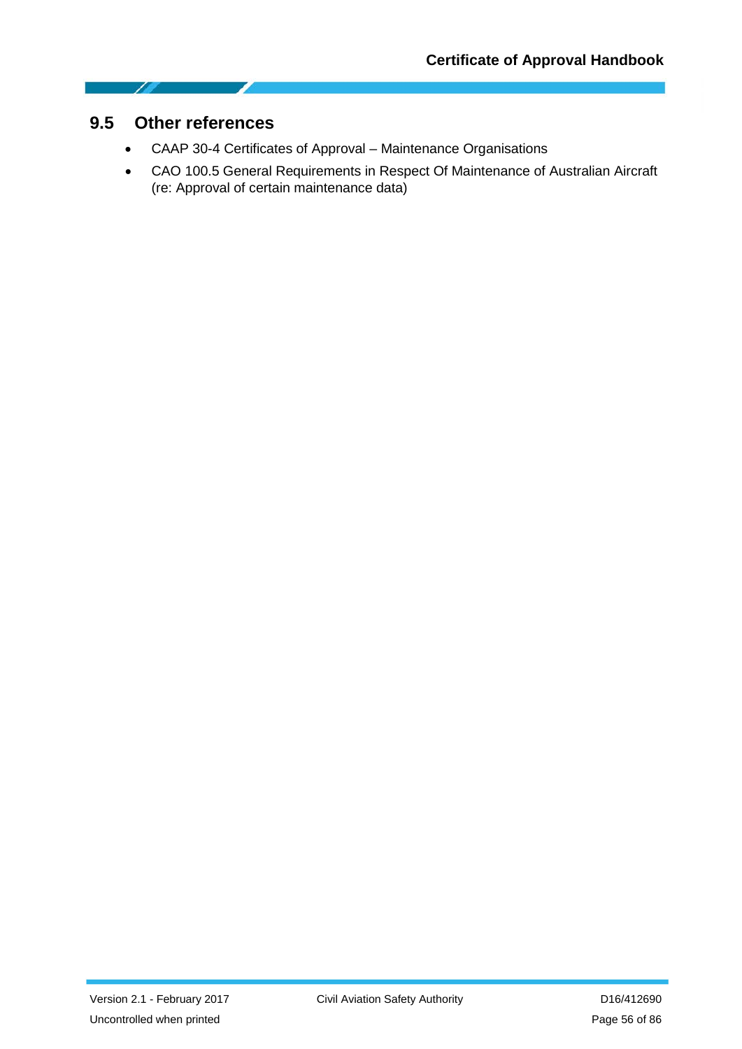## 9.5 Other references

- CAAP 30-4 Certificates of Approval – Maintenance Organisations
- CAO 100.5 General Requirements in Respect Of Maintenance of Australian Aircraft (re: Approval of certain maintenance data)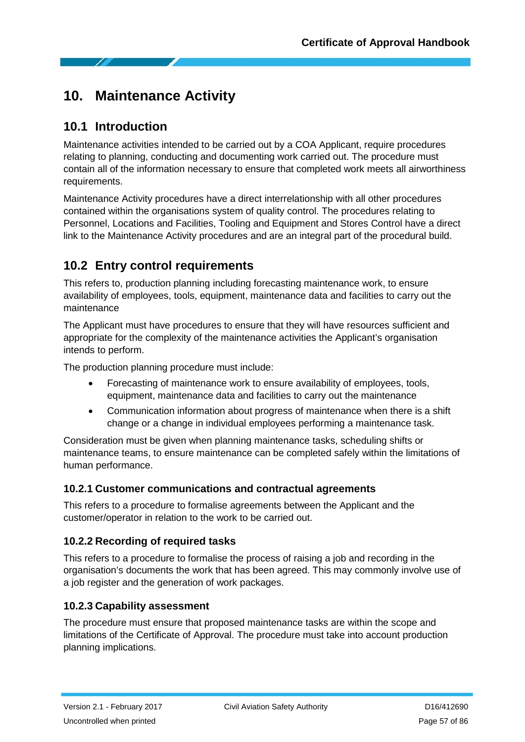# 10. Maintenance Activity

## 10.1 Introduction

Maintenance activities intended to be carried out by a COA Applicant, require procedures relating to planning, conducting and documenting work carried out. The procedure must contain all of the information necessary to ensure that completed work meets all airworthiness requirements.

Maintenance Activity procedures have a direct interrelationship with all other procedures contained within the organisations system of quality control. The procedures relating to Personnel, Locations and Facilities, Tooling and Equipment and Stores Control have a direct link to the Maintenance Activity procedures and are an integral part of the procedural build.

## 10.2 Entry control requirements

This refers to, production planning including forecasting maintenance work, to ensure availability of employees, tools, equipment, maintenance data and facilities to carry out the maintenance

The Applicant must have procedures to ensure that they will have resources sufficient and appropriate for the complexity of the maintenance activities the Applicant's organisation intends to perform.

The production planning procedure must include:

- Forecasting of maintenance work to ensure availability of employees, tools, equipment, maintenance data and facilities to carry out the maintenance
- Communication information about progress of maintenance when there is a shift change or a change in individual employees performing a maintenance task.

Consideration must be given when planning maintenance tasks, scheduling shifts or maintenance teams, to ensure maintenance can be completed safely within the limitations of human performance.

### 10.2.1 Customer communications and contractual agreements

This refers to a procedure to formalise agreements between the Applicant and the customer/operator in relation to the work to be carried out.

### 10.2.2 Recording of required tasks

This refers to a procedure to formalise the process of raising a job and recording in the organisation's documents the work that has been agreed. This may commonly involve use of a job register and the generation of work packages.

### 10.2.3 Capability assessment

The procedure must ensure that proposed maintenance tasks are within the scope and limitations of the Certificate of Approval. The procedure must take into account production planning implications.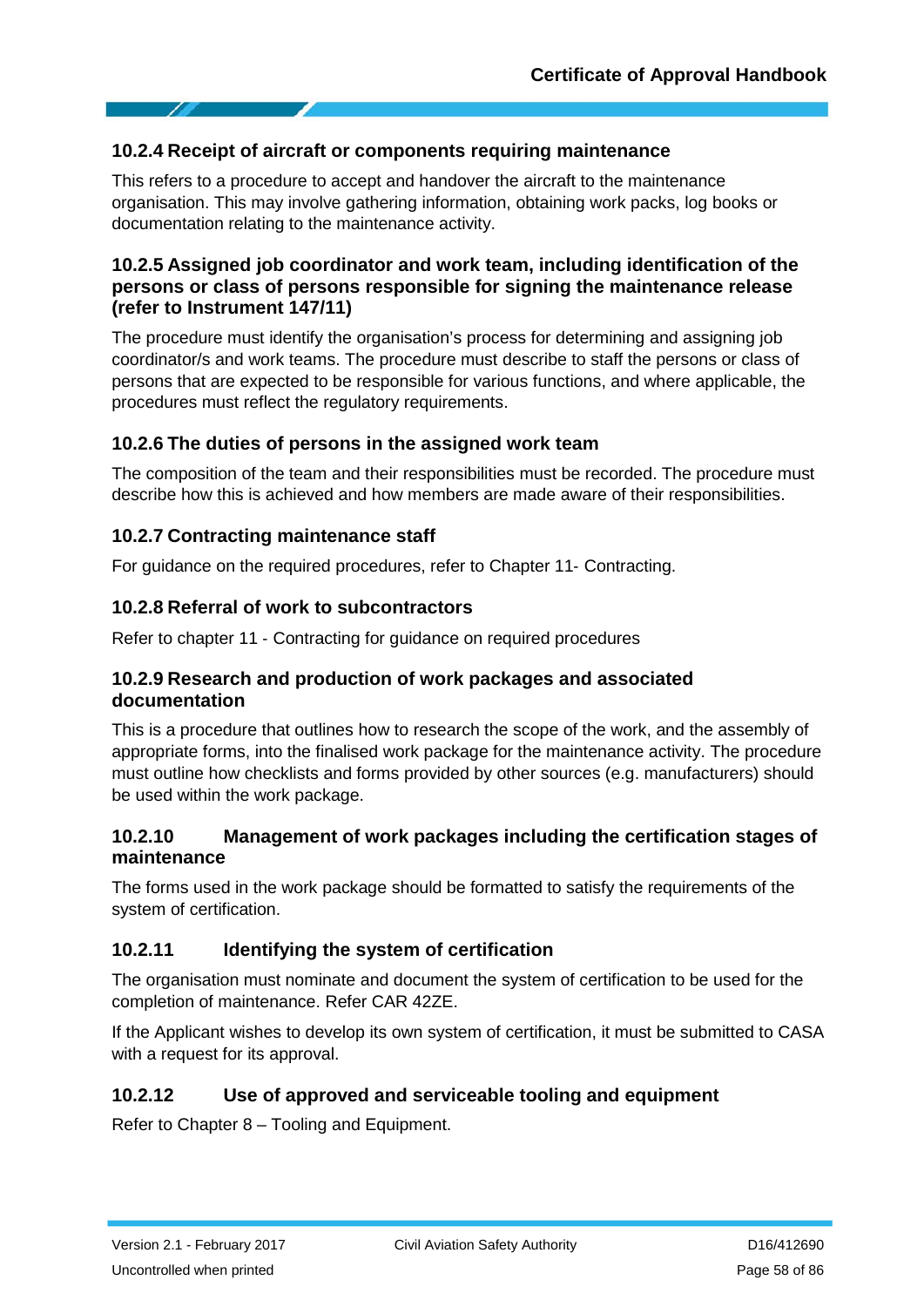### 10.2.4 Receipt of aircraft or components requiring maintenance

This refers to a procedure to accept and handover the aircraft to the maintenance organisation. This may involve gathering information, obtaining work packs, log books or documentation relating to the maintenance activity.

### 10.2.5 Assigned job coordinator and work team, including identification of the persons or class of persons responsible for signing the maintenance release (refer to Instrument 147/11)

The procedure must identify the organisation's process for determining and assigning job coordinator/s and work teams. The procedure must describe to staff the persons or class of persons that are expected to be responsible for various functions, and where applicable, the procedures must reflect the regulatory requirements.

### 10.2.6 The duties of persons in the assigned work team

The composition of the team and their responsibilities must be recorded. The procedure must describe how this is achieved and how members are made aware of their responsibilities.

### 10.2.7 Contracting maintenance staff

For guidance on the required procedures, refer to Chapter 11- Contracting.

### 10.2.8 Referral of work to subcontractors

Refer to chapter 11 - Contracting for guidance on required procedures

### 10.2.9 Research and production of work packages and associated documentation

This is a procedure that outlines how to research the scope of the work, and the assembly of appropriate forms, into the finalised work package for the maintenance activity. The procedure must outline how checklists and forms provided by other sources (e.g. manufacturers) should be used within the work package.

### 10.2.10 Management of work packages including the certification stages of maintenance

The forms used in the work package should be formatted to satisfy the requirements of the system of certification.

### 10.2.11 Identifying the system of certification

The organisation must nominate and document the system of certification to be used for the completion of maintenance. Refer CAR 42ZE.

If the Applicant wishes to develop its own system of certification, it must be submitted to CASA with a request for its approval.

### 10.2.12 Use of approved and serviceable tooling and equipment

Refer to Chapter 8 – Tooling and Equipment.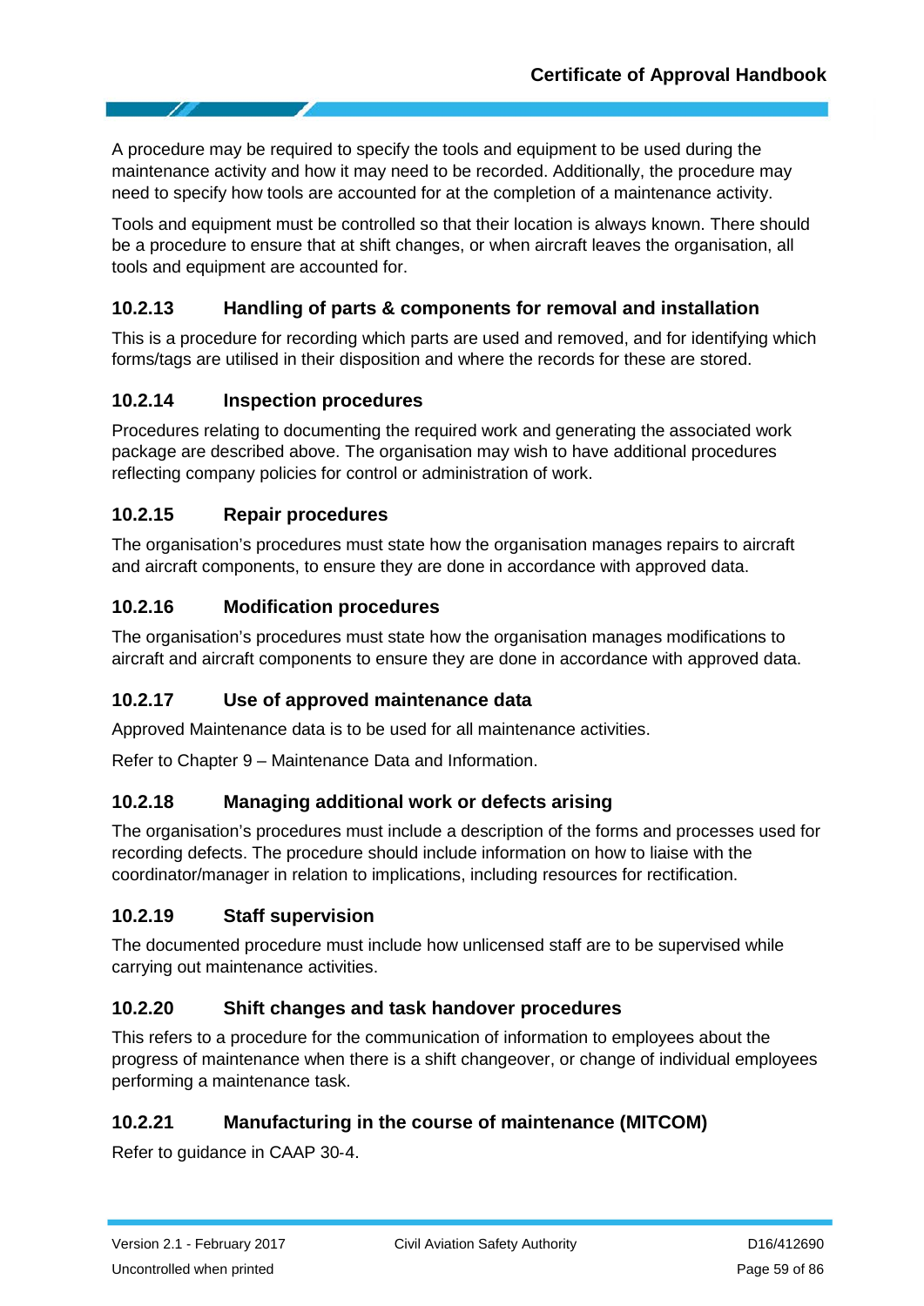A procedure may be required to specify the tools and equipment to be used during the maintenance activity and how it may need to be recorded. Additionally, the procedure may need to specify how tools are accounted for at the completion of a maintenance activity.

Tools and equipment must be controlled so that their location is always known. There should be a procedure to ensure that at shift changes, or when aircraft leaves the organisation, all tools and equipment are accounted for.

### 10.2.13 Handling of parts & components for removal and installation

This is a procedure for recording which parts are used and removed, and for identifying which forms/tags are utilised in their disposition and where the records for these are stored.

### 10.2.14 Inspection procedures

Procedures relating to documenting the required work and generating the associated work package are described above. The organisation may wish to have additional procedures reflecting company policies for control or administration of work.

### 10.2.15 Repair procedures

The organisation's procedures must state how the organisation manages repairs to aircraft and aircraft components, to ensure they are done in accordance with approved data.

### 10.2.16 Modification procedures

The organisation's procedures must state how the organisation manages modifications to aircraft and aircraft components to ensure they are done in accordance with approved data.

### 10.2.17 Use of approved maintenance data

Approved Maintenance data is to be used for all maintenance activities.

Refer to Chapter 9 – Maintenance Data and Information.

### 10.2.18 Managing additional work or defects arising

The organisation's procedures must include a description of the forms and processes used for recording defects. The procedure should include information on how to liaise with the coordinator/manager in relation to implications, including resources for rectification.

### 10.2.19 Staff supervision

The documented procedure must include how unlicensed staff are to be supervised while carrying out maintenance activities.

### 10.2.20 Shift changes and task handover procedures

This refers to a procedure for the communication of information to employees about the progress of maintenance when there is a shift changeover, or change of individual employees performing a maintenance task.

### 10.2.21 Manufacturing in the course of maintenance (MITCOM)

Refer to guidance in CAAP 30-4.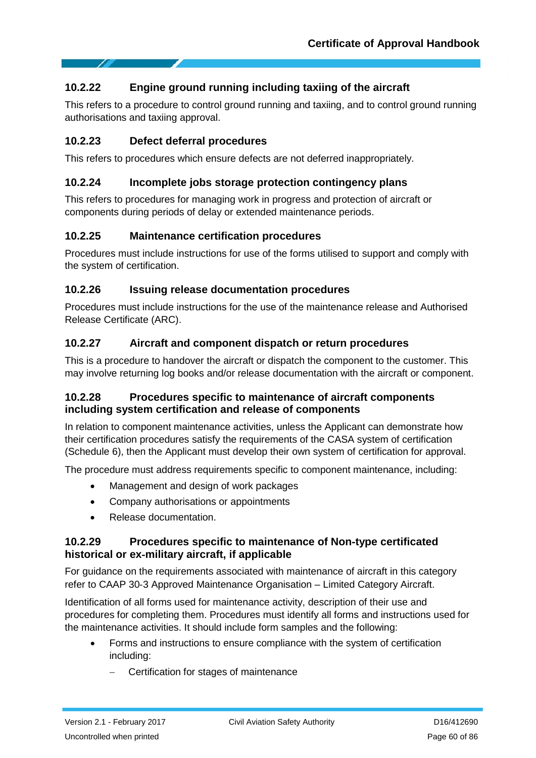### 10.2.22 Engine ground running including taxiing of the aircraft

This refers to a procedure to control ground running and taxiing, and to control ground running authorisations and taxiing approval.

### 10.2.23 Defect deferral procedures

This refers to procedures which ensure defects are not deferred inappropriately.

### 10.2.24 Incomplete jobs storage protection contingency plans

This refers to procedures for managing work in progress and protection of aircraft or components during periods of delay or extended maintenance periods.

### 10.2.25 Maintenance certification procedures

Procedures must include instructions for use of the forms utilised to support and comply with the system of certification.

### 10.2.26 Issuing release documentation procedures

Procedures must include instructions for the use of the maintenance release and Authorised Release Certificate (ARC).

### 10.2.27 Aircraft and component dispatch or return procedures

This is a procedure to handover the aircraft or dispatch the component to the customer. This may involve returning log books and/or release documentation with the aircraft or component.

### 10.2.28 Procedures specific to maintenance of aircraft components including system certification and release of components

In relation to component maintenance activities, unless the Applicant can demonstrate how their certification procedures satisfy the requirements of the CASA system of certification (Schedule 6), then the Applicant must develop their own system of certification for approval.

The procedure must address requirements specific to component maintenance, including:

- Management and design of work packages
- Company authorisations or appointments
- Release documentation.

### 10.2.29 Procedures specific to maintenance of Non-type certificated historical or ex-military aircraft, if applicable

For guidance on the requirements associated with maintenance of aircraft in this category refer to CAAP 30-3 Approved Maintenance Organisation – Limited Category Aircraft.

Identification of all forms used for maintenance activity, description of their use and procedures for completing them. Procedures must identify all forms and instructions used for the maintenance activities. It should include form samples and the following:

- Forms and instructions to ensure compliance with the system of certification including:
  - Certification for stages of maintenance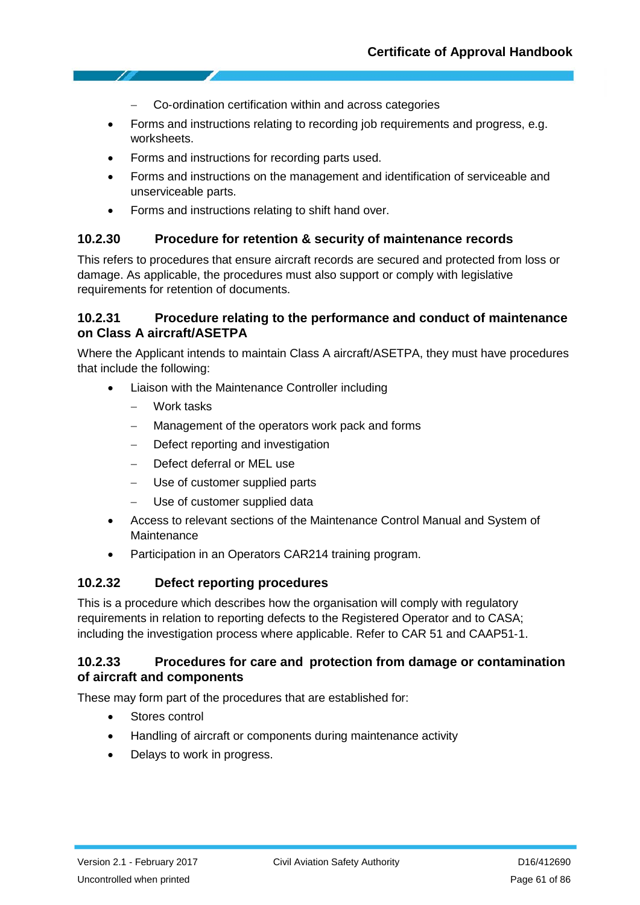- Co-ordination certification within and across categories
- Forms and instructions relating to recording job requirements and progress, e.g. worksheets.
- Forms and instructions for recording parts used.
- Forms and instructions on the management and identification of serviceable and unserviceable parts.
- Forms and instructions relating to shift hand over.

### 10.2.30 Procedure for retention & security of maintenance records

This refers to procedures that ensure aircraft records are secured and protected from loss or damage. As applicable, the procedures must also support or comply with legislative requirements for retention of documents.

### 10.2.31 Procedure relating to the performance and conduct of maintenance on Class A aircraft/ASETPA

Where the Applicant intends to maintain Class A aircraft/ASETPA, they must have procedures that include the following:

- Liaison with the Maintenance Controller including
  - Work tasks
  - Management of the operators work pack and forms
  - Defect reporting and investigation
  - Defect deferral or MEL use
  - Use of customer supplied parts
  - Use of customer supplied data
- Access to relevant sections of the Maintenance Control Manual and System of Maintenance
- Participation in an Operators CAR214 training program.

### 10.2.32 Defect reporting procedures

This is a procedure which describes how the organisation will comply with regulatory requirements in relation to reporting defects to the Registered Operator and to CASA; including the investigation process where applicable. Refer to CAR 51 and CAAP51-1.

### 10.2.33 Procedures for care and protection from damage or contamination of aircraft and components

These may form part of the procedures that are established for:

- Stores control
- Handling of aircraft or components during maintenance activity
- Delays to work in progress.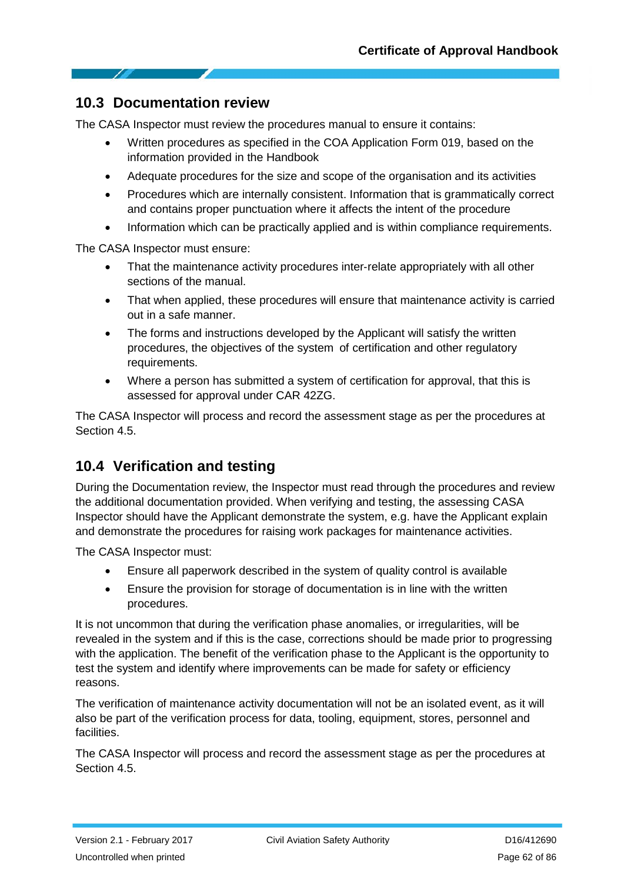## 10.3 Documentation review

The CASA Inspector must review the procedures manual to ensure it contains:

- Written procedures as specified in the COA Application Form 019, based on the information provided in the Handbook
- Adequate procedures for the size and scope of the organisation and its activities
- Procedures which are internally consistent. Information that is grammatically correct and contains proper punctuation where it affects the intent of the procedure
- Information which can be practically applied and is within compliance requirements.

The CASA Inspector must ensure:

- That the maintenance activity procedures inter-relate appropriately with all other sections of the manual.
- That when applied, these procedures will ensure that maintenance activity is carried out in a safe manner.
- The forms and instructions developed by the Applicant will satisfy the written procedures, the objectives of the system of certification and other regulatory requirements.
- Where a person has submitted a system of certification for approval, that this is assessed for approval under CAR 42ZG.

The CASA Inspector will process and record the assessment stage as per the procedures at Section 4.5.

## 10.4 Verification and testing

During the Documentation review, the Inspector must read through the procedures and review the additional documentation provided. When verifying and testing, the assessing CASA Inspector should have the Applicant demonstrate the system, e.g. have the Applicant explain and demonstrate the procedures for raising work packages for maintenance activities.

The CASA Inspector must:

- Ensure all paperwork described in the system of quality control is available
- Ensure the provision for storage of documentation is in line with the written procedures.

It is not uncommon that during the verification phase anomalies, or irregularities, will be revealed in the system and if this is the case, corrections should be made prior to progressing with the application. The benefit of the verification phase to the Applicant is the opportunity to test the system and identify where improvements can be made for safety or efficiency reasons.

The verification of maintenance activity documentation will not be an isolated event, as it will also be part of the verification process for data, tooling, equipment, stores, personnel and facilities.

The CASA Inspector will process and record the assessment stage as per the procedures at Section 4.5.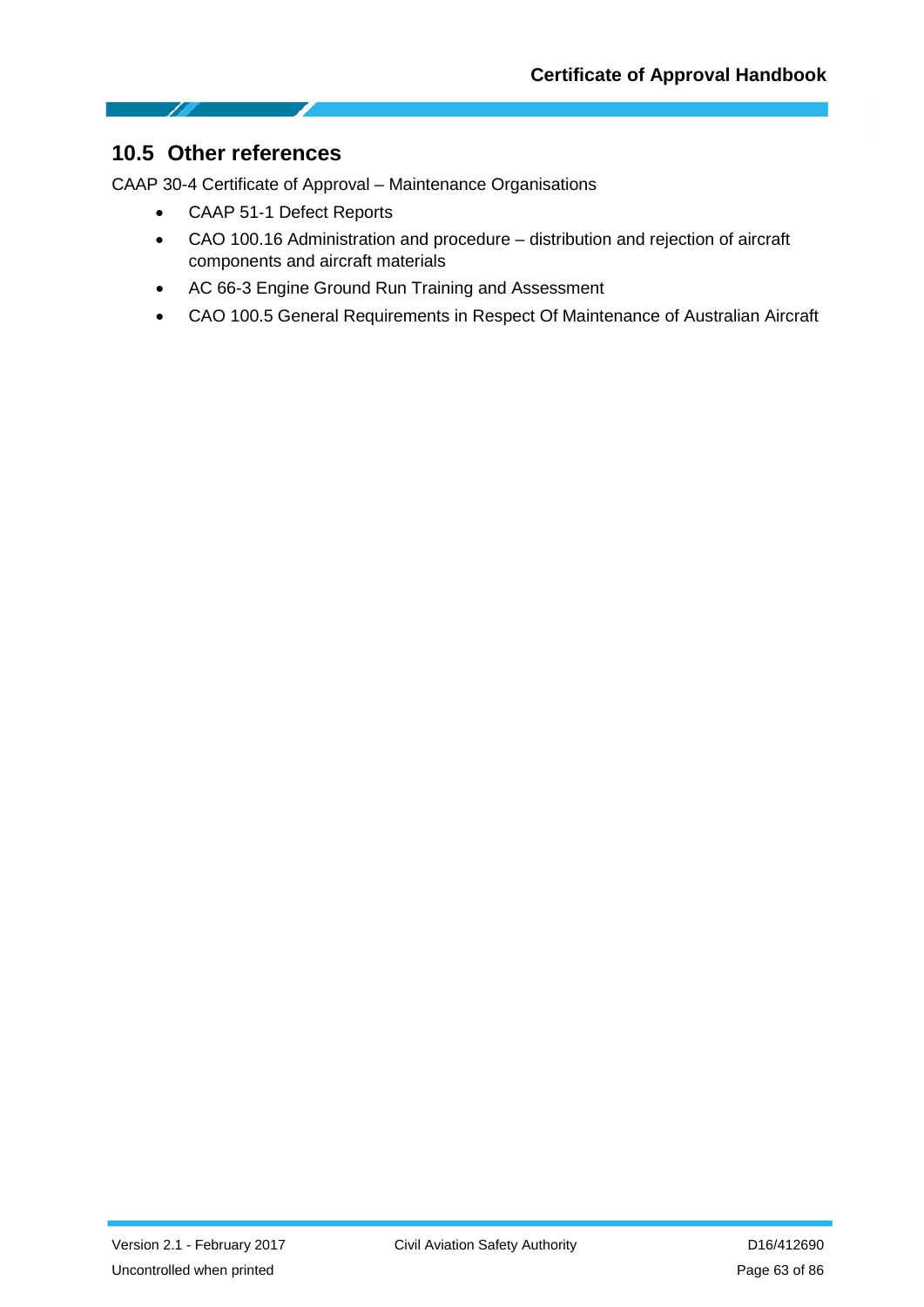## 10.5 Other references

CAAP 30-4 Certificate of Approval – Maintenance Organisations

- CAAP 51-1 Defect Reports
- CAO 100.16 Administration and procedure – distribution and rejection of aircraft components and aircraft materials
- AC 66-3 Engine Ground Run Training and Assessment
- CAO 100.5 General Requirements in Respect Of Maintenance of Australian Aircraft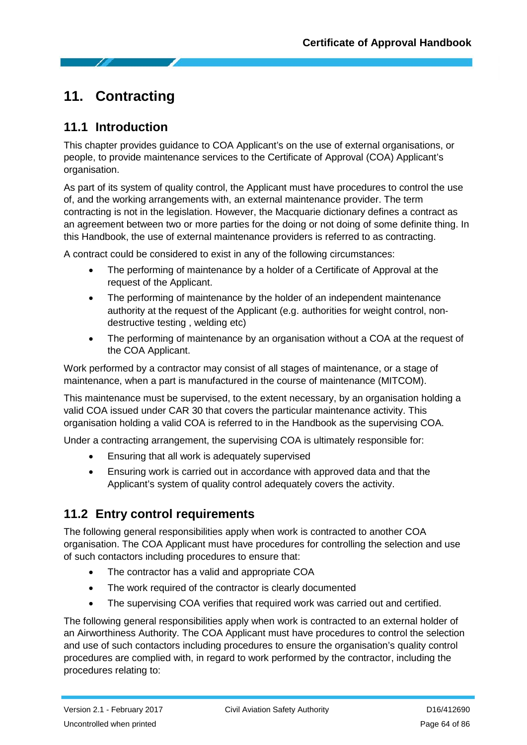# 11. Contracting

## 11.1 Introduction

This chapter provides guidance to COA Applicant's on the use of external organisations, or people, to provide maintenance services to the Certificate of Approval (COA) Applicant's organisation.

As part of its system of quality control, the Applicant must have procedures to control the use of, and the working arrangements with, an external maintenance provider. The term contracting is not in the legislation. However, the Macquarie dictionary defines a contract as an agreement between two or more parties for the doing or not doing of some definite thing. In this Handbook, the use of external maintenance providers is referred to as contracting.

A contract could be considered to exist in any of the following circumstances:

- The performing of maintenance by a holder of a Certificate of Approval at the request of the Applicant.
- The performing of maintenance by the holder of an independent maintenance authority at the request of the Applicant (e.g. authorities for weight control, non-destructive testing , welding etc)
- The performing of maintenance by an organisation without a COA at the request of the COA Applicant.

Work performed by a contractor may consist of all stages of maintenance, or a stage of maintenance, when a part is manufactured in the course of maintenance (MITCOM).

This maintenance must be supervised, to the extent necessary, by an organisation holding a valid COA issued under CAR 30 that covers the particular maintenance activity. This organisation holding a valid COA is referred to in the Handbook as the supervising COA.

Under a contracting arrangement, the supervising COA is ultimately responsible for:

- Ensuring that all work is adequately supervised
- Ensuring work is carried out in accordance with approved data and that the Applicant's system of quality control adequately covers the activity.

## 11.2 Entry control requirements

The following general responsibilities apply when work is contracted to another COA organisation. The COA Applicant must have procedures for controlling the selection and use of such contactors including procedures to ensure that:

- The contractor has a valid and appropriate COA
- The work required of the contractor is clearly documented
- The supervising COA verifies that required work was carried out and certified.

The following general responsibilities apply when work is contracted to an external holder of an Airworthiness Authority. The COA Applicant must have procedures to control the selection and use of such contactors including procedures to ensure the organisation's quality control procedures are complied with, in regard to work performed by the contractor, including the procedures relating to: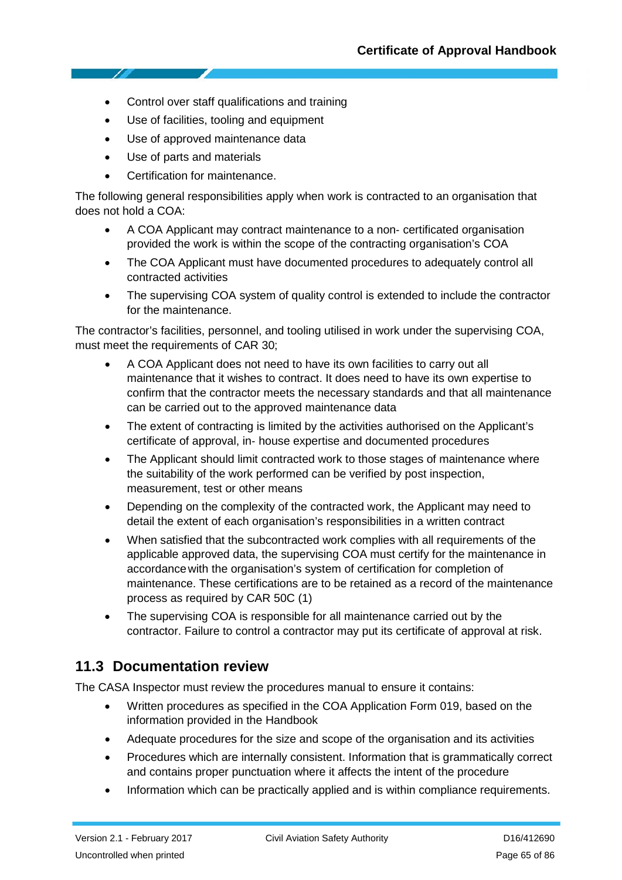- Control over staff qualifications and training
- Use of facilities, tooling and equipment
- Use of approved maintenance data
- Use of parts and materials
- Certification for maintenance.

The following general responsibilities apply when work is contracted to an organisation that does not hold a COA:

- A COA Applicant may contract maintenance to a non- certificated organisation provided the work is within the scope of the contracting organisation's COA
- The COA Applicant must have documented procedures to adequately control all contracted activities
- The supervising COA system of quality control is extended to include the contractor for the maintenance.

The contractor's facilities, personnel, and tooling utilised in work under the supervising COA, must meet the requirements of CAR 30;

- A COA Applicant does not need to have its own facilities to carry out all maintenance that it wishes to contract. It does need to have its own expertise to confirm that the contractor meets the necessary standards and that all maintenance can be carried out to the approved maintenance data
- The extent of contracting is limited by the activities authorised on the Applicant's certificate of approval, in- house expertise and documented procedures
- The Applicant should limit contracted work to those stages of maintenance where the suitability of the work performed can be verified by post inspection, measurement, test or other means
- Depending on the complexity of the contracted work, the Applicant may need to detail the extent of each organisation's responsibilities in a written contract
- When satisfied that the subcontracted work complies with all requirements of the applicable approved data, the supervising COA must certify for the maintenance in accordance with the organisation's system of certification for completion of maintenance. These certifications are to be retained as a record of the maintenance process as required by CAR 50C (1)
- The supervising COA is responsible for all maintenance carried out by the contractor. Failure to control a contractor may put its certificate of approval at risk.

## 11.3 Documentation review

The CASA Inspector must review the procedures manual to ensure it contains:

- Written procedures as specified in the COA Application Form 019, based on the information provided in the Handbook
- Adequate procedures for the size and scope of the organisation and its activities
- Procedures which are internally consistent. Information that is grammatically correct and contains proper punctuation where it affects the intent of the procedure
- Information which can be practically applied and is within compliance requirements.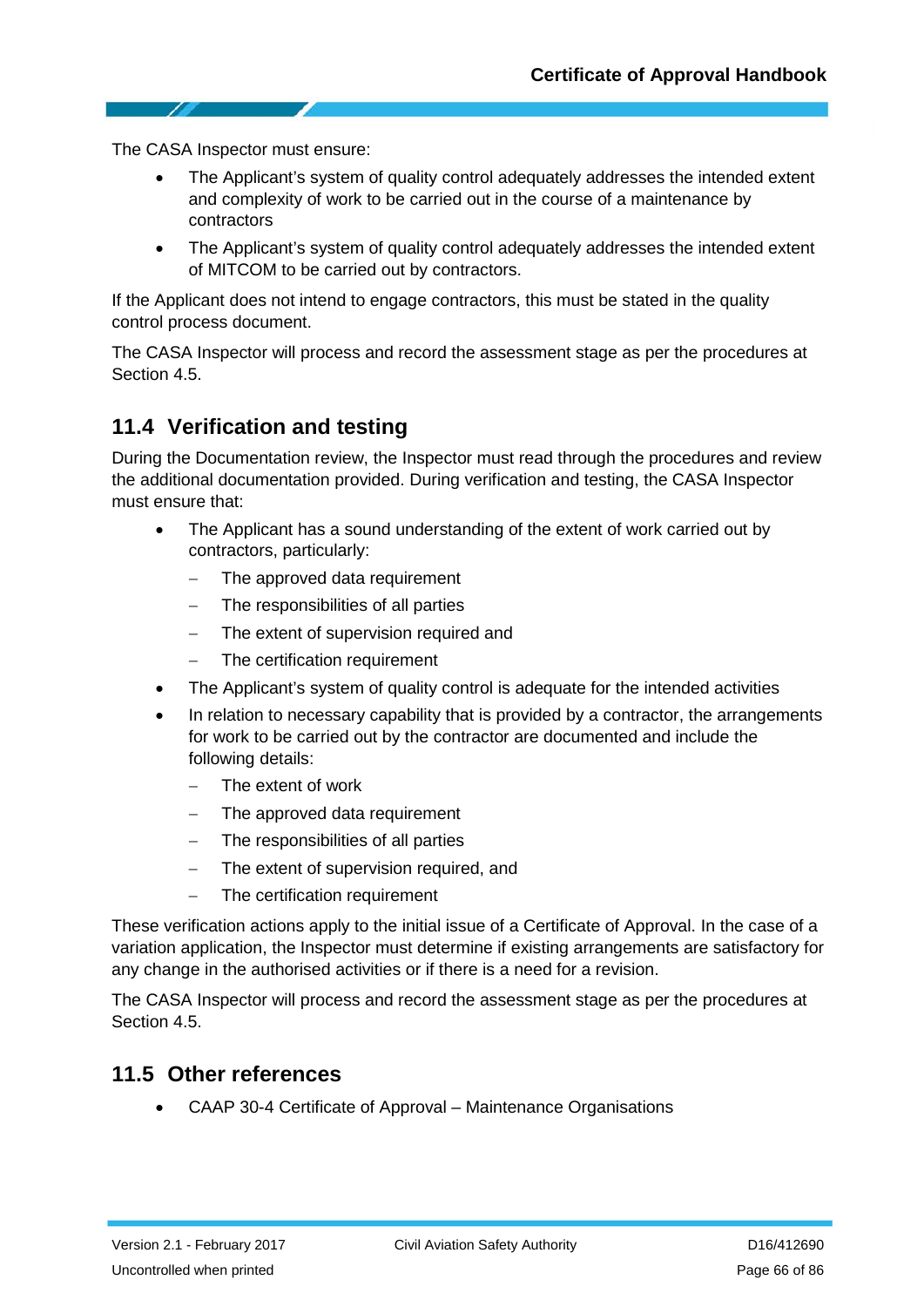The CASA Inspector must ensure:

- The Applicant's system of quality control adequately addresses the intended extent and complexity of work to be carried out in the course of a maintenance by contractors
- The Applicant's system of quality control adequately addresses the intended extent of MITCOM to be carried out by contractors.

If the Applicant does not intend to engage contractors, this must be stated in the quality control process document.

The CASA Inspector will process and record the assessment stage as per the procedures at Section 4.5.

## 11.4 Verification and testing

During the Documentation review, the Inspector must read through the procedures and review the additional documentation provided. During verification and testing, the CASA Inspector must ensure that:

- The Applicant has a sound understanding of the extent of work carried out by contractors, particularly:
  - The approved data requirement
  - The responsibilities of all parties
  - The extent of supervision required and
  - The certification requirement
- The Applicant's system of quality control is adequate for the intended activities
- In relation to necessary capability that is provided by a contractor, the arrangements for work to be carried out by the contractor are documented and include the following details:
  - The extent of work
  - The approved data requirement
  - The responsibilities of all parties
  - The extent of supervision required, and
  - The certification requirement

These verification actions apply to the initial issue of a Certificate of Approval. In the case of a variation application, the Inspector must determine if existing arrangements are satisfactory for any change in the authorised activities or if there is a need for a revision.

The CASA Inspector will process and record the assessment stage as per the procedures at Section 4.5.

## 11.5 Other references

- CAAP 30-4 Certificate of Approval – Maintenance Organisations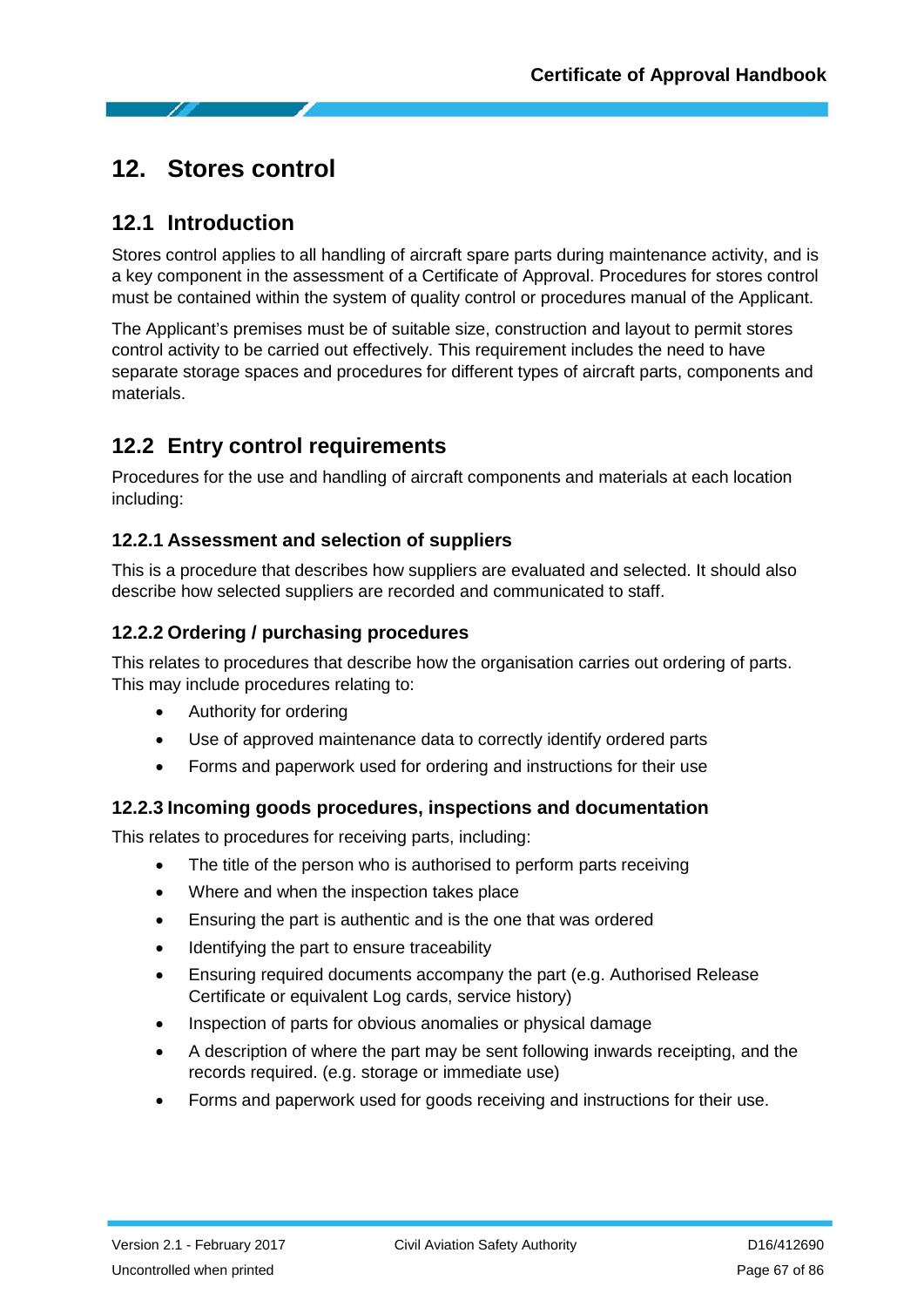# 12. Stores control

## 12.1 Introduction

Stores control applies to all handling of aircraft spare parts during maintenance activity, and is a key component in the assessment of a Certificate of Approval. Procedures for stores control must be contained within the system of quality control or procedures manual of the Applicant.

The Applicant's premises must be of suitable size, construction and layout to permit stores control activity to be carried out effectively. This requirement includes the need to have separate storage spaces and procedures for different types of aircraft parts, components and materials.

## 12.2 Entry control requirements

Procedures for the use and handling of aircraft components and materials at each location including:

### 12.2.1 Assessment and selection of suppliers

This is a procedure that describes how suppliers are evaluated and selected. It should also describe how selected suppliers are recorded and communicated to staff.

### 12.2.2 Ordering / purchasing procedures

This relates to procedures that describe how the organisation carries out ordering of parts. This may include procedures relating to:

- Authority for ordering
- Use of approved maintenance data to correctly identify ordered parts
- Forms and paperwork used for ordering and instructions for their use

### 12.2.3 Incoming goods procedures, inspections and documentation

This relates to procedures for receiving parts, including:

- The title of the person who is authorised to perform parts receiving
- Where and when the inspection takes place
- Ensuring the part is authentic and is the one that was ordered
- Identifying the part to ensure traceability
- Ensuring required documents accompany the part (e.g. Authorised Release Certificate or equivalent Log cards, service history)
- Inspection of parts for obvious anomalies or physical damage
- A description of where the part may be sent following inwards receipting, and the records required. (e.g. storage or immediate use)
- Forms and paperwork used for goods receiving and instructions for their use.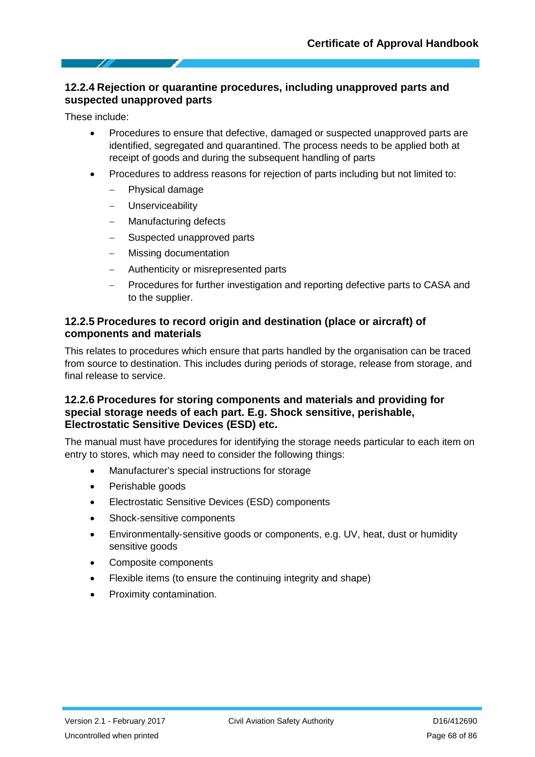### 12.2.4 Rejection or quarantine procedures, including unapproved parts and suspected unapproved parts

These include:

- Procedures to ensure that defective, damaged or suspected unapproved parts are identified, segregated and quarantined. The process needs to be applied both at receipt of goods and during the subsequent handling of parts
- Procedures to address reasons for rejection of parts including but not limited to:
  - Physical damage
  - Unserviceability
  - Manufacturing defects
  - Suspected unapproved parts
  - Missing documentation
  - Authenticity or misrepresented parts
  - Procedures for further investigation and reporting defective parts to CASA and to the supplier.

### 12.2.5 Procedures to record origin and destination (place or aircraft) of components and materials

This relates to procedures which ensure that parts handled by the organisation can be traced from source to destination. This includes during periods of storage, release from storage, and final release to service.

### 12.2.6 Procedures for storing components and materials and providing for special storage needs of each part. E.g. Shock sensitive, perishable, Electrostatic Sensitive Devices (ESD) etc.

The manual must have procedures for identifying the storage needs particular to each item on entry to stores, which may need to consider the following things:

- Manufacturer's special instructions for storage
- Perishable goods
- Electrostatic Sensitive Devices (ESD) components
- Shock-sensitive components
- Environmentally-sensitive goods or components, e.g. UV, heat, dust or humidity sensitive goods
- Composite components
- Flexible items (to ensure the continuing integrity and shape)
- Proximity contamination.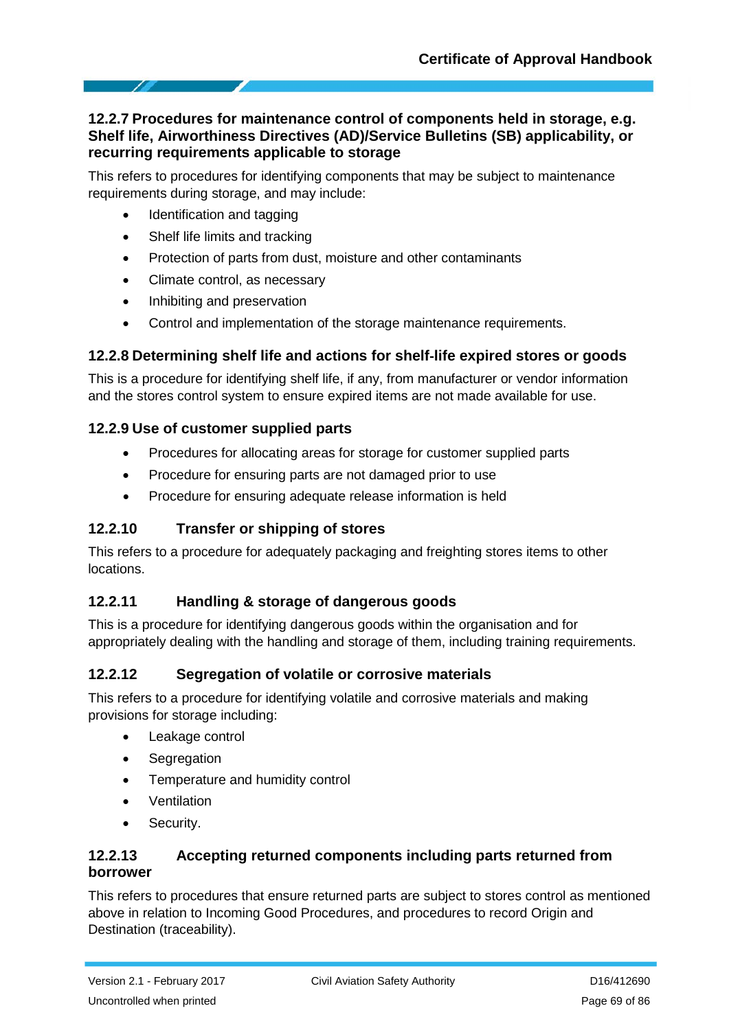### 12.2.7 Procedures for maintenance control of components held in storage, e.g. Shelf life, Airworthiness Directives (AD)/Service Bulletins (SB) applicability, or recurring requirements applicable to storage

This refers to procedures for identifying components that may be subject to maintenance requirements during storage, and may include:

- Identification and tagging
- Shelf life limits and tracking
- Protection of parts from dust, moisture and other contaminants
- Climate control, as necessary
- Inhibiting and preservation
- Control and implementation of the storage maintenance requirements.

### 12.2.8 Determining shelf life and actions for shelf-life expired stores or goods

This is a procedure for identifying shelf life, if any, from manufacturer or vendor information and the stores control system to ensure expired items are not made available for use.

### 12.2.9 Use of customer supplied parts

- Procedures for allocating areas for storage for customer supplied parts
- Procedure for ensuring parts are not damaged prior to use
- Procedure for ensuring adequate release information is held

### 12.2.10 Transfer or shipping of stores

This refers to a procedure for adequately packaging and freighting stores items to other locations.

### 12.2.11 Handling & storage of dangerous goods

This is a procedure for identifying dangerous goods within the organisation and for appropriately dealing with the handling and storage of them, including training requirements.

### 12.2.12 Segregation of volatile or corrosive materials

This refers to a procedure for identifying volatile and corrosive materials and making provisions for storage including:

- Leakage control
- Segregation
- Temperature and humidity control
- Ventilation
- Security.

### 12.2.13 Accepting returned components including parts returned from borrower

This refers to procedures that ensure returned parts are subject to stores control as mentioned above in relation to Incoming Good Procedures, and procedures to record Origin and Destination (traceability).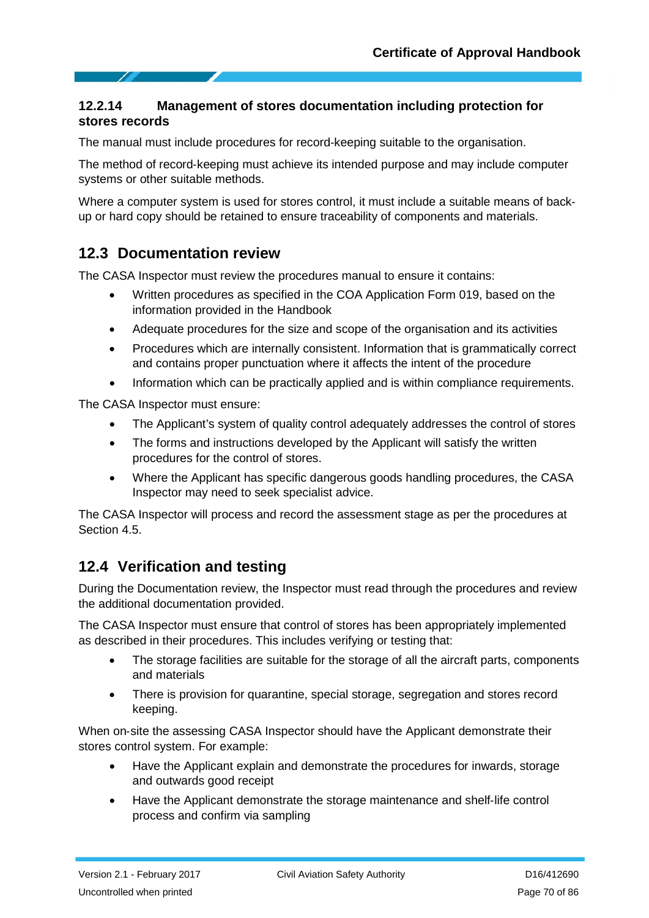#### 12.2.14 Management of stores documentation including protection for stores records

The manual must include procedures for record-keeping suitable to the organisation.

The method of record-keeping must achieve its intended purpose and may include computer systems or other suitable methods.

Where a computer system is used for stores control, it must include a suitable means of back-up or hard copy should be retained to ensure traceability of components and materials.

## 12.3 Documentation review

The CASA Inspector must review the procedures manual to ensure it contains:

- Written procedures as specified in the COA Application Form 019, based on the information provided in the Handbook
- Adequate procedures for the size and scope of the organisation and its activities
- Procedures which are internally consistent. Information that is grammatically correct and contains proper punctuation where it affects the intent of the procedure
- Information which can be practically applied and is within compliance requirements.

The CASA Inspector must ensure:

- The Applicant's system of quality control adequately addresses the control of stores
- The forms and instructions developed by the Applicant will satisfy the written procedures for the control of stores.
- Where the Applicant has specific dangerous goods handling procedures, the CASA Inspector may need to seek specialist advice.

The CASA Inspector will process and record the assessment stage as per the procedures at Section 4.5.

## 12.4 Verification and testing

During the Documentation review, the Inspector must read through the procedures and review the additional documentation provided.

The CASA Inspector must ensure that control of stores has been appropriately implemented as described in their procedures. This includes verifying or testing that:

- The storage facilities are suitable for the storage of all the aircraft parts, components and materials
- There is provision for quarantine, special storage, segregation and stores record keeping.

When on-site the assessing CASA Inspector should have the Applicant demonstrate their stores control system. For example:

- Have the Applicant explain and demonstrate the procedures for inwards, storage and outwards good receipt
- Have the Applicant demonstrate the storage maintenance and shelf-life control process and confirm via sampling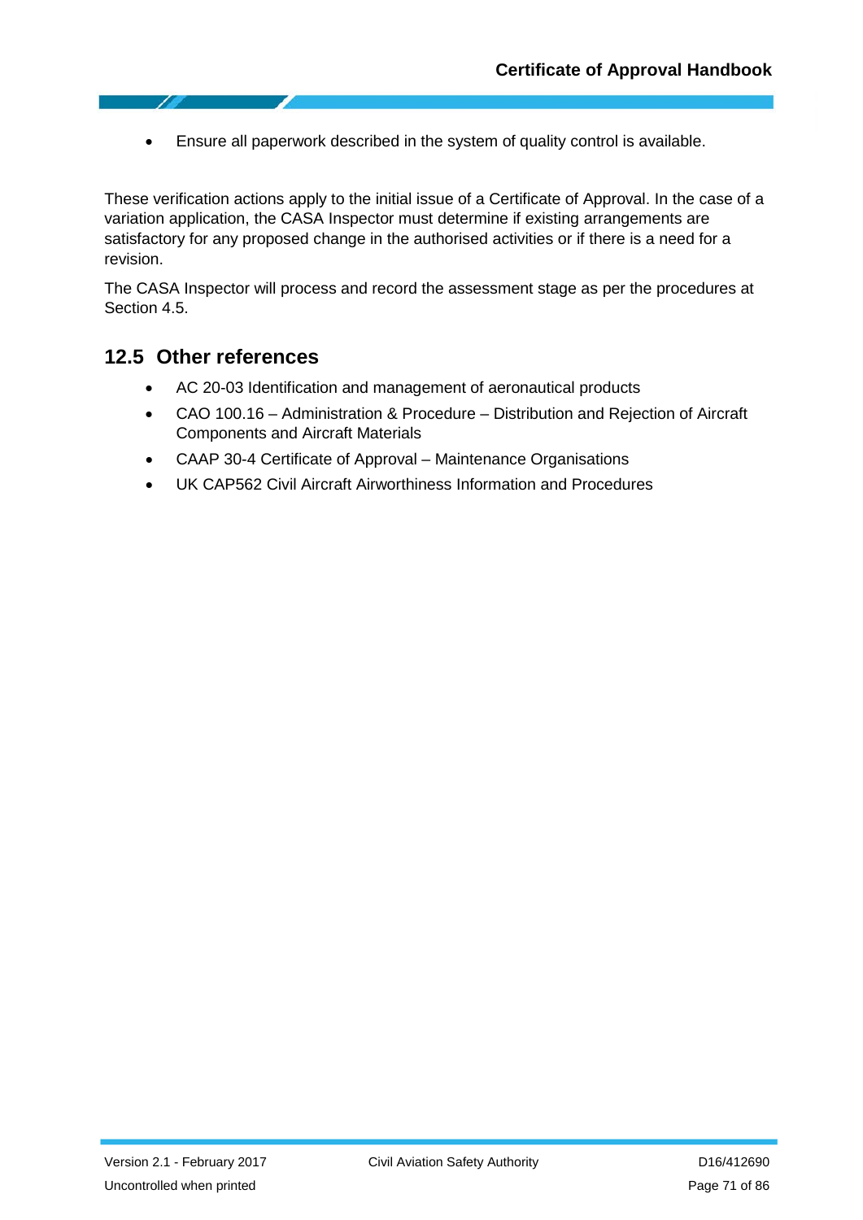- Ensure all paperwork described in the system of quality control is available.

These verification actions apply to the initial issue of a Certificate of Approval. In the case of a variation application, the CASA Inspector must determine if existing arrangements are satisfactory for any proposed change in the authorised activities or if there is a need for a revision.

The CASA Inspector will process and record the assessment stage as per the procedures at Section 4.5.

## 12.5 Other references

- AC 20-03 Identification and management of aeronautical products
- CAO 100.16 – Administration & Procedure – Distribution and Rejection of Aircraft Components and Aircraft Materials
- CAAP 30-4 Certificate of Approval – Maintenance Organisations
- UK CAP562 Civil Aircraft Airworthiness Information and Procedures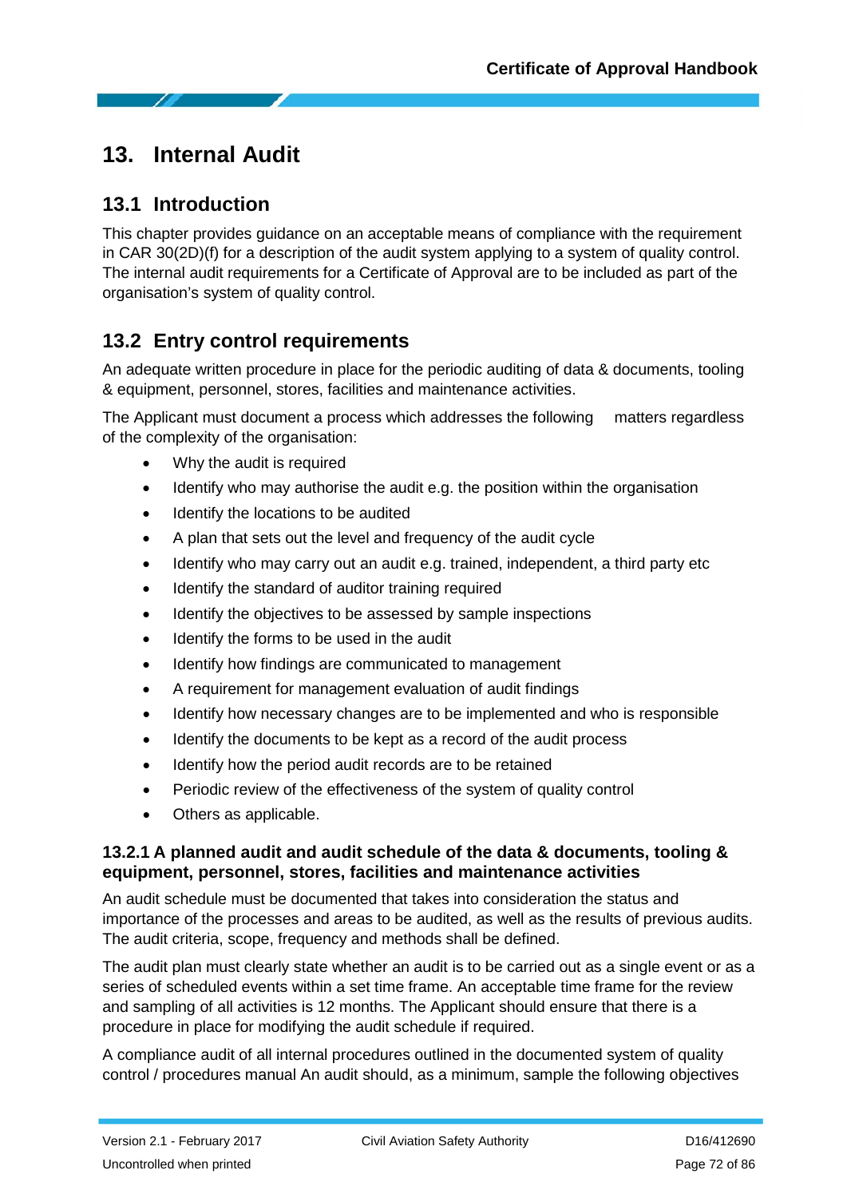# 13. Internal Audit

## 13.1 Introduction

This chapter provides guidance on an acceptable means of compliance with the requirement in CAR 30(2D)(f) for a description of the audit system applying to a system of quality control. The internal audit requirements for a Certificate of Approval are to be included as part of the organisation's system of quality control.

## 13.2 Entry control requirements

An adequate written procedure in place for the periodic auditing of data & documents, tooling & equipment, personnel, stores, facilities and maintenance activities.

The Applicant must document a process which addresses the following matters regardless of the complexity of the organisation:

- Why the audit is required
- Identify who may authorise the audit e.g. the position within the organisation
- Identify the locations to be audited
- A plan that sets out the level and frequency of the audit cycle
- Identify who may carry out an audit e.g. trained, independent, a third party etc
- Identify the standard of auditor training required
- Identify the objectives to be assessed by sample inspections
- Identify the forms to be used in the audit
- Identify how findings are communicated to management
- A requirement for management evaluation of audit findings
- Identify how necessary changes are to be implemented and who is responsible
- Identify the documents to be kept as a record of the audit process
- Identify how the period audit records are to be retained
- Periodic review of the effectiveness of the system of quality control
- Others as applicable.

### 13.2.1 A planned audit and audit schedule of the data & documents, tooling & equipment, personnel, stores, facilities and maintenance activities

An audit schedule must be documented that takes into consideration the status and importance of the processes and areas to be audited, as well as the results of previous audits. The audit criteria, scope, frequency and methods shall be defined.

The audit plan must clearly state whether an audit is to be carried out as a single event or as a series of scheduled events within a set time frame. An acceptable time frame for the review and sampling of all activities is 12 months. The Applicant should ensure that there is a procedure in place for modifying the audit schedule if required.

A compliance audit of all internal procedures outlined in the documented system of quality control / procedures manual An audit should, as a minimum, sample the following objectives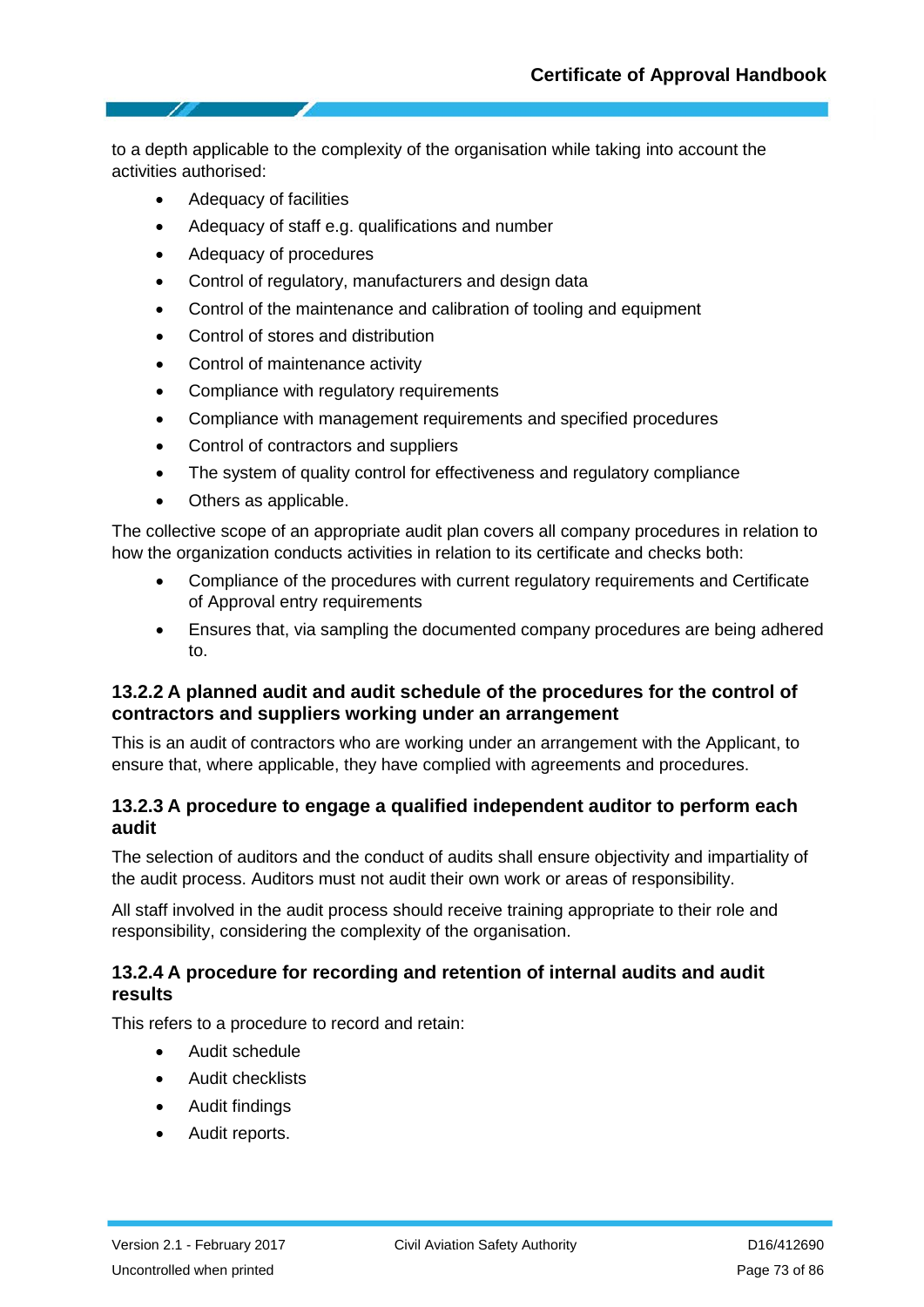to a depth applicable to the complexity of the organisation while taking into account the activities authorised:

- Adequacy of facilities
- Adequacy of staff e.g. qualifications and number
- Adequacy of procedures
- Control of regulatory, manufacturers and design data
- Control of the maintenance and calibration of tooling and equipment
- Control of stores and distribution
- Control of maintenance activity
- Compliance with regulatory requirements
- Compliance with management requirements and specified procedures
- Control of contractors and suppliers
- The system of quality control for effectiveness and regulatory compliance
- Others as applicable.

The collective scope of an appropriate audit plan covers all company procedures in relation to how the organization conducts activities in relation to its certificate and checks both:

- Compliance of the procedures with current regulatory requirements and Certificate of Approval entry requirements
- Ensures that, via sampling the documented company procedures are being adhered to.

### 13.2.2 A planned audit and audit schedule of the procedures for the control of contractors and suppliers working under an arrangement

This is an audit of contractors who are working under an arrangement with the Applicant, to ensure that, where applicable, they have complied with agreements and procedures.

### 13.2.3 A procedure to engage a qualified independent auditor to perform each audit

The selection of auditors and the conduct of audits shall ensure objectivity and impartiality of the audit process. Auditors must not audit their own work or areas of responsibility.

All staff involved in the audit process should receive training appropriate to their role and responsibility, considering the complexity of the organisation.

### 13.2.4 A procedure for recording and retention of internal audits and audit results

This refers to a procedure to record and retain:

- Audit schedule
- Audit checklists
- Audit findings
- Audit reports.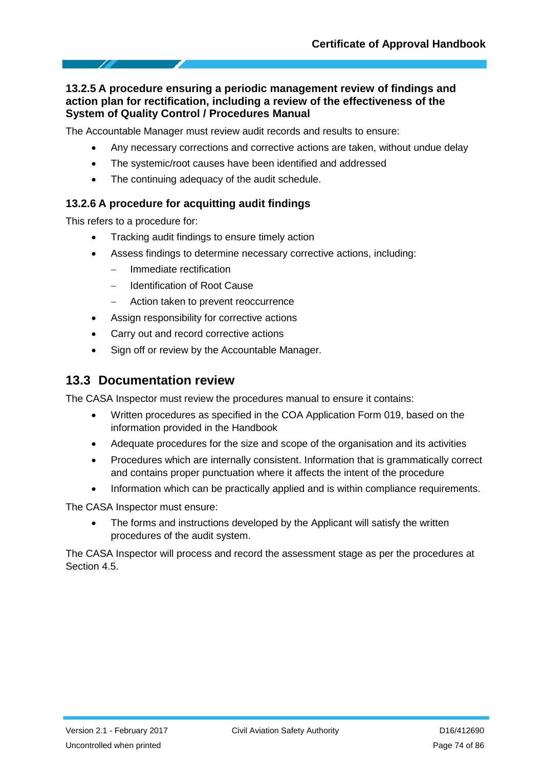### 13.2.5 A procedure ensuring a periodic management review of findings and action plan for rectification, including a review of the effectiveness of the System of Quality Control / Procedures Manual

The Accountable Manager must review audit records and results to ensure:

- Any necessary corrections and corrective actions are taken, without undue delay
- The systemic/root causes have been identified and addressed
- The continuing adequacy of the audit schedule.

### 13.2.6 A procedure for acquitting audit findings

This refers to a procedure for:

- Tracking audit findings to ensure timely action
- Assess findings to determine necessary corrective actions, including:
  - Immediate rectification
  - Identification of Root Cause
  - Action taken to prevent reoccurrence
- Assign responsibility for corrective actions
- Carry out and record corrective actions
- Sign off or review by the Accountable Manager.

## 13.3 Documentation review

The CASA Inspector must review the procedures manual to ensure it contains:

- Written procedures as specified in the COA Application Form 019, based on the information provided in the Handbook
- Adequate procedures for the size and scope of the organisation and its activities
- Procedures which are internally consistent. Information that is grammatically correct and contains proper punctuation where it affects the intent of the procedure
- Information which can be practically applied and is within compliance requirements.

The CASA Inspector must ensure:

- The forms and instructions developed by the Applicant will satisfy the written procedures of the audit system.

The CASA Inspector will process and record the assessment stage as per the procedures at Section 4.5.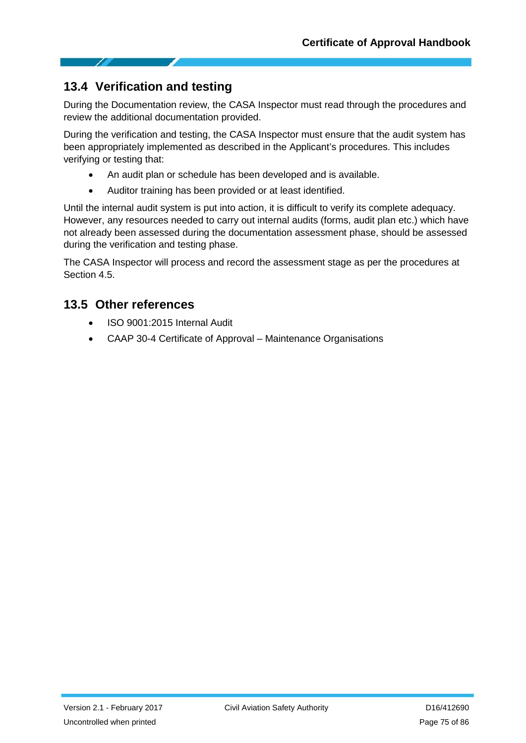## 13.4 Verification and testing

During the Documentation review, the CASA Inspector must read through the procedures and review the additional documentation provided.

During the verification and testing, the CASA Inspector must ensure that the audit system has been appropriately implemented as described in the Applicant's procedures. This includes verifying or testing that:

- An audit plan or schedule has been developed and is available.
- Auditor training has been provided or at least identified.

Until the internal audit system is put into action, it is difficult to verify its complete adequacy. However, any resources needed to carry out internal audits (forms, audit plan etc.) which have not already been assessed during the documentation assessment phase, should be assessed during the verification and testing phase.

The CASA Inspector will process and record the assessment stage as per the procedures at Section 4.5.

## 13.5 Other references

- ISO 9001:2015 Internal Audit
- CAAP 30-4 Certificate of Approval – Maintenance Organisations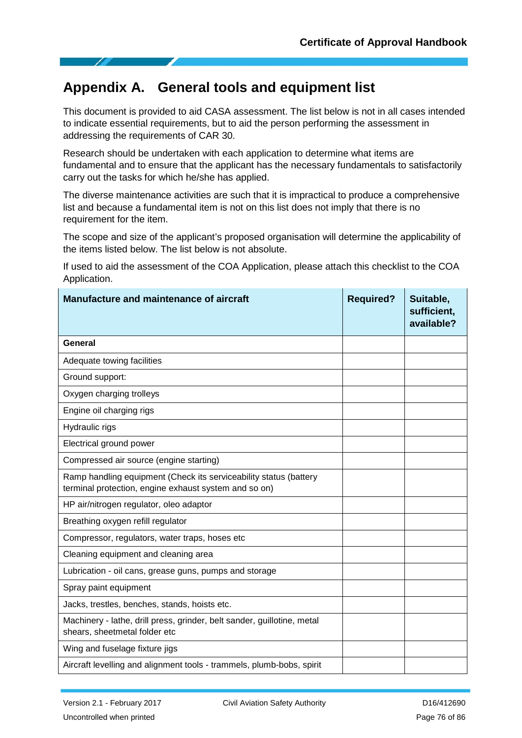# Appendix A. General tools and equipment list

This document is provided to aid CASA assessment. The list below is not in all cases intended to indicate essential requirements, but to aid the person performing the assessment in addressing the requirements of CAR 30.

Research should be undertaken with each application to determine what items are fundamental and to ensure that the applicant has the necessary fundamentals to satisfactorily carry out the tasks for which he/she has applied.

The diverse maintenance activities are such that it is impractical to produce a comprehensive list and because a fundamental item is not on this list does not imply that there is no requirement for the item.

The scope and size of the applicant's proposed organisation will determine the applicability of the items listed below. The list below is not absolute.

If used to aid the assessment of the COA Application, please attach this checklist to the COA Application.

| Manufacture and maintenance of aircraft | Required? | Suitable, sufficient, available? |
|---|---|---|
| **General** | | |
| Adequate towing facilities | | |
| Ground support: | | |
| Oxygen charging trolleys | | |
| Engine oil charging rigs | | |
| Hydraulic rigs | | |
| Electrical ground power | | |
| Compressed air source (engine starting) | | |
| Ramp handling equipment (Check its serviceability status (battery terminal protection, engine exhaust system and so on) | | |
| HP air/nitrogen regulator, oleo adaptor | | |
| Breathing oxygen refill regulator | | |
| Compressor, regulators, water traps, hoses etc | | |
| Cleaning equipment and cleaning area | | |
| Lubrication - oil cans, grease guns, pumps and storage | | |
| Spray paint equipment | | |
| Jacks, trestles, benches, stands, hoists etc. | | |
| Machinery - lathe, drill press, grinder, belt sander, guillotine, metal shears, sheetmetal folder etc | | |
| Wing and fuselage fixture jigs | | |
| Aircraft levelling and alignment tools - trammels, plumb-bobs, spirit | | |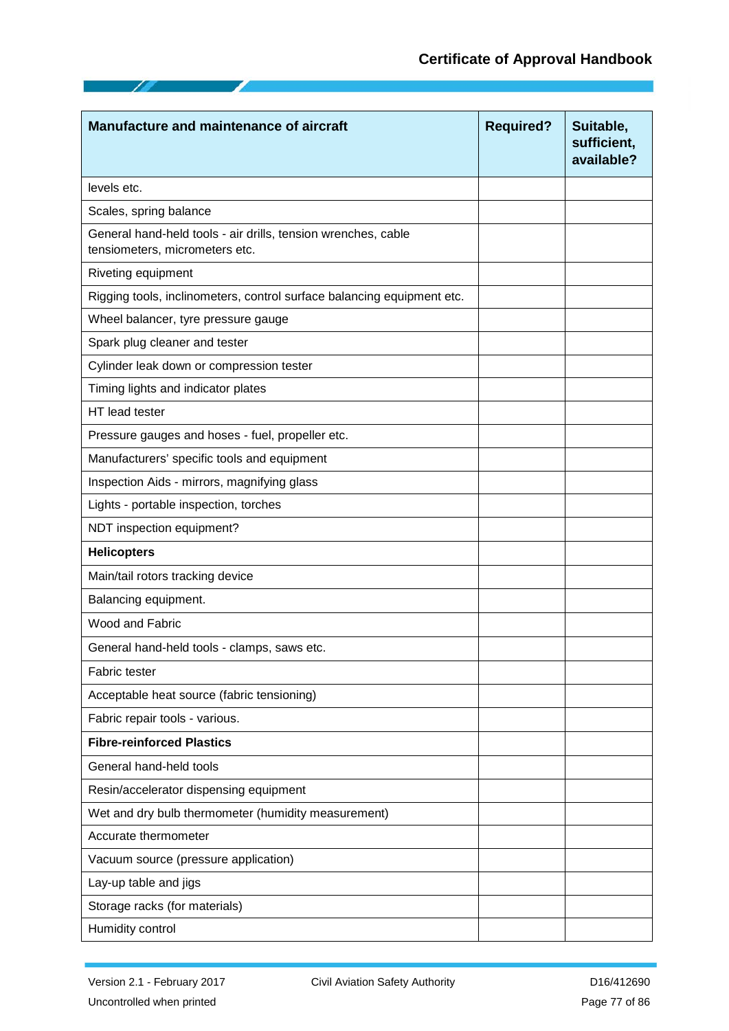| **Manufacture and maintenance of aircraft** | **Required?** | **Suitable, sufficient, available?** |
|---|---|---|
| levels etc. | | |
| Scales, spring balance | | |
| General hand-held tools - air drills, tension wrenches, cable tensiometers, micrometers etc. | | |
| Riveting equipment | | |
| Rigging tools, inclinometers, control surface balancing equipment etc. | | |
| Wheel balancer, tyre pressure gauge | | |
| Spark plug cleaner and tester | | |
| Cylinder leak down or compression tester | | |
| Timing lights and indicator plates | | |
| HT lead tester | | |
| Pressure gauges and hoses - fuel, propeller etc. | | |
| Manufacturers' specific tools and equipment | | |
| Inspection Aids - mirrors, magnifying glass | | |
| Lights - portable inspection, torches | | |
| NDT inspection equipment? | | |
| **Helicopters** | | |
| Main/tail rotors tracking device | | |
| Balancing equipment. | | |
| Wood and Fabric | | |
| General hand-held tools - clamps, saws etc. | | |
| Fabric tester | | |
| Acceptable heat source (fabric tensioning) | | |
| Fabric repair tools - various. | | |
| **Fibre-reinforced Plastics** | | |
| General hand-held tools | | |
| Resin/accelerator dispensing equipment | | |
| Wet and dry bulb thermometer (humidity measurement) | | |
| Accurate thermometer | | |
| Vacuum source (pressure application) | | |
| Lay-up table and jigs | | |
| Storage racks (for materials) | | |
| Humidity control | | |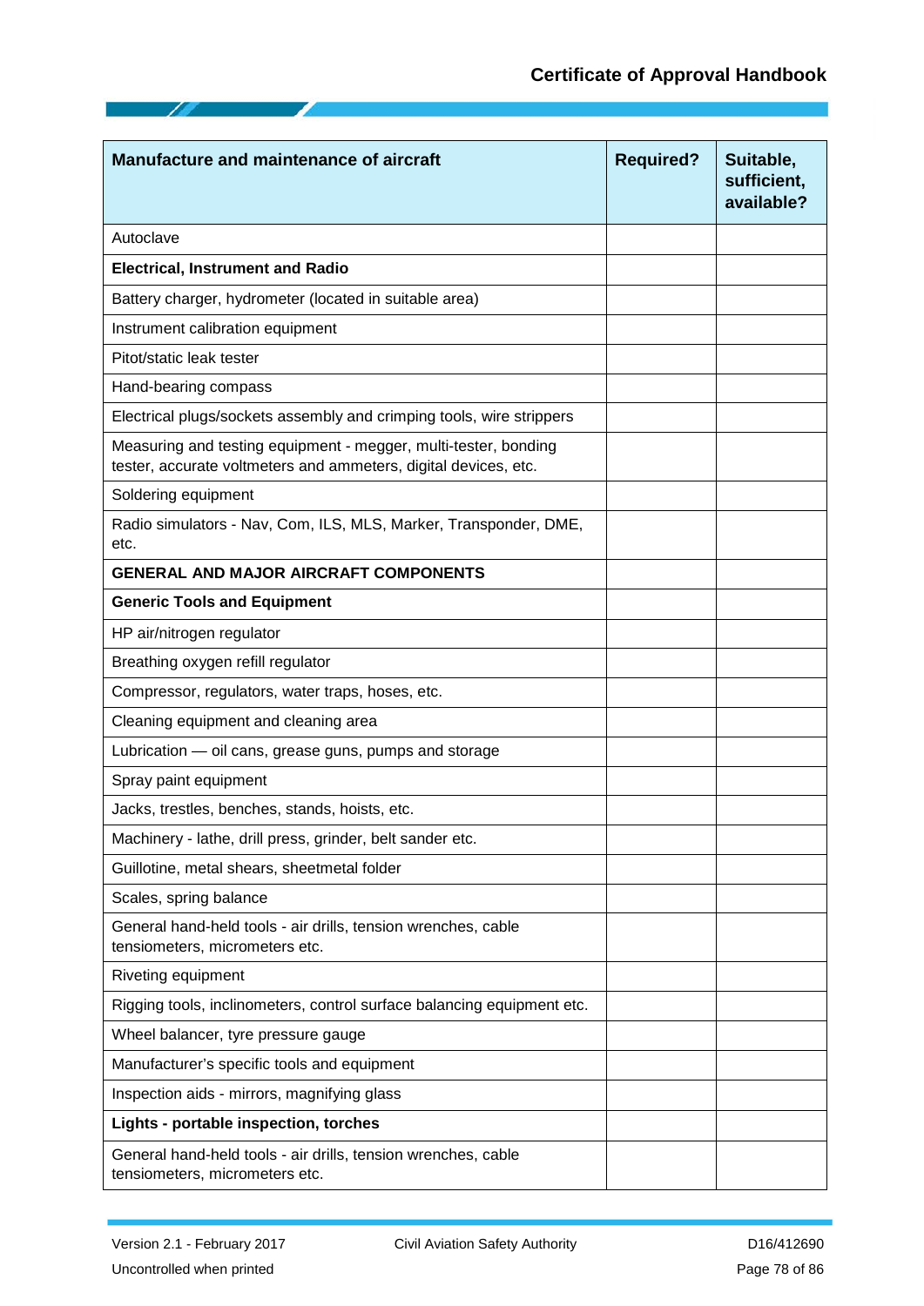| **Manufacture and maintenance of aircraft** | **Required?** | **Suitable, sufficient, available?** |
|---|---|---|
| Autoclave | | |
| **Electrical, Instrument and Radio** | | |
| Battery charger, hydrometer (located in suitable area) | | |
| Instrument calibration equipment | | |
| Pitot/static leak tester | | |
| Hand-bearing compass | | |
| Electrical plugs/sockets assembly and crimping tools, wire strippers | | |
| Measuring and testing equipment - megger, multi-tester, bonding tester, accurate voltmeters and ammeters, digital devices, etc. | | |
| Soldering equipment | | |
| Radio simulators - Nav, Com, ILS, MLS, Marker, Transponder, DME, etc. | | |
| **GENERAL AND MAJOR AIRCRAFT COMPONENTS** | | |
| **Generic Tools and Equipment** | | |
| HP air/nitrogen regulator | | |
| Breathing oxygen refill regulator | | |
| Compressor, regulators, water traps, hoses, etc. | | |
| Cleaning equipment and cleaning area | | |
| Lubrication — oil cans, grease guns, pumps and storage | | |
| Spray paint equipment | | |
| Jacks, trestles, benches, stands, hoists, etc. | | |
| Machinery - lathe, drill press, grinder, belt sander etc. | | |
| Guillotine, metal shears, sheetmetal folder | | |
| Scales, spring balance | | |
| General hand-held tools - air drills, tension wrenches, cable tensiometers, micrometers etc. | | |
| Riveting equipment | | |
| Rigging tools, inclinometers, control surface balancing equipment etc. | | |
| Wheel balancer, tyre pressure gauge | | |
| Manufacturer's specific tools and equipment | | |
| Inspection aids - mirrors, magnifying glass | | |
| **Lights - portable inspection, torches** | | |
| General hand-held tools - air drills, tension wrenches, cable tensiometers, micrometers etc. | | |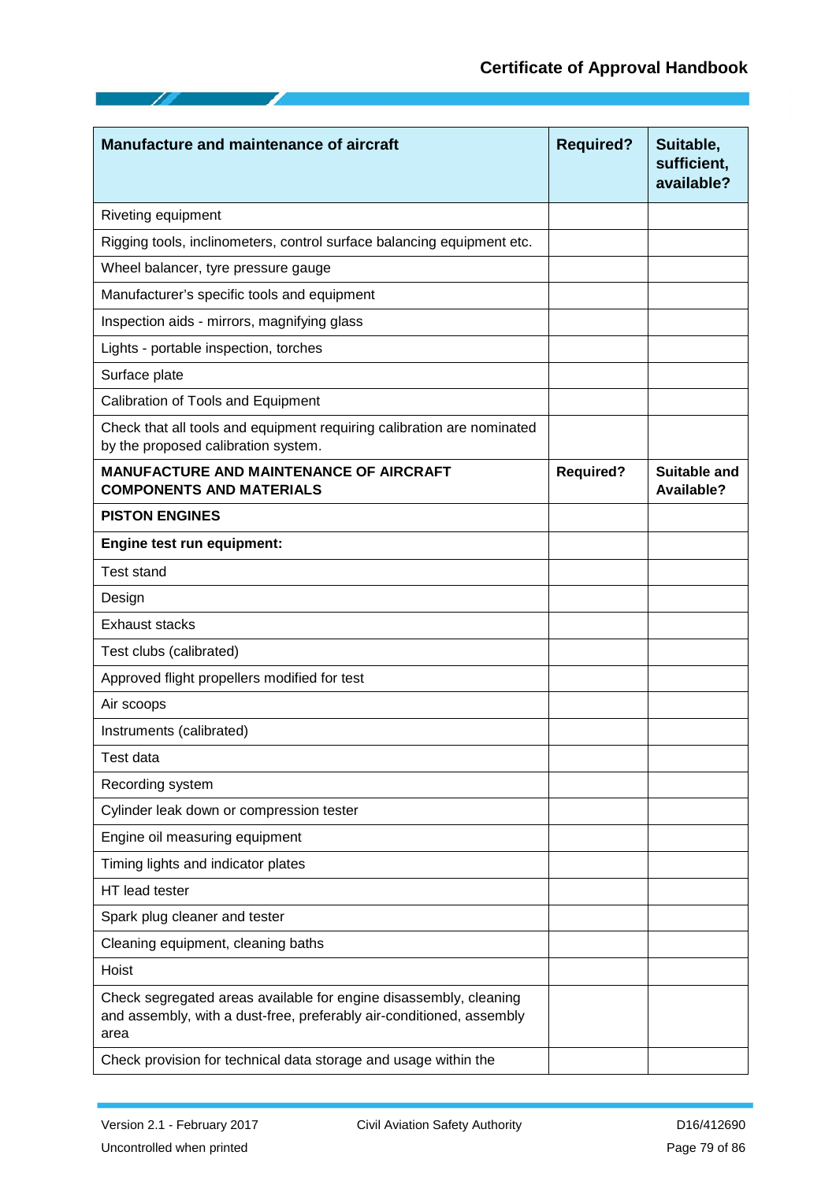| Manufacture and maintenance of aircraft | Required? | Suitable, sufficient, available? |
|---|---|---|
| Riveting equipment | | |
| Rigging tools, inclinometers, control surface balancing equipment etc. | | |
| Wheel balancer, tyre pressure gauge | | |
| Manufacturer's specific tools and equipment | | |
| Inspection aids - mirrors, magnifying glass | | |
| Lights - portable inspection, torches | | |
| Surface plate | | |
| Calibration of Tools and Equipment | | |
| Check that all tools and equipment requiring calibration are nominated by the proposed calibration system. | | |
| **MANUFACTURE AND MAINTENANCE OF AIRCRAFT COMPONENTS AND MATERIALS** | **Required?** | **Suitable and Available?** |
| **PISTON ENGINES** | | |
| **Engine test run equipment:** | | |
| Test stand | | |
| Design | | |
| Exhaust stacks | | |
| Test clubs (calibrated) | | |
| Approved flight propellers modified for test | | |
| Air scoops | | |
| Instruments (calibrated) | | |
| Test data | | |
| Recording system | | |
| Cylinder leak down or compression tester | | |
| Engine oil measuring equipment | | |
| Timing lights and indicator plates | | |
| HT lead tester | | |
| Spark plug cleaner and tester | | |
| Cleaning equipment, cleaning baths | | |
| Hoist | | |
| Check segregated areas available for engine disassembly, cleaning and assembly, with a dust-free, preferably air-conditioned, assembly area | | |
| Check provision for technical data storage and usage within the | | |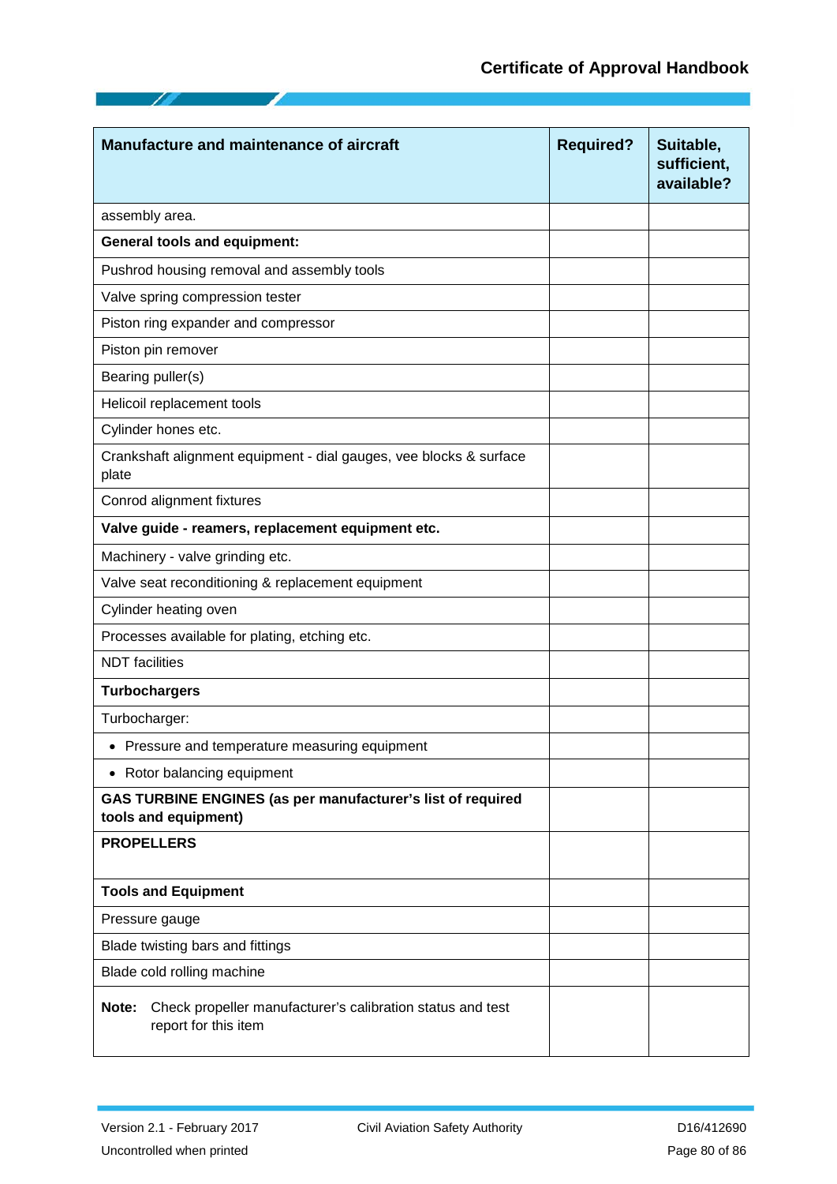| **Manufacture and maintenance of aircraft** | **Required?** | **Suitable, sufficient, available?** |
|---|---|---|
| assembly area. | | |
| **General tools and equipment:** | | |
| Pushrod housing removal and assembly tools | | |
| Valve spring compression tester | | |
| Piston ring expander and compressor | | |
| Piston pin remover | | |
| Bearing puller(s) | | |
| Helicoil replacement tools | | |
| Cylinder hones etc. | | |
| Crankshaft alignment equipment - dial gauges, vee blocks & surface plate | | |
| Conrod alignment fixtures | | |
| **Valve guide - reamers, replacement equipment etc.** | | |
| Machinery - valve grinding etc. | | |
| Valve seat reconditioning & replacement equipment | | |
| Cylinder heating oven | | |
| Processes available for plating, etching etc. | | |
| NDT facilities | | |
| **Turbochargers** | | |
| Turbocharger: | | |
| • Pressure and temperature measuring equipment | | |
| • Rotor balancing equipment | | |
| **GAS TURBINE ENGINES (as per manufacturer's list of required tools and equipment)** | | |
| **PROPELLERS** | | |
| **Tools and Equipment** | | |
| Pressure gauge | | |
| Blade twisting bars and fittings | | |
| Blade cold rolling machine | | |
| **Note:** Check propeller manufacturer's calibration status and test report for this item | | |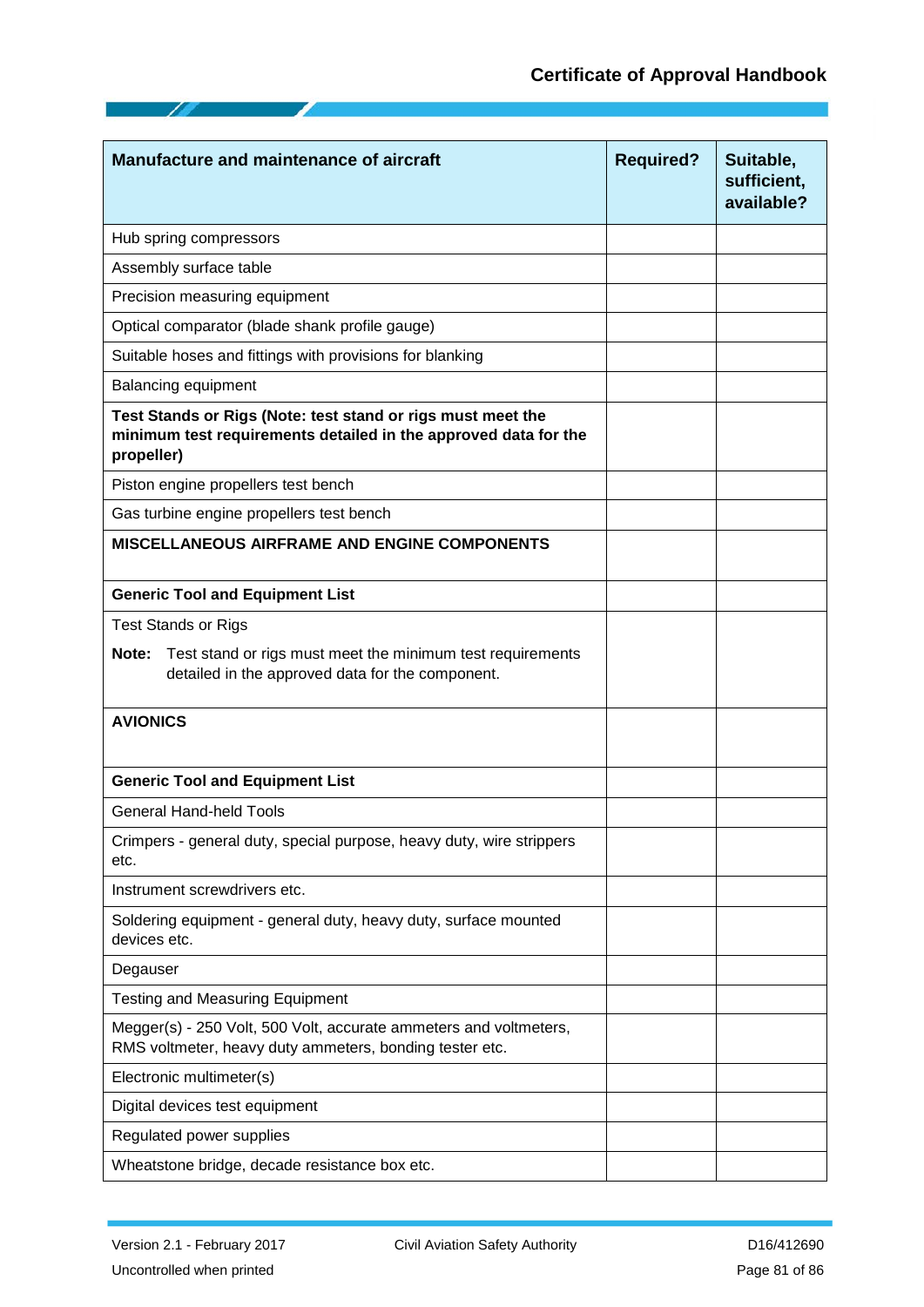| Manufacture and maintenance of aircraft | Required? | Suitable, sufficient, available? |
|---|---|---|
| Hub spring compressors | | |
| Assembly surface table | | |
| Precision measuring equipment | | |
| Optical comparator (blade shank profile gauge) | | |
| Suitable hoses and fittings with provisions for blanking | | |
| Balancing equipment | | |
| **Test Stands or Rigs (Note: test stand or rigs must meet the minimum test requirements detailed in the approved data for the propeller)** | | |
| Piston engine propellers test bench | | |
| Gas turbine engine propellers test bench | | |
| **MISCELLANEOUS AIRFRAME AND ENGINE COMPONENTS** | | |
| **Generic Tool and Equipment List** | | |
| Test Stands or Rigs<br>**Note:** Test stand or rigs must meet the minimum test requirements detailed in the approved data for the component. | | |
| **AVIONICS** | | |
| **Generic Tool and Equipment List** | | |
| General Hand-held Tools | | |
| Crimpers - general duty, special purpose, heavy duty, wire strippers etc. | | |
| Instrument screwdrivers etc. | | |
| Soldering equipment - general duty, heavy duty, surface mounted devices etc. | | |
| Degauser | | |
| Testing and Measuring Equipment | | |
| Megger(s) - 250 Volt, 500 Volt, accurate ammeters and voltmeters, RMS voltmeter, heavy duty ammeters, bonding tester etc. | | |
| Electronic multimeter(s) | | |
| Digital devices test equipment | | |
| Regulated power supplies | | |
| Wheatstone bridge, decade resistance box etc. | | |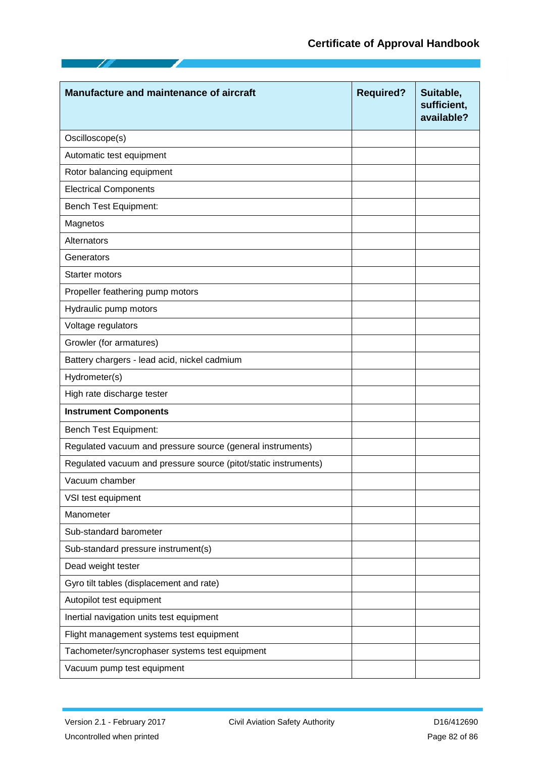| Manufacture and maintenance of aircraft | Required? | Suitable, sufficient, available? |
|---|---|---|
| Oscilloscope(s) | | |
| Automatic test equipment | | |
| Rotor balancing equipment | | |
| Electrical Components | | |
| Bench Test Equipment: | | |
| Magnetos | | |
| Alternators | | |
| Generators | | |
| Starter motors | | |
| Propeller feathering pump motors | | |
| Hydraulic pump motors | | |
| Voltage regulators | | |
| Growler (for armatures) | | |
| Battery chargers - lead acid, nickel cadmium | | |
| Hydrometer(s) | | |
| High rate discharge tester | | |
| **Instrument Components** | | |
| Bench Test Equipment: | | |
| Regulated vacuum and pressure source (general instruments) | | |
| Regulated vacuum and pressure source (pitot/static instruments) | | |
| Vacuum chamber | | |
| VSI test equipment | | |
| Manometer | | |
| Sub-standard barometer | | |
| Sub-standard pressure instrument(s) | | |
| Dead weight tester | | |
| Gyro tilt tables (displacement and rate) | | |
| Autopilot test equipment | | |
| Inertial navigation units test equipment | | |
| Flight management systems test equipment | | |
| Tachometer/syncrophaser systems test equipment | | |
| Vacuum pump test equipment | | |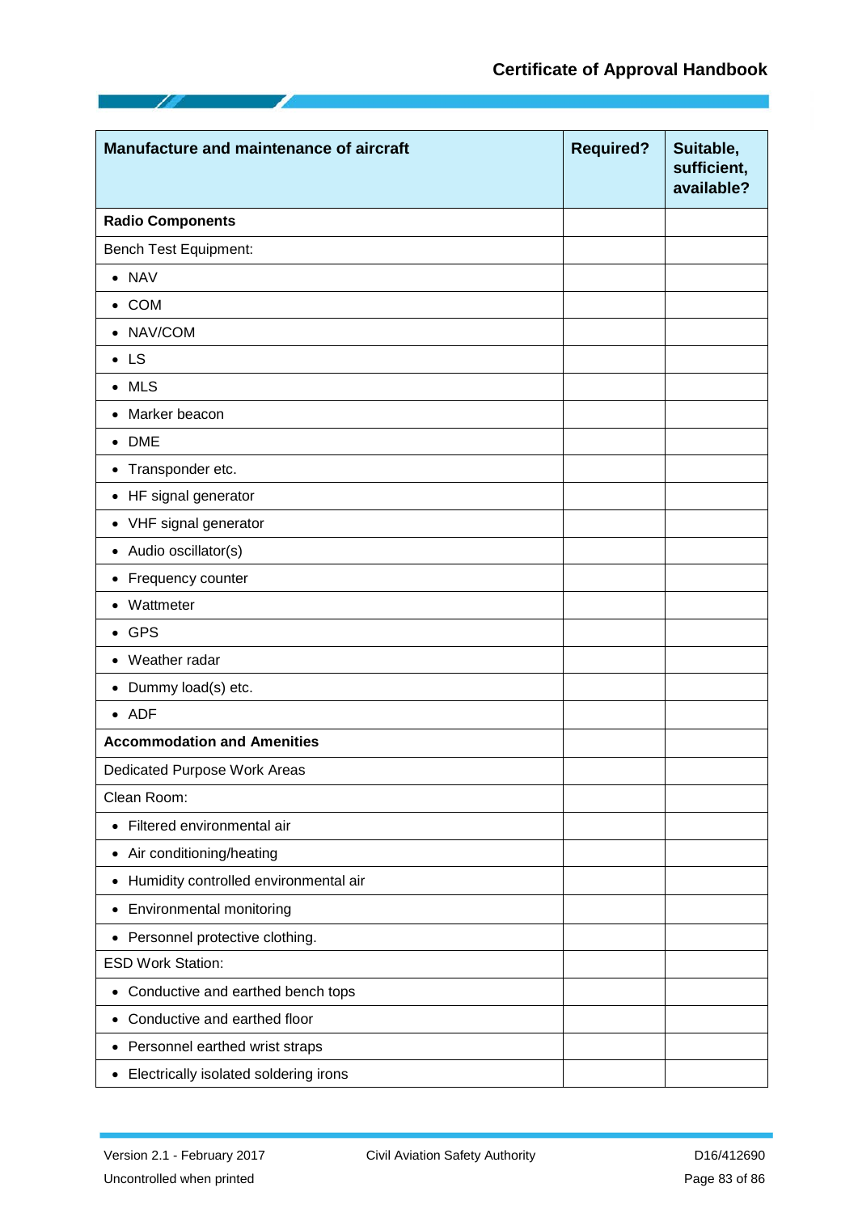| Manufacture and maintenance of aircraft | Required? | Suitable, sufficient, available? |
|---|---|---|
| **Radio Components** | | |
| Bench Test Equipment: | | |
| • NAV | | |
| • COM | | |
| • NAV/COM | | |
| • LS | | |
| • MLS | | |
| • Marker beacon | | |
| • DME | | |
| • Transponder etc. | | |
| • HF signal generator | | |
| • VHF signal generator | | |
| • Audio oscillator(s) | | |
| • Frequency counter | | |
| • Wattmeter | | |
| • GPS | | |
| • Weather radar | | |
| • Dummy load(s) etc. | | |
| • ADF | | |
| **Accommodation and Amenities** | | |
| Dedicated Purpose Work Areas | | |
| Clean Room: | | |
| • Filtered environmental air | | |
| • Air conditioning/heating | | |
| • Humidity controlled environmental air | | |
| • Environmental monitoring | | |
| • Personnel protective clothing. | | |
| ESD Work Station: | | |
| • Conductive and earthed bench tops | | |
| • Conductive and earthed floor | | |
| • Personnel earthed wrist straps | | |
| • Electrically isolated soldering irons | | |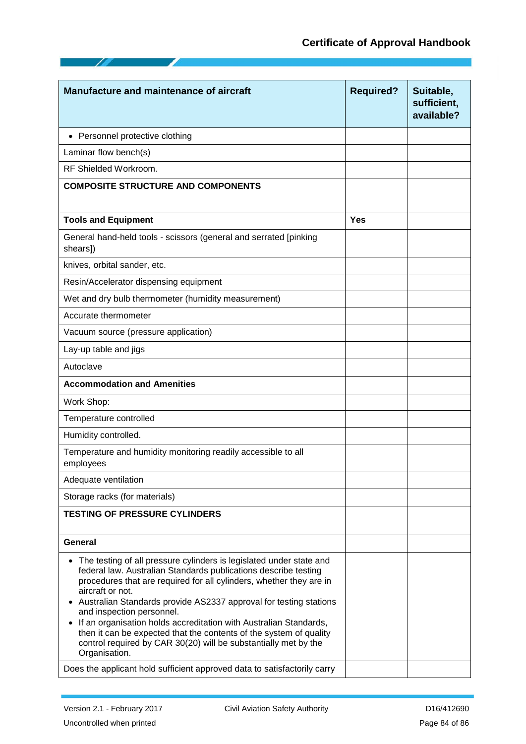| Manufacture and maintenance of aircraft | Required? | Suitable, sufficient, available? |
|---|---|---|
| • Personnel protective clothing | | |
| Laminar flow bench(s) | | |
| RF Shielded Workroom. | | |
| **COMPOSITE STRUCTURE AND COMPONENTS** | | |
| **Tools and Equipment** | **Yes** | |
| General hand-held tools - scissors (general and serrated [pinking shears]) | | |
| knives, orbital sander, etc. | | |
| Resin/Accelerator dispensing equipment | | |
| Wet and dry bulb thermometer (humidity measurement) | | |
| Accurate thermometer | | |
| Vacuum source (pressure application) | | |
| Lay-up table and jigs | | |
| Autoclave | | |
| **Accommodation and Amenities** | | |
| Work Shop: | | |
| Temperature controlled | | |
| Humidity controlled. | | |
| Temperature and humidity monitoring readily accessible to all employees | | |
| Adequate ventilation | | |
| Storage racks (for materials) | | |
| **TESTING OF PRESSURE CYLINDERS** | | |
| **General** | | |
| • The testing of all pressure cylinders is legislated under state and federal law. Australian Standards publications describe testing procedures that are required for all cylinders, whether they are in aircraft or not.<br>• Australian Standards provide AS2337 approval for testing stations and inspection personnel.<br>• If an organisation holds accreditation with Australian Standards, then it can be expected that the contents of the system of quality control required by CAR 30(20) will be substantially met by the Organisation. | | |
| Does the applicant hold sufficient approved data to satisfactorily carry | | |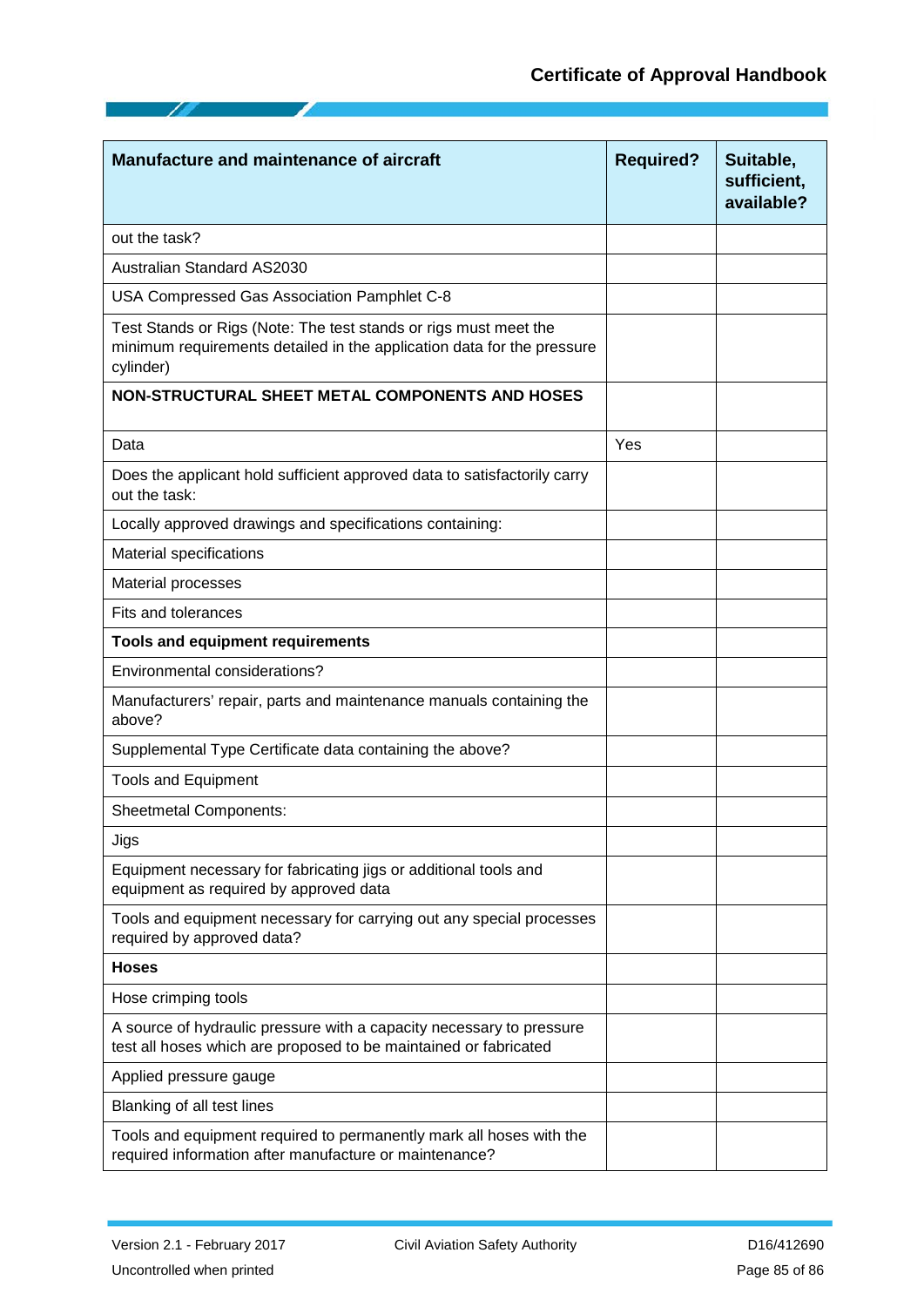| **Manufacture and maintenance of aircraft** | **Required?** | **Suitable, sufficient, available?** |
|---|---|---|
| out the task? | | |
| Australian Standard AS2030 | | |
| USA Compressed Gas Association Pamphlet C-8 | | |
| Test Stands or Rigs (Note: The test stands or rigs must meet the minimum requirements detailed in the application data for the pressure cylinder) | | |
| **NON-STRUCTURAL SHEET METAL COMPONENTS AND HOSES** | | |
| Data | Yes | |
| Does the applicant hold sufficient approved data to satisfactorily carry out the task: | | |
| Locally approved drawings and specifications containing: | | |
| Material specifications | | |
| Material processes | | |
| Fits and tolerances | | |
| **Tools and equipment requirements** | | |
| Environmental considerations? | | |
| Manufacturers' repair, parts and maintenance manuals containing the above? | | |
| Supplemental Type Certificate data containing the above? | | |
| Tools and Equipment | | |
| Sheetmetal Components: | | |
| Jigs | | |
| Equipment necessary for fabricating jigs or additional tools and equipment as required by approved data | | |
| Tools and equipment necessary for carrying out any special processes required by approved data? | | |
| **Hoses** | | |
| Hose crimping tools | | |
| A source of hydraulic pressure with a capacity necessary to pressure test all hoses which are proposed to be maintained or fabricated | | |
| Applied pressure gauge | | |
| Blanking of all test lines | | |
| Tools and equipment required to permanently mark all hoses with the required information after manufacture or maintenance? | | |